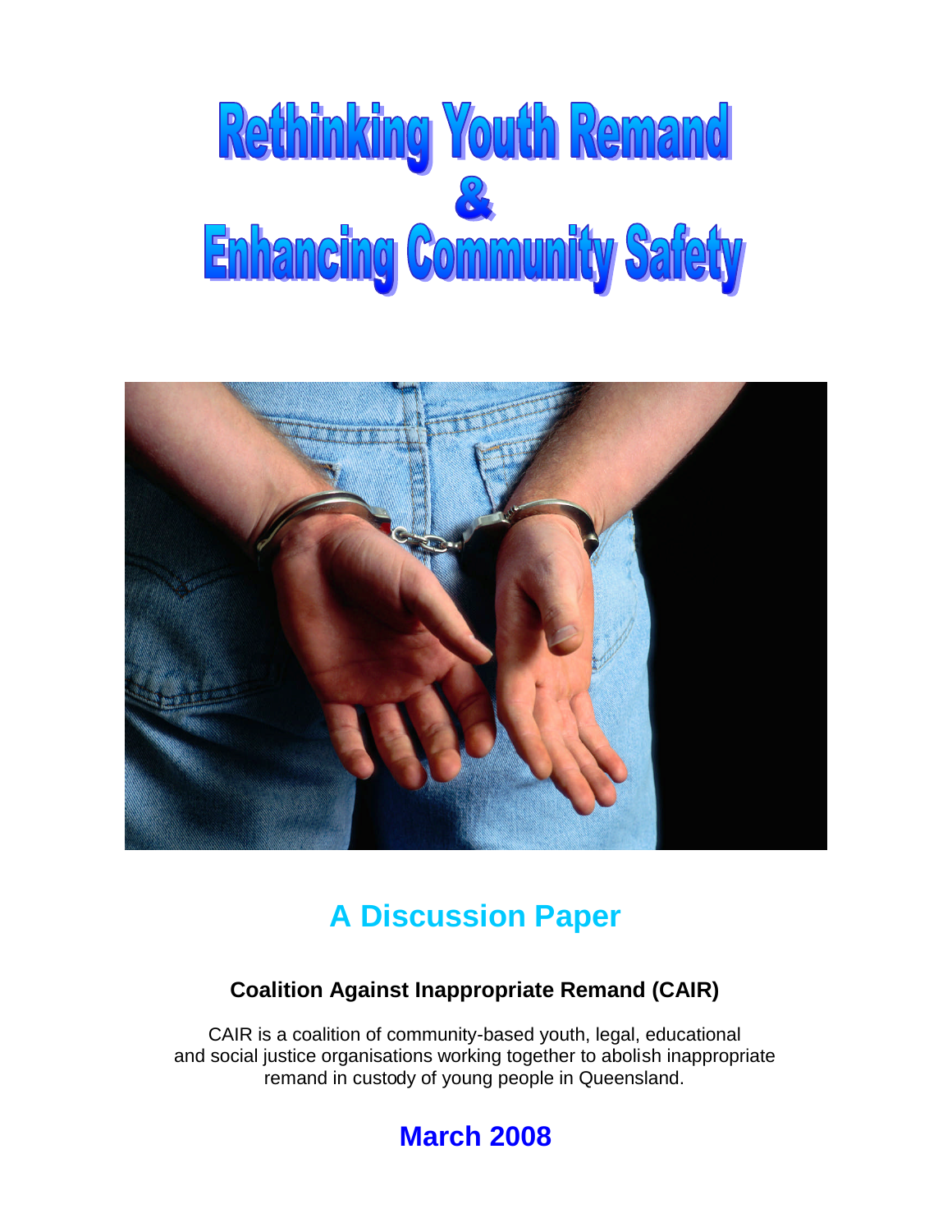# Rethinking Youth Remand & Enhancing Community Safety

## A Discussion Paper

**Coalition Against Inappropriate Remand (CAIR)**

CAIR is a coalition of community-based youth, legal, educational and social justice organisations working together to abolish inappropriate remand in custody of young people in Queensland.

## March 2008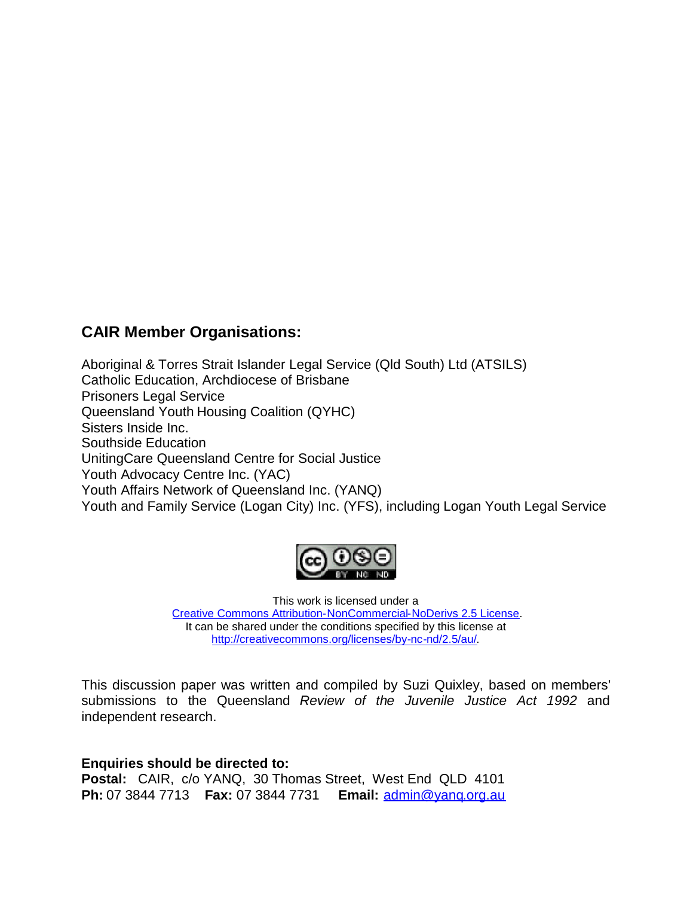### CAIR Member Organisations:

Aboriginal & Torres Strait Islander Legal Service (Qld South) Ltd (ATSILS)
Catholic Education, Archdiocese of Brisbane
Prisoners Legal Service
Queensland Youth Housing Coalition (QYHC)
Sisters Inside Inc.
Southside Education
UnitingCare Queensland Centre for Social Justice
Youth Advocacy Centre Inc. (YAC)
Youth Affairs Network of Queensland Inc. (YANQ)
Youth and Family Service (Logan City) Inc. (YFS), including Logan Youth Legal Service

This work is licensed under a
[Creative Commons Attribution-NonCommercial-NoDerivs 2.5 License](http://creativecommons.org/licenses/by-nc-nd/2.5/au/).
It can be shared under the conditions specified by this license at
http://creativecommons.org/licenses/by-nc-nd/2.5/au/.

This discussion paper was written and compiled by Suzi Quixley, based on members' submissions to the Queensland *Review of the Juvenile Justice Act 1992* and independent research.

**Enquiries should be directed to:**
**Postal:** CAIR, c/o YANQ, 30 Thomas Street, West End QLD 4101
**Ph:** 07 3844 7713 **Fax:** 07 3844 7731 **Email:** admin@yanq.org.au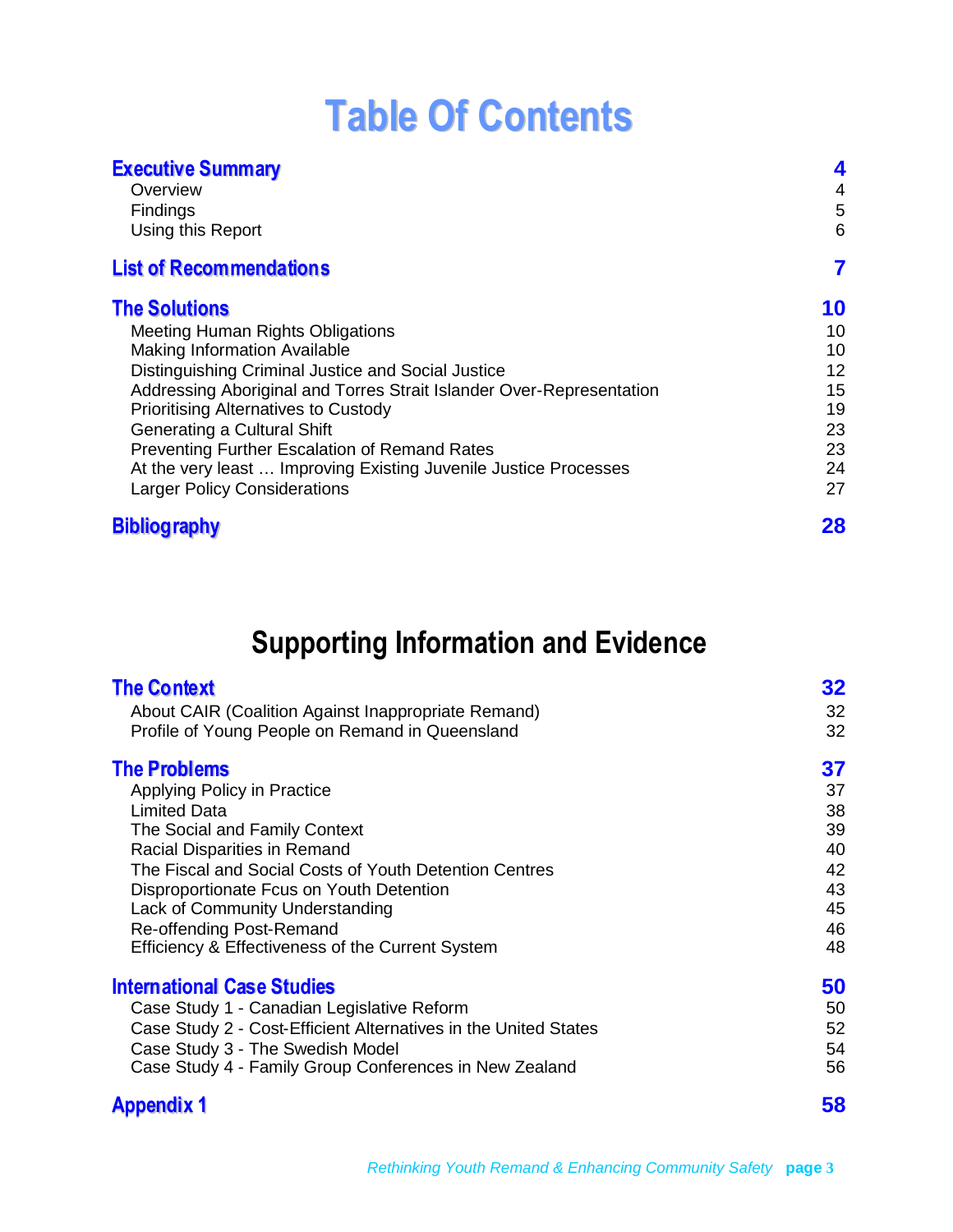# Table Of Contents

| | |
|---|---|
| **Executive Summary** | **4** |
| Overview | 4 |
| Findings | 5 |
| Using this Report | 6 |
| **List of Recommendations** | **7** |
| **The Solutions** | **10** |
| Meeting Human Rights Obligations | 10 |
| Making Information Available | 10 |
| Distinguishing Criminal Justice and Social Justice | 12 |
| Addressing Aboriginal and Torres Strait Islander Over-Representation | 15 |
| Prioritising Alternatives to Custody | 19 |
| Generating a Cultural Shift | 23 |
| Preventing Further Escalation of Remand Rates | 23 |
| At the very least … Improving Existing Juvenile Justice Processes | 24 |
| Larger Policy Considerations | 27 |
| **Bibliography** | **28** |

## Supporting Information and Evidence

| | |
|---|---|
| **The Context** | **32** |
| About CAIR (Coalition Against Inappropriate Remand) | 32 |
| Profile of Young People on Remand in Queensland | 32 |
| **The Problems** | **37** |
| Applying Policy in Practice | 37 |
| Limited Data | 38 |
| The Social and Family Context | 39 |
| Racial Disparities in Remand | 40 |
| The Fiscal and Social Costs of Youth Detention Centres | 42 |
| Disproportionate Fcus on Youth Detention | 43 |
| Lack of Community Understanding | 45 |
| Re-offending Post-Remand | 46 |
| Efficiency & Effectiveness of the Current System | 48 |
| **International Case Studies** | **50** |
| Case Study 1 - Canadian Legislative Reform | 50 |
| Case Study 2 - Cost-Efficient Alternatives in the United States | 52 |
| Case Study 3 - The Swedish Model | 54 |
| Case Study 4 - Family Group Conferences in New Zealand | 56 |
| **Appendix 1** | **58** |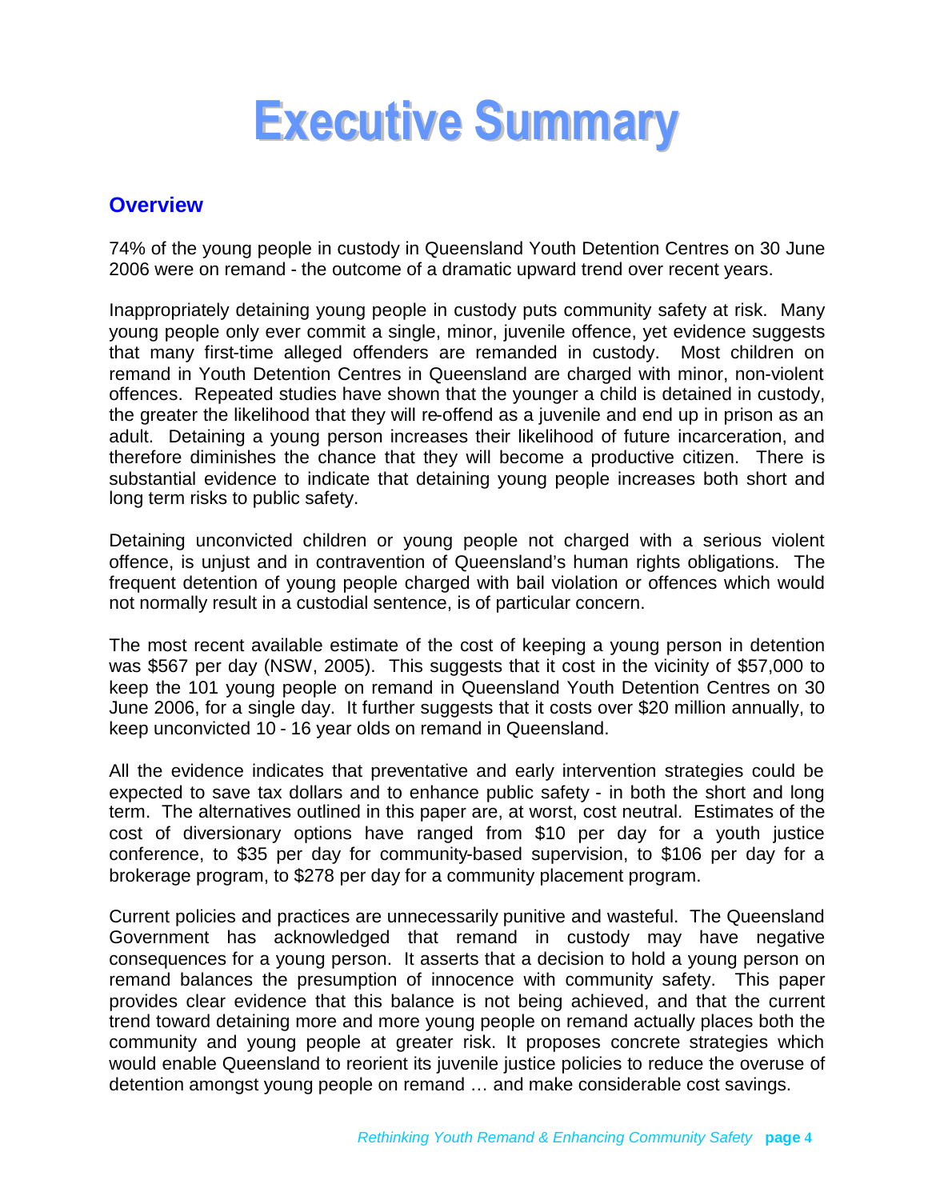# Executive Summary

## Overview

74% of the young people in custody in Queensland Youth Detention Centres on 30 June 2006 were on remand - the outcome of a dramatic upward trend over recent years.

Inappropriately detaining young people in custody puts community safety at risk. Many young people only ever commit a single, minor, juvenile offence, yet evidence suggests that many first-time alleged offenders are remanded in custody. Most children on remand in Youth Detention Centres in Queensland are charged with minor, non-violent offences. Repeated studies have shown that the younger a child is detained in custody, the greater the likelihood that they will re-offend as a juvenile and end up in prison as an adult. Detaining a young person increases their likelihood of future incarceration, and therefore diminishes the chance that they will become a productive citizen. There is substantial evidence to indicate that detaining young people increases both short and long term risks to public safety.

Detaining unconvicted children or young people not charged with a serious violent offence, is unjust and in contravention of Queensland's human rights obligations. The frequent detention of young people charged with bail violation or offences which would not normally result in a custodial sentence, is of particular concern.

The most recent available estimate of the cost of keeping a young person in detention was $567 per day (NSW, 2005). This suggests that it cost in the vicinity of $57,000 to keep the 101 young people on remand in Queensland Youth Detention Centres on 30 June 2006, for a single day. It further suggests that it costs over $20 million annually, to keep unconvicted 10 - 16 year olds on remand in Queensland.

All the evidence indicates that preventative and early intervention strategies could be expected to save tax dollars and to enhance public safety - in both the short and long term. The alternatives outlined in this paper are, at worst, cost neutral. Estimates of the cost of diversionary options have ranged from $10 per day for a youth justice conference, to $35 per day for community-based supervision, to $106 per day for a brokerage program, to $278 per day for a community placement program.

Current policies and practices are unnecessarily punitive and wasteful. The Queensland Government has acknowledged that remand in custody may have negative consequences for a young person. It asserts that a decision to hold a young person on remand balances the presumption of innocence with community safety. This paper provides clear evidence that this balance is not being achieved, and that the current trend toward detaining more and more young people on remand actually places both the community and young people at greater risk. It proposes concrete strategies which would enable Queensland to reorient its juvenile justice policies to reduce the overuse of detention amongst young people on remand … and make considerable cost savings.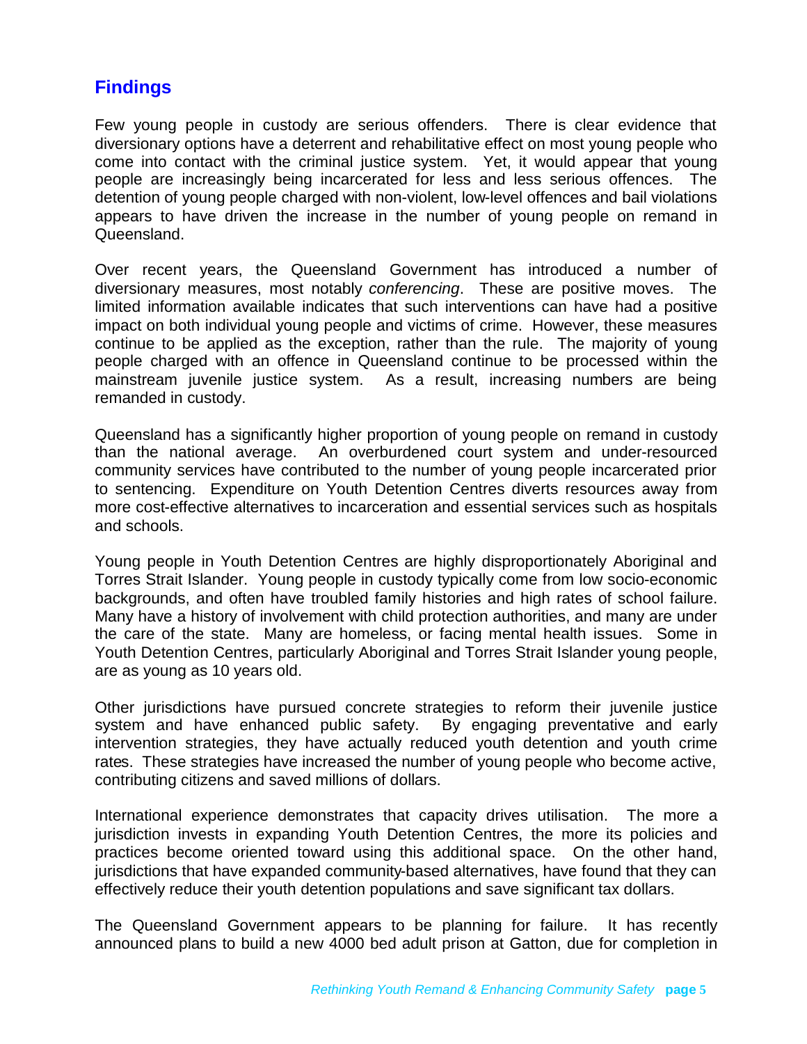## Findings

Few young people in custody are serious offenders. There is clear evidence that diversionary options have a deterrent and rehabilitative effect on most young people who come into contact with the criminal justice system. Yet, it would appear that young people are increasingly being incarcerated for less and less serious offences. The detention of young people charged with non-violent, low-level offences and bail violations appears to have driven the increase in the number of young people on remand in Queensland.

Over recent years, the Queensland Government has introduced a number of diversionary measures, most notably *conferencing*. These are positive moves. The limited information available indicates that such interventions can have had a positive impact on both individual young people and victims of crime. However, these measures continue to be applied as the exception, rather than the rule. The majority of young people charged with an offence in Queensland continue to be processed within the mainstream juvenile justice system. As a result, increasing numbers are being remanded in custody.

Queensland has a significantly higher proportion of young people on remand in custody than the national average. An overburdened court system and under-resourced community services have contributed to the number of young people incarcerated prior to sentencing. Expenditure on Youth Detention Centres diverts resources away from more cost-effective alternatives to incarceration and essential services such as hospitals and schools.

Young people in Youth Detention Centres are highly disproportionately Aboriginal and Torres Strait Islander. Young people in custody typically come from low socio-economic backgrounds, and often have troubled family histories and high rates of school failure. Many have a history of involvement with child protection authorities, and many are under the care of the state. Many are homeless, or facing mental health issues. Some in Youth Detention Centres, particularly Aboriginal and Torres Strait Islander young people, are as young as 10 years old.

Other jurisdictions have pursued concrete strategies to reform their juvenile justice system and have enhanced public safety. By engaging preventative and early intervention strategies, they have actually reduced youth detention and youth crime rates. These strategies have increased the number of young people who become active, contributing citizens and saved millions of dollars.

International experience demonstrates that capacity drives utilisation. The more a jurisdiction invests in expanding Youth Detention Centres, the more its policies and practices become oriented toward using this additional space. On the other hand, jurisdictions that have expanded community-based alternatives, have found that they can effectively reduce their youth detention populations and save significant tax dollars.

The Queensland Government appears to be planning for failure. It has recently announced plans to build a new 4000 bed adult prison at Gatton, due for completion in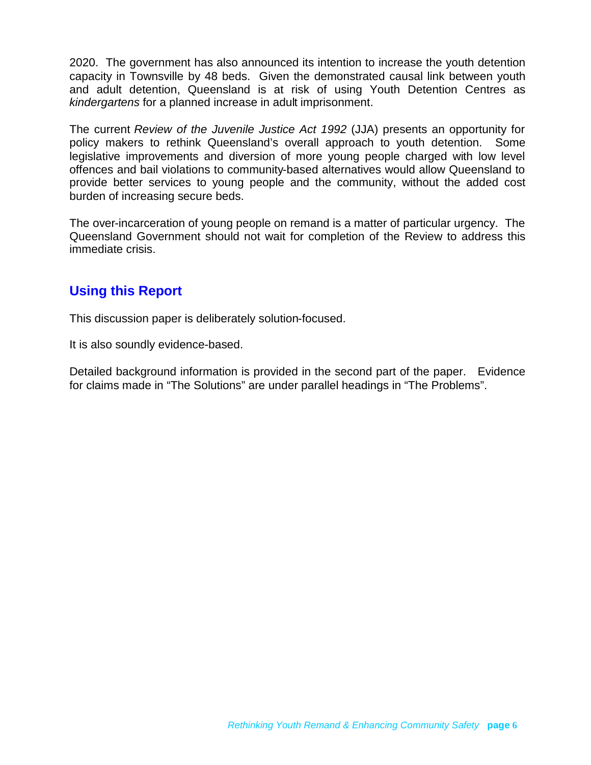2020. The government has also announced its intention to increase the youth detention capacity in Townsville by 48 beds. Given the demonstrated causal link between youth and adult detention, Queensland is at risk of using Youth Detention Centres as *kindergartens* for a planned increase in adult imprisonment.

The current *Review of the Juvenile Justice Act 1992* (JJA) presents an opportunity for policy makers to rethink Queensland's overall approach to youth detention. Some legislative improvements and diversion of more young people charged with low level offences and bail violations to community-based alternatives would allow Queensland to provide better services to young people and the community, without the added cost burden of increasing secure beds.

The over-incarceration of young people on remand is a matter of particular urgency. The Queensland Government should not wait for completion of the Review to address this immediate crisis.

## Using this Report

This discussion paper is deliberately solution-focused.

It is also soundly evidence-based.

Detailed background information is provided in the second part of the paper. Evidence for claims made in "The Solutions" are under parallel headings in "The Problems".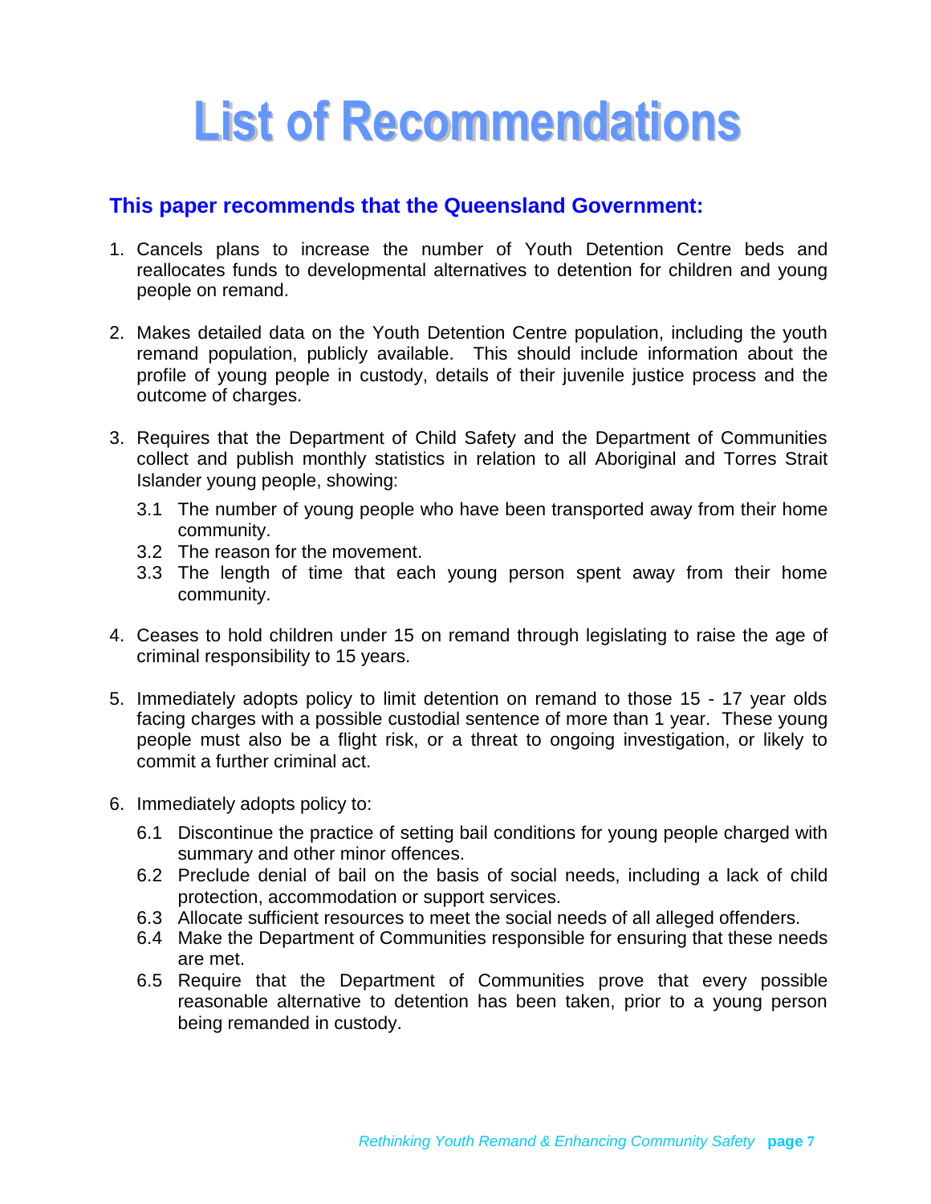# List of Recommendations

## This paper recommends that the Queensland Government:

1. Cancels plans to increase the number of Youth Detention Centre beds and reallocates funds to developmental alternatives to detention for children and young people on remand.

2. Makes detailed data on the Youth Detention Centre population, including the youth remand population, publicly available. This should include information about the profile of young people in custody, details of their juvenile justice process and the outcome of charges.

3. Requires that the Department of Child Safety and the Department of Communities collect and publish monthly statistics in relation to all Aboriginal and Torres Strait Islander young people, showing:

   3.1 The number of young people who have been transported away from their home community.
   3.2 The reason for the movement.
   3.3 The length of time that each young person spent away from their home community.

4. Ceases to hold children under 15 on remand through legislating to raise the age of criminal responsibility to 15 years.

5. Immediately adopts policy to limit detention on remand to those 15 - 17 year olds facing charges with a possible custodial sentence of more than 1 year. These young people must also be a flight risk, or a threat to ongoing investigation, or likely to commit a further criminal act.

6. Immediately adopts policy to:

   6.1 Discontinue the practice of setting bail conditions for young people charged with summary and other minor offences.
   6.2 Preclude denial of bail on the basis of social needs, including a lack of child protection, accommodation or support services.
   6.3 Allocate sufficient resources to meet the social needs of all alleged offenders.
   6.4 Make the Department of Communities responsible for ensuring that these needs are met.
   6.5 Require that the Department of Communities prove that every possible reasonable alternative to detention has been taken, prior to a young person being remanded in custody.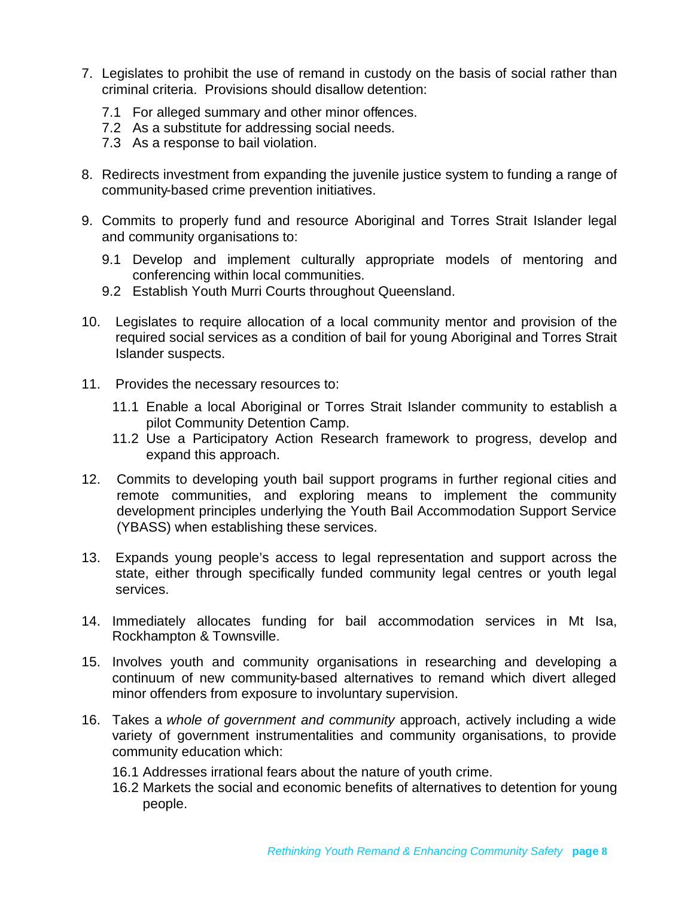7. Legislates to prohibit the use of remand in custody on the basis of social rather than criminal criteria. Provisions should disallow detention:
   - 7.1 For alleged summary and other minor offences.
   - 7.2 As a substitute for addressing social needs.
   - 7.3 As a response to bail violation.

8. Redirects investment from expanding the juvenile justice system to funding a range of community-based crime prevention initiatives.

9. Commits to properly fund and resource Aboriginal and Torres Strait Islander legal and community organisations to:
   - 9.1 Develop and implement culturally appropriate models of mentoring and conferencing within local communities.
   - 9.2 Establish Youth Murri Courts throughout Queensland.

10. Legislates to require allocation of a local community mentor and provision of the required social services as a condition of bail for young Aboriginal and Torres Strait Islander suspects.

11. Provides the necessary resources to:
    - 11.1 Enable a local Aboriginal or Torres Strait Islander community to establish a pilot Community Detention Camp.
    - 11.2 Use a Participatory Action Research framework to progress, develop and expand this approach.

12. Commits to developing youth bail support programs in further regional cities and remote communities, and exploring means to implement the community development principles underlying the Youth Bail Accommodation Support Service (YBASS) when establishing these services.

13. Expands young people's access to legal representation and support across the state, either through specifically funded community legal centres or youth legal services.

14. Immediately allocates funding for bail accommodation services in Mt Isa, Rockhampton & Townsville.

15. Involves youth and community organisations in researching and developing a continuum of new community-based alternatives to remand which divert alleged minor offenders from exposure to involuntary supervision.

16. Takes a *whole of government and community* approach, actively including a wide variety of government instrumentalities and community organisations, to provide community education which:
    - 16.1 Addresses irrational fears about the nature of youth crime.
    - 16.2 Markets the social and economic benefits of alternatives to detention for young people.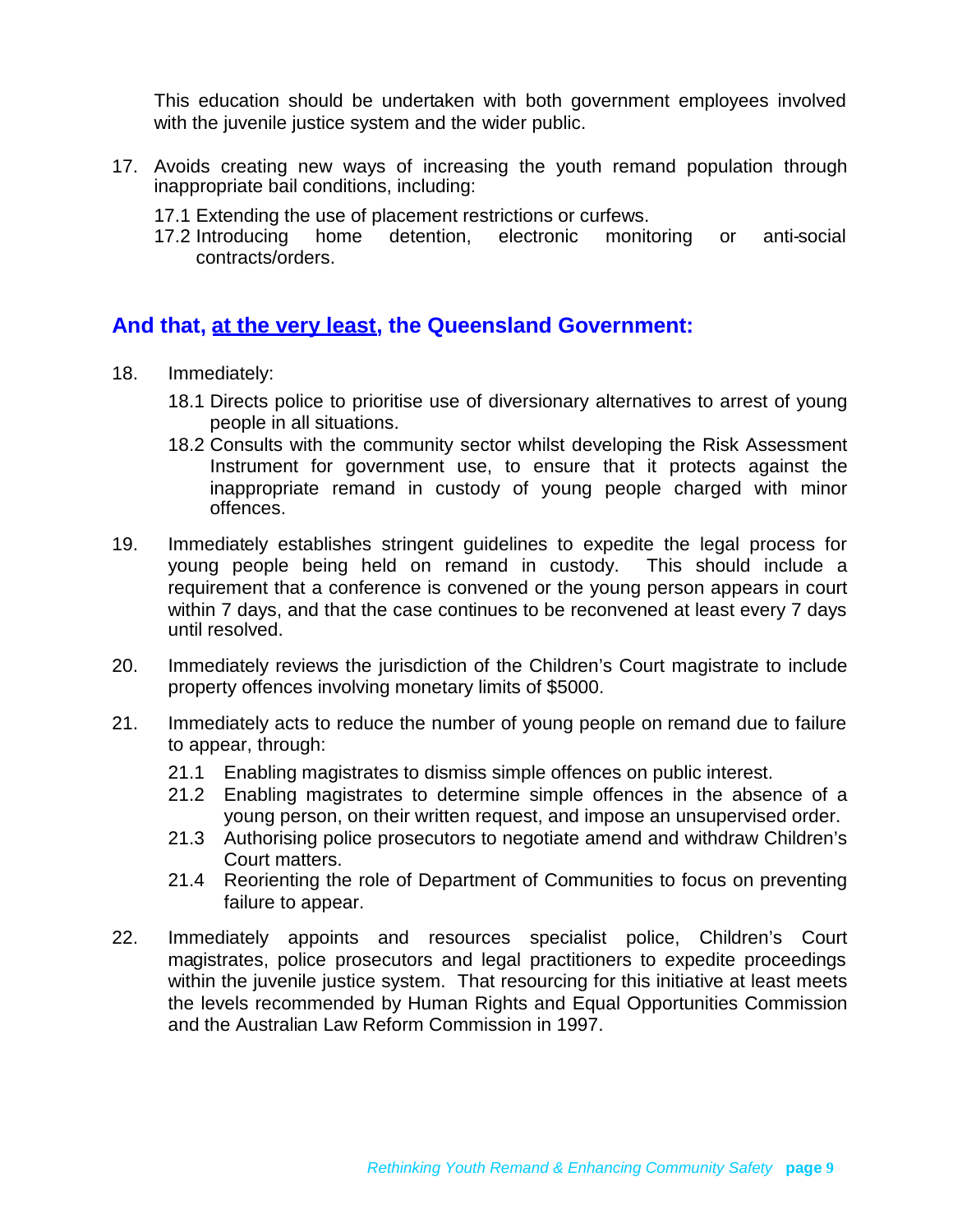This education should be undertaken with both government employees involved with the juvenile justice system and the wider public.

17. Avoids creating new ways of increasing the youth remand population through inappropriate bail conditions, including:

    17.1 Extending the use of placement restrictions or curfews.

    17.2 Introducing home detention, electronic monitoring or anti-social contracts/orders.

## And that, <u>at the very least</u>, the Queensland Government:

18. Immediately:

    18.1 Directs police to prioritise use of diversionary alternatives to arrest of young people in all situations.

    18.2 Consults with the community sector whilst developing the Risk Assessment Instrument for government use, to ensure that it protects against the inappropriate remand in custody of young people charged with minor offences.

19. Immediately establishes stringent guidelines to expedite the legal process for young people being held on remand in custody. This should include a requirement that a conference is convened or the young person appears in court within 7 days, and that the case continues to be reconvened at least every 7 days until resolved.

20. Immediately reviews the jurisdiction of the Children's Court magistrate to include property offences involving monetary limits of $5000.

21. Immediately acts to reduce the number of young people on remand due to failure to appear, through:

    21.1 Enabling magistrates to dismiss simple offences on public interest.

    21.2 Enabling magistrates to determine simple offences in the absence of a young person, on their written request, and impose an unsupervised order.

    21.3 Authorising police prosecutors to negotiate amend and withdraw Children's Court matters.

    21.4 Reorienting the role of Department of Communities to focus on preventing failure to appear.

22. Immediately appoints and resources specialist police, Children's Court magistrates, police prosecutors and legal practitioners to expedite proceedings within the juvenile justice system. That resourcing for this initiative at least meets the levels recommended by Human Rights and Equal Opportunities Commission and the Australian Law Reform Commission in 1997.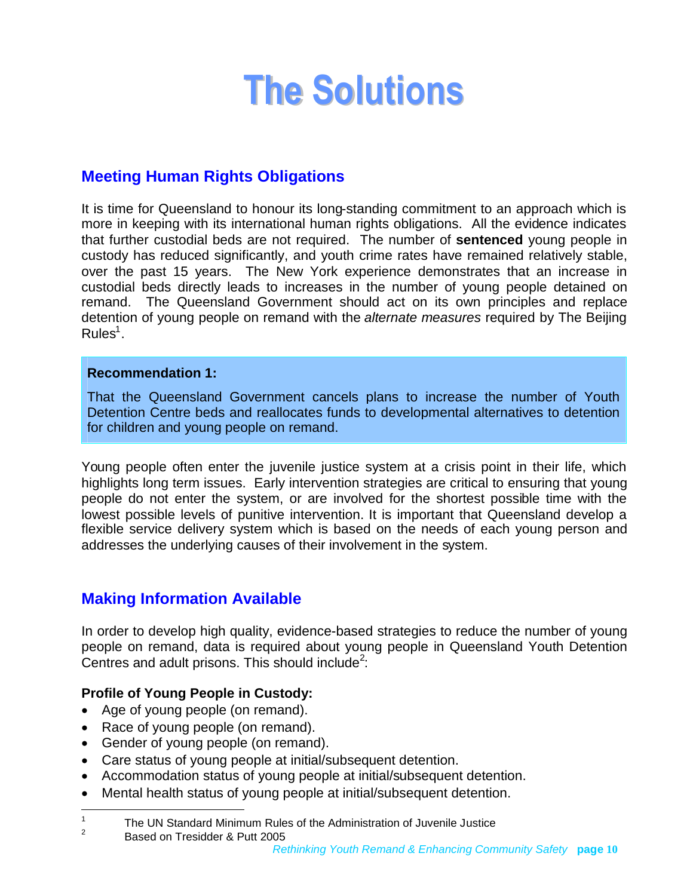# The Solutions

## Meeting Human Rights Obligations

It is time for Queensland to honour its long-standing commitment to an approach which is more in keeping with its international human rights obligations. All the evidence indicates that further custodial beds are not required. The number of **sentenced** young people in custody has reduced significantly, and youth crime rates have remained relatively stable, over the past 15 years. The New York experience demonstrates that an increase in custodial beds directly leads to increases in the number of young people detained on remand. The Queensland Government should act on its own principles and replace detention of young people on remand with the *alternate measures* required by The Beijing Rules[1].

> **Recommendation 1:**
>
> That the Queensland Government cancels plans to increase the number of Youth Detention Centre beds and reallocates funds to developmental alternatives to detention for children and young people on remand.

Young people often enter the juvenile justice system at a crisis point in their life, which highlights long term issues. Early intervention strategies are critical to ensuring that young people do not enter the system, or are involved for the shortest possible time with the lowest possible levels of punitive intervention. It is important that Queensland develop a flexible service delivery system which is based on the needs of each young person and addresses the underlying causes of their involvement in the system.

## Making Information Available

In order to develop high quality, evidence-based strategies to reduce the number of young people on remand, data is required about young people in Queensland Youth Detention Centres and adult prisons. This should include[2]:

**Profile of Young People in Custody:**

- Age of young people (on remand).
- Race of young people (on remand).
- Gender of young people (on remand).
- Care status of young people at initial/subsequent detention.
- Accommodation status of young people at initial/subsequent detention.
- Mental health status of young people at initial/subsequent detention.

---

[1] The UN Standard Minimum Rules of the Administration of Juvenile Justice

[2] Based on Tresidder & Putt 2005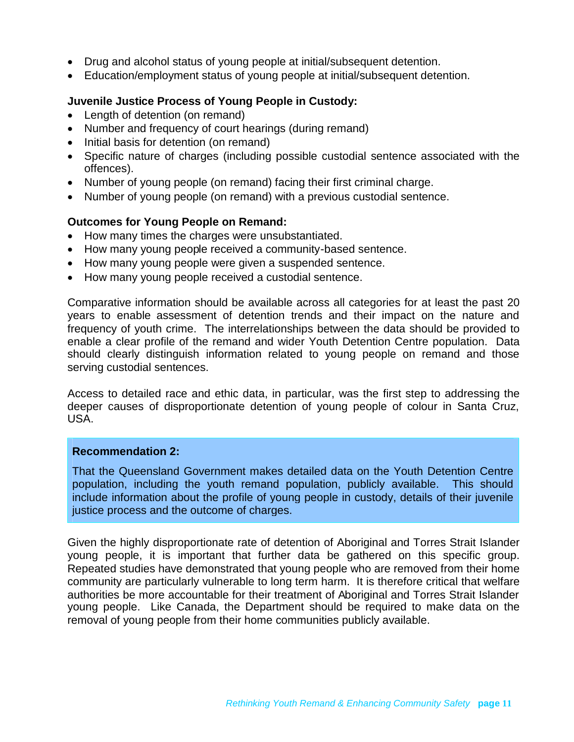- Drug and alcohol status of young people at initial/subsequent detention.
- Education/employment status of young people at initial/subsequent detention.

**Juvenile Justice Process of Young People in Custody:**

- Length of detention (on remand)
- Number and frequency of court hearings (during remand)
- Initial basis for detention (on remand)
- Specific nature of charges (including possible custodial sentence associated with the offences).
- Number of young people (on remand) facing their first criminal charge.
- Number of young people (on remand) with a previous custodial sentence.

**Outcomes for Young People on Remand:**

- How many times the charges were unsubstantiated.
- How many young people received a community-based sentence.
- How many young people were given a suspended sentence.
- How many young people received a custodial sentence.

Comparative information should be available across all categories for at least the past 20 years to enable assessment of detention trends and their impact on the nature and frequency of youth crime. The interrelationships between the data should be provided to enable a clear profile of the remand and wider Youth Detention Centre population. Data should clearly distinguish information related to young people on remand and those serving custodial sentences.

Access to detailed race and ethic data, in particular, was the first step to addressing the deeper causes of disproportionate detention of young people of colour in Santa Cruz, USA.

> **Recommendation 2:**
>
> That the Queensland Government makes detailed data on the Youth Detention Centre population, including the youth remand population, publicly available. This should include information about the profile of young people in custody, details of their juvenile justice process and the outcome of charges.

Given the highly disproportionate rate of detention of Aboriginal and Torres Strait Islander young people, it is important that further data be gathered on this specific group. Repeated studies have demonstrated that young people who are removed from their home community are particularly vulnerable to long term harm. It is therefore critical that welfare authorities be more accountable for their treatment of Aboriginal and Torres Strait Islander young people. Like Canada, the Department should be required to make data on the removal of young people from their home communities publicly available.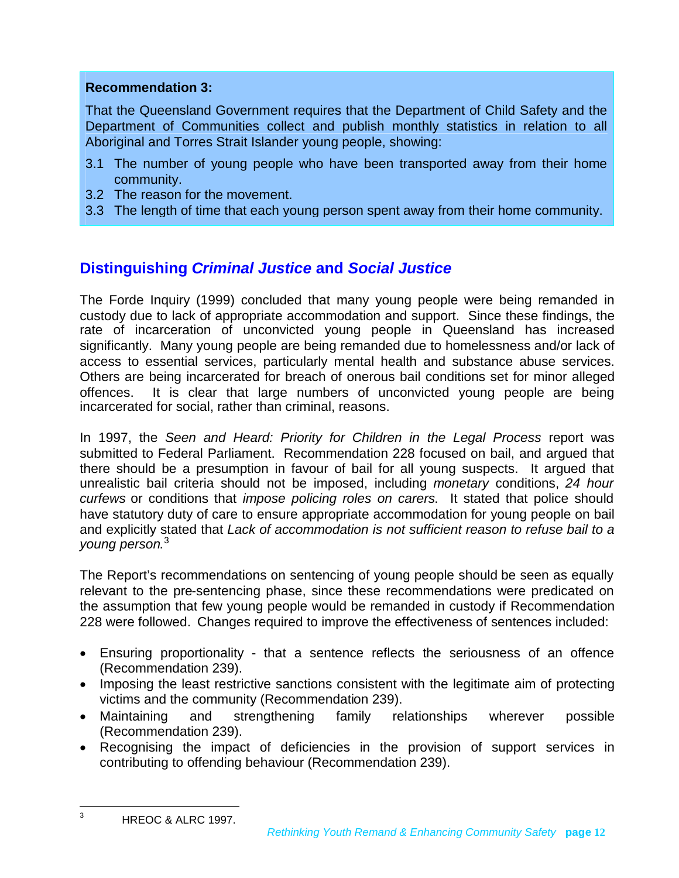**Recommendation 3:**

That the Queensland Government requires that the Department of Child Safety and the Department of Communities collect and publish monthly statistics in relation to all Aboriginal and Torres Strait Islander young people, showing:

3.1 The number of young people who have been transported away from their home community.
3.2 The reason for the movement.
3.3 The length of time that each young person spent away from their home community.

## Distinguishing *Criminal Justice* and *Social Justice*

The Forde Inquiry (1999) concluded that many young people were being remanded in custody due to lack of appropriate accommodation and support. Since these findings, the rate of incarceration of unconvicted young people in Queensland has increased significantly. Many young people are being remanded due to homelessness and/or lack of access to essential services, particularly mental health and substance abuse services. Others are being incarcerated for breach of onerous bail conditions set for minor alleged offences. It is clear that large numbers of unconvicted young people are being incarcerated for social, rather than criminal, reasons.

In 1997, the *Seen and Heard: Priority for Children in the Legal Process* report was submitted to Federal Parliament. Recommendation 228 focused on bail, and argued that there should be a presumption in favour of bail for all young suspects. It argued that unrealistic bail criteria should not be imposed, including *monetary* conditions, *24 hour curfews* or conditions that *impose policing roles on carers*. It stated that police should have statutory duty of care to ensure appropriate accommodation for young people on bail and explicitly stated that *Lack of accommodation is not sufficient reason to refuse bail to a young person.*[3]

The Report's recommendations on sentencing of young people should be seen as equally relevant to the pre-sentencing phase, since these recommendations were predicated on the assumption that few young people would be remanded in custody if Recommendation 228 were followed. Changes required to improve the effectiveness of sentences included:

- Ensuring proportionality - that a sentence reflects the seriousness of an offence (Recommendation 239).
- Imposing the least restrictive sanctions consistent with the legitimate aim of protecting victims and the community (Recommendation 239).
- Maintaining and strengthening family relationships wherever possible (Recommendation 239).
- Recognising the impact of deficiencies in the provision of support services in contributing to offending behaviour (Recommendation 239).

---

[3] HREOC & ALRC 1997.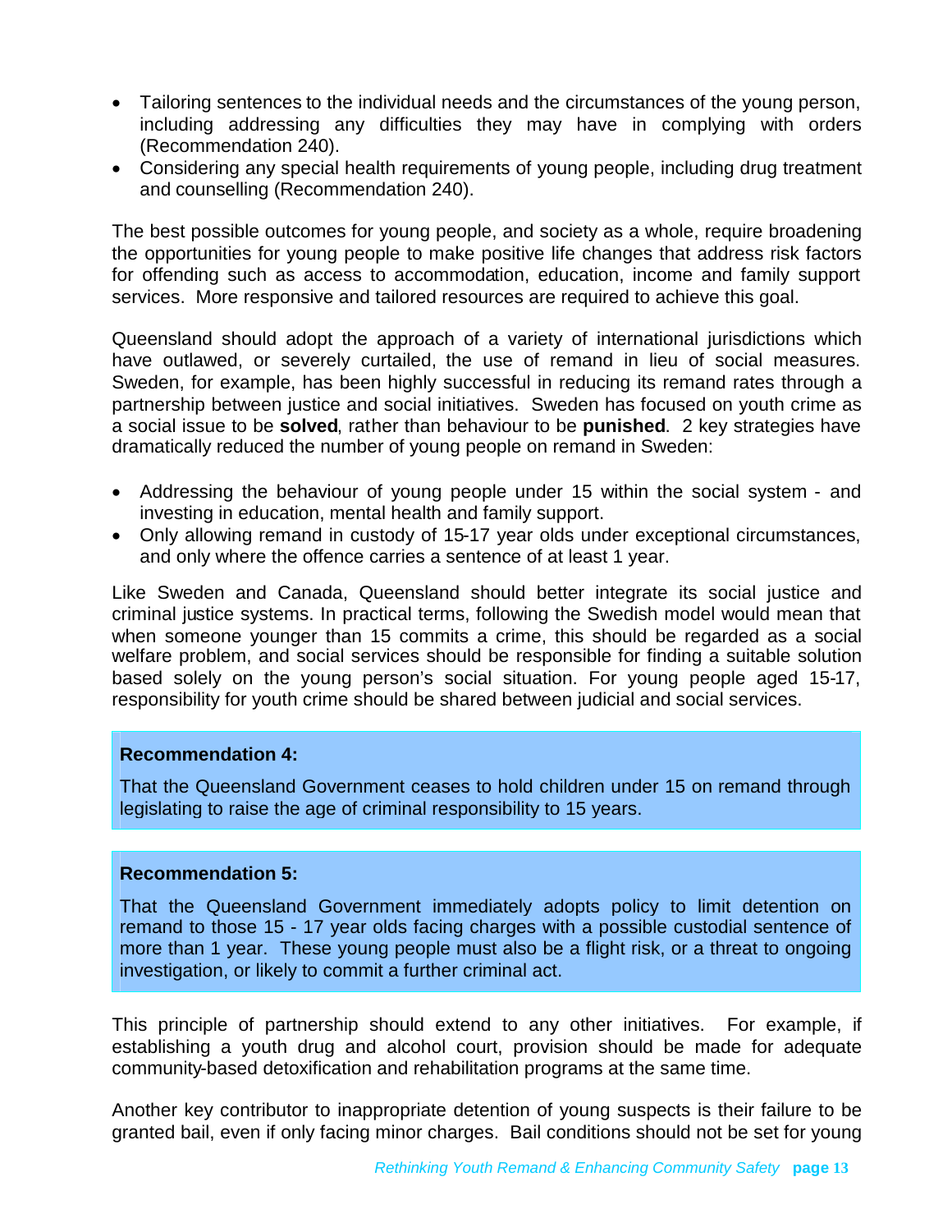- Tailoring sentences to the individual needs and the circumstances of the young person, including addressing any difficulties they may have in complying with orders (Recommendation 240).
- Considering any special health requirements of young people, including drug treatment and counselling (Recommendation 240).

The best possible outcomes for young people, and society as a whole, require broadening the opportunities for young people to make positive life changes that address risk factors for offending such as access to accommodation, education, income and family support services. More responsive and tailored resources are required to achieve this goal.

Queensland should adopt the approach of a variety of international jurisdictions which have outlawed, or severely curtailed, the use of remand in lieu of social measures. Sweden, for example, has been highly successful in reducing its remand rates through a partnership between justice and social initiatives. Sweden has focused on youth crime as a social issue to be **solved**, rather than behaviour to be **punished**. 2 key strategies have dramatically reduced the number of young people on remand in Sweden:

- Addressing the behaviour of young people under 15 within the social system - and investing in education, mental health and family support.
- Only allowing remand in custody of 15-17 year olds under exceptional circumstances, and only where the offence carries a sentence of at least 1 year.

Like Sweden and Canada, Queensland should better integrate its social justice and criminal justice systems. In practical terms, following the Swedish model would mean that when someone younger than 15 commits a crime, this should be regarded as a social welfare problem, and social services should be responsible for finding a suitable solution based solely on the young person's social situation. For young people aged 15-17, responsibility for youth crime should be shared between judicial and social services.

**Recommendation 4:**

That the Queensland Government ceases to hold children under 15 on remand through legislating to raise the age of criminal responsibility to 15 years.

**Recommendation 5:**

That the Queensland Government immediately adopts policy to limit detention on remand to those 15 - 17 year olds facing charges with a possible custodial sentence of more than 1 year. These young people must also be a flight risk, or a threat to ongoing investigation, or likely to commit a further criminal act.

This principle of partnership should extend to any other initiatives. For example, if establishing a youth drug and alcohol court, provision should be made for adequate community-based detoxification and rehabilitation programs at the same time.

Another key contributor to inappropriate detention of young suspects is their failure to be granted bail, even if only facing minor charges. Bail conditions should not be set for young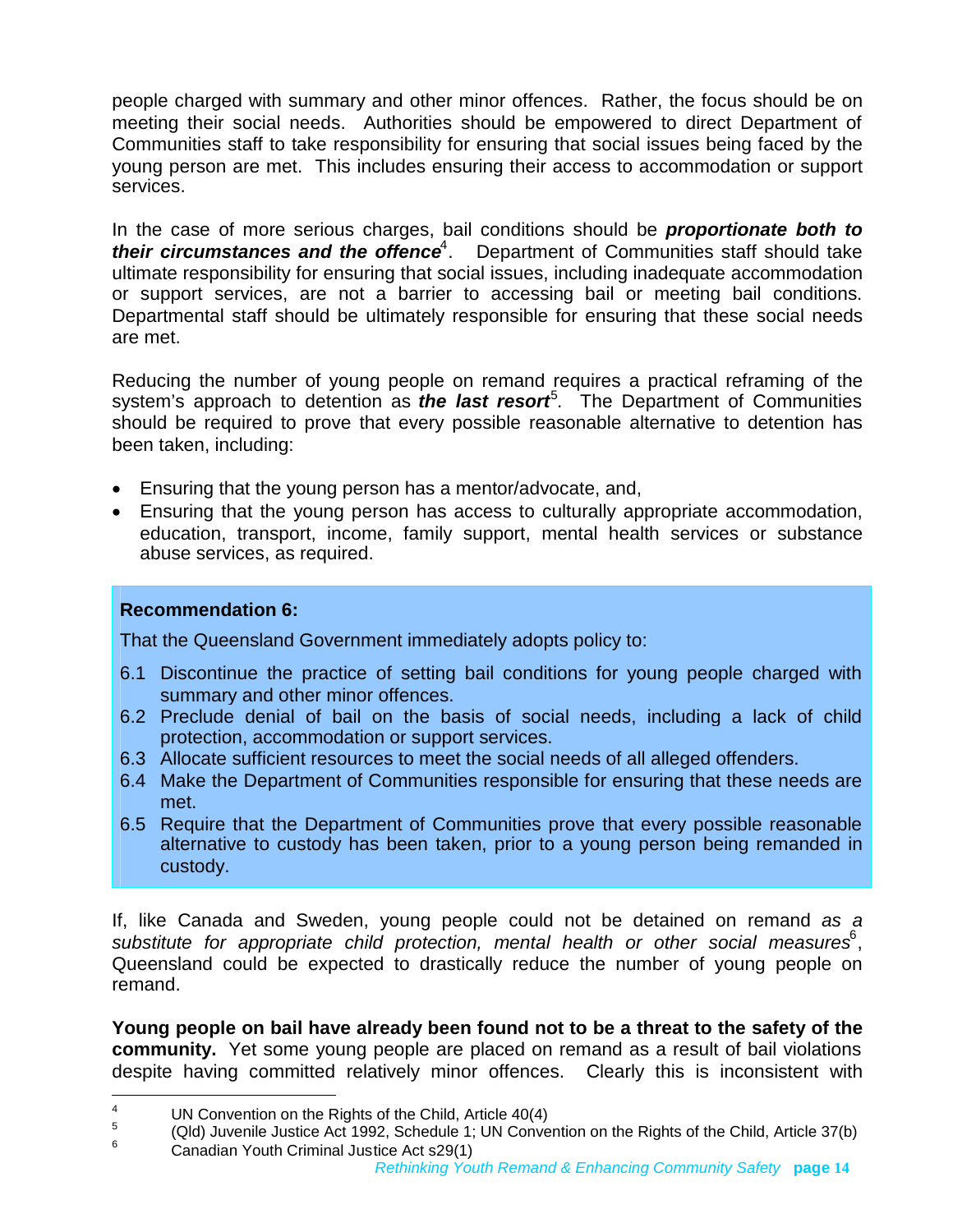people charged with summary and other minor offences. Rather, the focus should be on meeting their social needs. Authorities should be empowered to direct Department of Communities staff to take responsibility for ensuring that social issues being faced by the young person are met. This includes ensuring their access to accommodation or support services.

In the case of more serious charges, bail conditions should be ***proportionate both to their circumstances and the offence***[4]. Department of Communities staff should take ultimate responsibility for ensuring that social issues, including inadequate accommodation or support services, are not a barrier to accessing bail or meeting bail conditions. Departmental staff should be ultimately responsible for ensuring that these social needs are met.

Reducing the number of young people on remand requires a practical reframing of the system's approach to detention as ***the last resort***[5]. The Department of Communities should be required to prove that every possible reasonable alternative to detention has been taken, including:

- Ensuring that the young person has a mentor/advocate, and,
- Ensuring that the young person has access to culturally appropriate accommodation, education, transport, income, family support, mental health services or substance abuse services, as required.

**Recommendation 6:**

That the Queensland Government immediately adopts policy to:

6.1 Discontinue the practice of setting bail conditions for young people charged with summary and other minor offences.
6.2 Preclude denial of bail on the basis of social needs, including a lack of child protection, accommodation or support services.
6.3 Allocate sufficient resources to meet the social needs of all alleged offenders.
6.4 Make the Department of Communities responsible for ensuring that these needs are met.
6.5 Require that the Department of Communities prove that every possible reasonable alternative to custody has been taken, prior to a young person being remanded in custody.

If, like Canada and Sweden, young people could not be detained on remand *as a substitute for appropriate child protection, mental health or other social measures*[6], Queensland could be expected to drastically reduce the number of young people on remand.

**Young people on bail have already been found not to be a threat to the safety of the community.** Yet some young people are placed on remand as a result of bail violations despite having committed relatively minor offences. Clearly this is inconsistent with

---

[4] UN Convention on the Rights of the Child, Article 40(4)

[5] (Qld) Juvenile Justice Act 1992, Schedule 1; UN Convention on the Rights of the Child, Article 37(b)

[6] Canadian Youth Criminal Justice Act s29(1)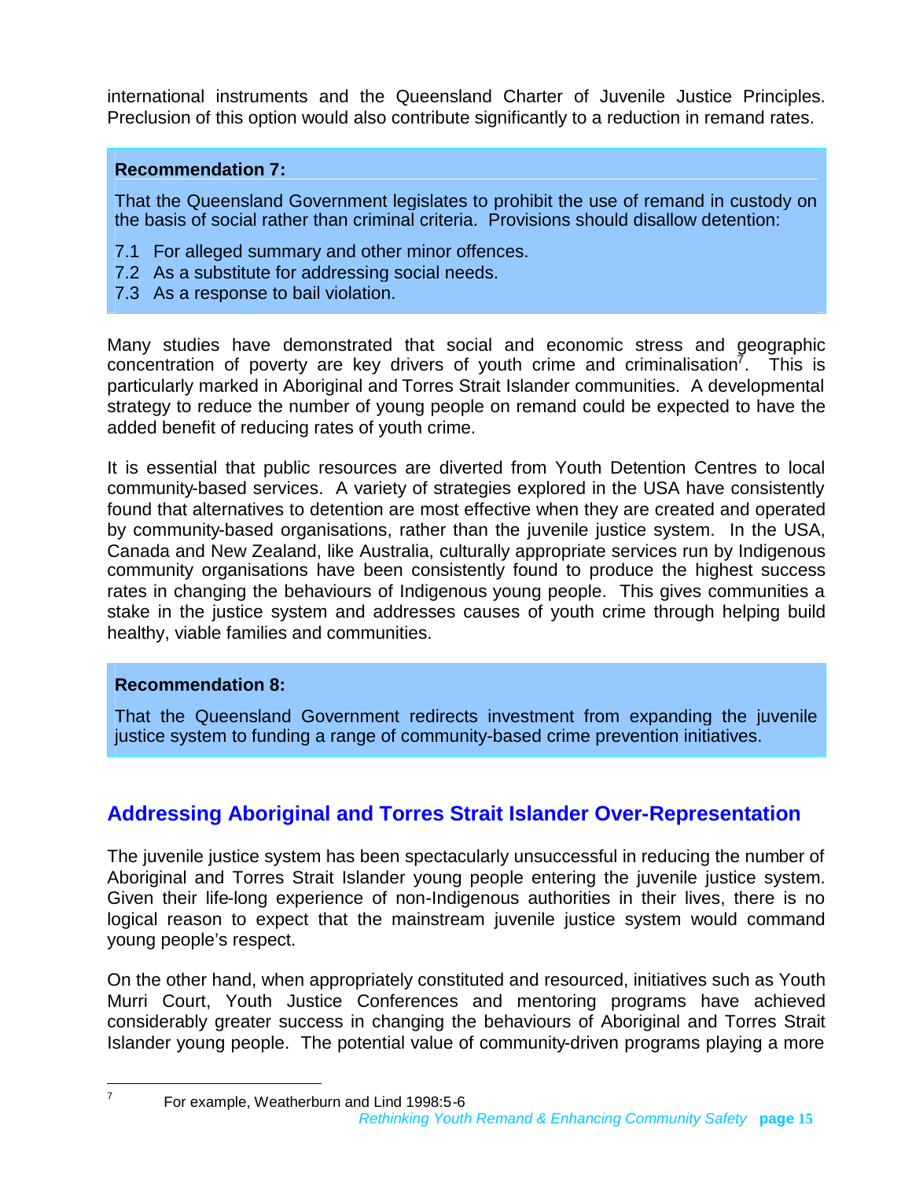international instruments and the Queensland Charter of Juvenile Justice Principles. Preclusion of this option would also contribute significantly to a reduction in remand rates.

**Recommendation 7:**

That the Queensland Government legislates to prohibit the use of remand in custody on the basis of social rather than criminal criteria. Provisions should disallow detention:

7.1 For alleged summary and other minor offences.
7.2 As a substitute for addressing social needs.
7.3 As a response to bail violation.

Many studies have demonstrated that social and economic stress and geographic concentration of poverty are key drivers of youth crime and criminalisation[7]. This is particularly marked in Aboriginal and Torres Strait Islander communities. A developmental strategy to reduce the number of young people on remand could be expected to have the added benefit of reducing rates of youth crime.

It is essential that public resources are diverted from Youth Detention Centres to local community-based services. A variety of strategies explored in the USA have consistently found that alternatives to detention are most effective when they are created and operated by community-based organisations, rather than the juvenile justice system. In the USA, Canada and New Zealand, like Australia, culturally appropriate services run by Indigenous community organisations have been consistently found to produce the highest success rates in changing the behaviours of Indigenous young people. This gives communities a stake in the justice system and addresses causes of youth crime through helping build healthy, viable families and communities.

**Recommendation 8:**

That the Queensland Government redirects investment from expanding the juvenile justice system to funding a range of community-based crime prevention initiatives.

## Addressing Aboriginal and Torres Strait Islander Over-Representation

The juvenile justice system has been spectacularly unsuccessful in reducing the number of Aboriginal and Torres Strait Islander young people entering the juvenile justice system. Given their life-long experience of non-Indigenous authorities in their lives, there is no logical reason to expect that the mainstream juvenile justice system would command young people's respect.

On the other hand, when appropriately constituted and resourced, initiatives such as Youth Murri Court, Youth Justice Conferences and mentoring programs have achieved considerably greater success in changing the behaviours of Aboriginal and Torres Strait Islander young people. The potential value of community-driven programs playing a more

[7] For example, Weatherburn and Lind 1998:5-6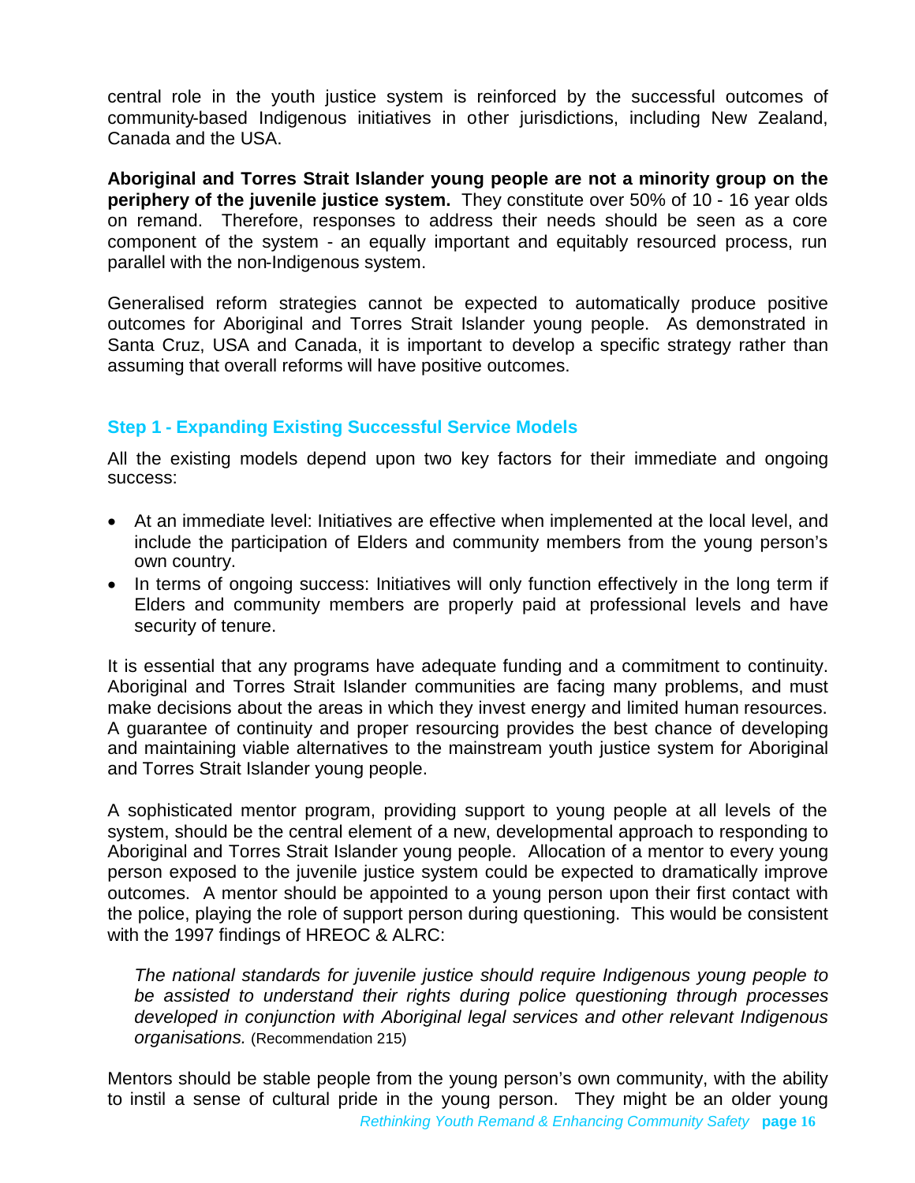central role in the youth justice system is reinforced by the successful outcomes of community-based Indigenous initiatives in other jurisdictions, including New Zealand, Canada and the USA.

**Aboriginal and Torres Strait Islander young people are not a minority group on the periphery of the juvenile justice system.** They constitute over 50% of 10 - 16 year olds on remand. Therefore, responses to address their needs should be seen as a core component of the system - an equally important and equitably resourced process, run parallel with the non-Indigenous system.

Generalised reform strategies cannot be expected to automatically produce positive outcomes for Aboriginal and Torres Strait Islander young people. As demonstrated in Santa Cruz, USA and Canada, it is important to develop a specific strategy rather than assuming that overall reforms will have positive outcomes.

### Step 1 - Expanding Existing Successful Service Models

All the existing models depend upon two key factors for their immediate and ongoing success:

- At an immediate level: Initiatives are effective when implemented at the local level, and include the participation of Elders and community members from the young person's own country.
- In terms of ongoing success: Initiatives will only function effectively in the long term if Elders and community members are properly paid at professional levels and have security of tenure.

It is essential that any programs have adequate funding and a commitment to continuity. Aboriginal and Torres Strait Islander communities are facing many problems, and must make decisions about the areas in which they invest energy and limited human resources. A guarantee of continuity and proper resourcing provides the best chance of developing and maintaining viable alternatives to the mainstream youth justice system for Aboriginal and Torres Strait Islander young people.

A sophisticated mentor program, providing support to young people at all levels of the system, should be the central element of a new, developmental approach to responding to Aboriginal and Torres Strait Islander young people. Allocation of a mentor to every young person exposed to the juvenile justice system could be expected to dramatically improve outcomes. A mentor should be appointed to a young person upon their first contact with the police, playing the role of support person during questioning. This would be consistent with the 1997 findings of HREOC & ALRC:

> *The national standards for juvenile justice should require Indigenous young people to be assisted to understand their rights during police questioning through processes developed in conjunction with Aboriginal legal services and other relevant Indigenous organisations.* (Recommendation 215)

Mentors should be stable people from the young person's own community, with the ability to instil a sense of cultural pride in the young person. They might be an older young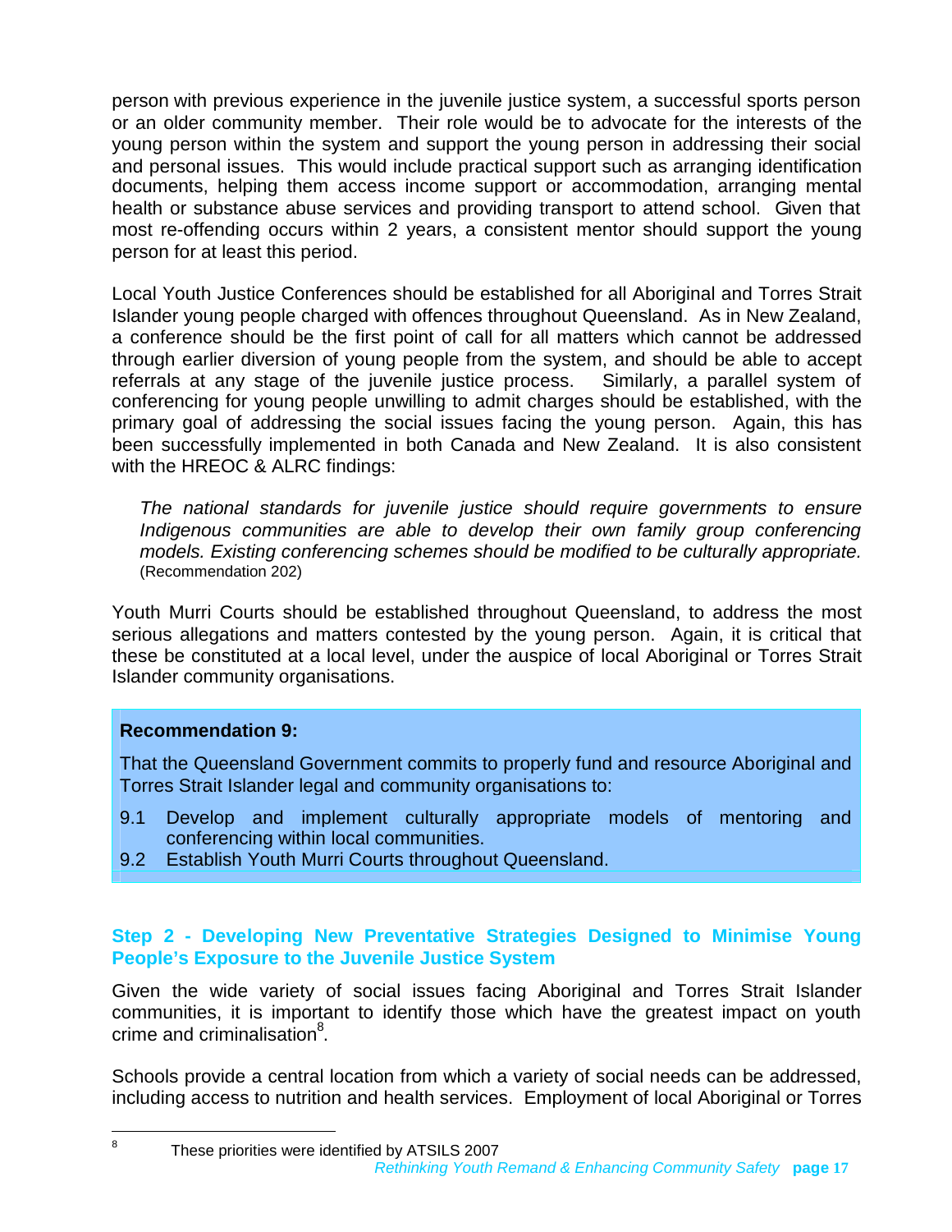person with previous experience in the juvenile justice system, a successful sports person or an older community member. Their role would be to advocate for the interests of the young person within the system and support the young person in addressing their social and personal issues. This would include practical support such as arranging identification documents, helping them access income support or accommodation, arranging mental health or substance abuse services and providing transport to attend school. Given that most re-offending occurs within 2 years, a consistent mentor should support the young person for at least this period.

Local Youth Justice Conferences should be established for all Aboriginal and Torres Strait Islander young people charged with offences throughout Queensland. As in New Zealand, a conference should be the first point of call for all matters which cannot be addressed through earlier diversion of young people from the system, and should be able to accept referrals at any stage of the juvenile justice process. Similarly, a parallel system of conferencing for young people unwilling to admit charges should be established, with the primary goal of addressing the social issues facing the young person. Again, this has been successfully implemented in both Canada and New Zealand. It is also consistent with the HREOC & ALRC findings:

> *The national standards for juvenile justice should require governments to ensure Indigenous communities are able to develop their own family group conferencing models. Existing conferencing schemes should be modified to be culturally appropriate.* (Recommendation 202)

Youth Murri Courts should be established throughout Queensland, to address the most serious allegations and matters contested by the young person. Again, it is critical that these be constituted at a local level, under the auspice of local Aboriginal or Torres Strait Islander community organisations.

**Recommendation 9:**

That the Queensland Government commits to properly fund and resource Aboriginal and Torres Strait Islander legal and community organisations to:

9.1 Develop and implement culturally appropriate models of mentoring and conferencing within local communities.
9.2 Establish Youth Murri Courts throughout Queensland.

### Step 2 - Developing New Preventative Strategies Designed to Minimise Young People's Exposure to the Juvenile Justice System

Given the wide variety of social issues facing Aboriginal and Torres Strait Islander communities, it is important to identify those which have the greatest impact on youth crime and criminalisation[8].

Schools provide a central location from which a variety of social needs can be addressed, including access to nutrition and health services. Employment of local Aboriginal or Torres

[8] These priorities were identified by ATSILS 2007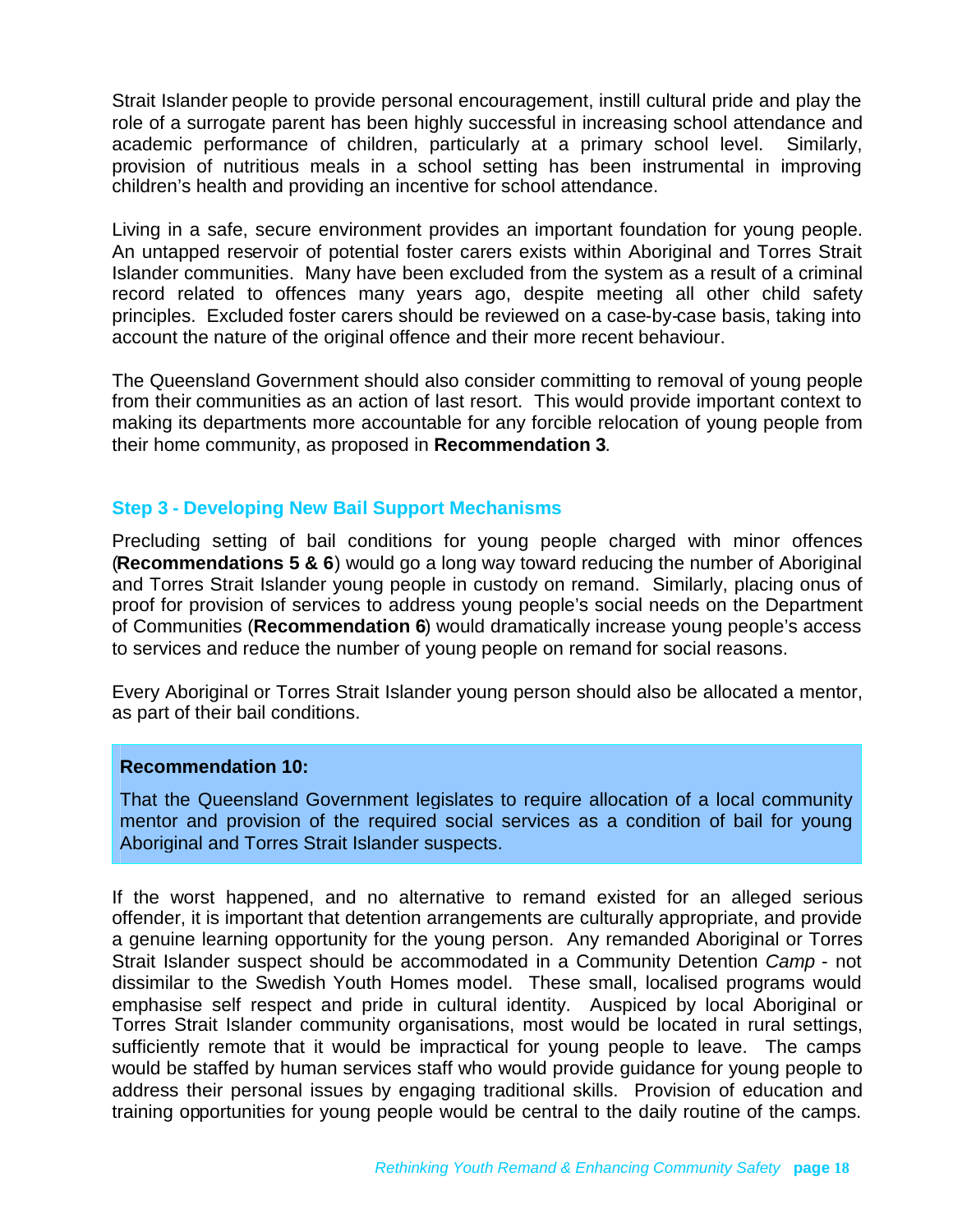Strait Islander people to provide personal encouragement, instill cultural pride and play the role of a surrogate parent has been highly successful in increasing school attendance and academic performance of children, particularly at a primary school level. Similarly, provision of nutritious meals in a school setting has been instrumental in improving children's health and providing an incentive for school attendance.

Living in a safe, secure environment provides an important foundation for young people. An untapped reservoir of potential foster carers exists within Aboriginal and Torres Strait Islander communities. Many have been excluded from the system as a result of a criminal record related to offences many years ago, despite meeting all other child safety principles. Excluded foster carers should be reviewed on a case-by-case basis, taking into account the nature of the original offence and their more recent behaviour.

The Queensland Government should also consider committing to removal of young people from their communities as an action of last resort. This would provide important context to making its departments more accountable for any forcible relocation of young people from their home community, as proposed in **Recommendation 3**.

### Step 3 - Developing New Bail Support Mechanisms

Precluding setting of bail conditions for young people charged with minor offences (**Recommendations 5 & 6**) would go a long way toward reducing the number of Aboriginal and Torres Strait Islander young people in custody on remand. Similarly, placing onus of proof for provision of services to address young people's social needs on the Department of Communities (**Recommendation 6**) would dramatically increase young people's access to services and reduce the number of young people on remand for social reasons.

Every Aboriginal or Torres Strait Islander young person should also be allocated a mentor, as part of their bail conditions.

> **Recommendation 10:**
>
> That the Queensland Government legislates to require allocation of a local community mentor and provision of the required social services as a condition of bail for young Aboriginal and Torres Strait Islander suspects.

If the worst happened, and no alternative to remand existed for an alleged serious offender, it is important that detention arrangements are culturally appropriate, and provide a genuine learning opportunity for the young person. Any remanded Aboriginal or Torres Strait Islander suspect should be accommodated in a Community Detention *Camp* - not dissimilar to the Swedish Youth Homes model. These small, localised programs would emphasise self respect and pride in cultural identity. Auspiced by local Aboriginal or Torres Strait Islander community organisations, most would be located in rural settings, sufficiently remote that it would be impractical for young people to leave. The camps would be staffed by human services staff who would provide guidance for young people to address their personal issues by engaging traditional skills. Provision of education and training opportunities for young people would be central to the daily routine of the camps.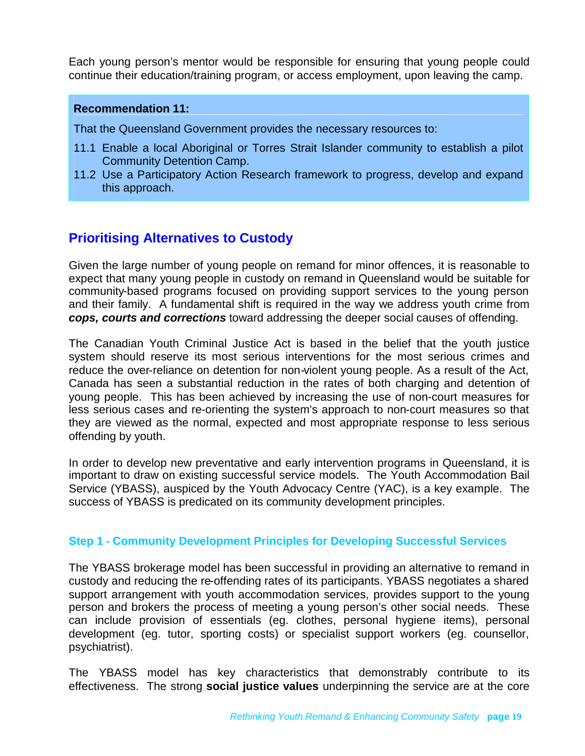Each young person's mentor would be responsible for ensuring that young people could continue their education/training program, or access employment, upon leaving the camp.

> **Recommendation 11:**
>
> That the Queensland Government provides the necessary resources to:
>
> 11.1 Enable a local Aboriginal or Torres Strait Islander community to establish a pilot Community Detention Camp.
>
> 11.2 Use a Participatory Action Research framework to progress, develop and expand this approach.

## Prioritising Alternatives to Custody

Given the large number of young people on remand for minor offences, it is reasonable to expect that many young people in custody on remand in Queensland would be suitable for community-based programs focused on providing support services to the young person and their family. A fundamental shift is required in the way we address youth crime from ***cops, courts and corrections*** toward addressing the deeper social causes of offending.

The Canadian Youth Criminal Justice Act is based in the belief that the youth justice system should reserve its most serious interventions for the most serious crimes and reduce the over-reliance on detention for non-violent young people. As a result of the Act, Canada has seen a substantial reduction in the rates of both charging and detention of young people. This has been achieved by increasing the use of non-court measures for less serious cases and re-orienting the system's approach to non-court measures so that they are viewed as the normal, expected and most appropriate response to less serious offending by youth.

In order to develop new preventative and early intervention programs in Queensland, it is important to draw on existing successful service models. The Youth Accommodation Bail Service (YBASS), auspiced by the Youth Advocacy Centre (YAC), is a key example. The success of YBASS is predicated on its community development principles.

### Step 1 - Community Development Principles for Developing Successful Services

The YBASS brokerage model has been successful in providing an alternative to remand in custody and reducing the re-offending rates of its participants. YBASS negotiates a shared support arrangement with youth accommodation services, provides support to the young person and brokers the process of meeting a young person's other social needs. These can include provision of essentials (eg. clothes, personal hygiene items), personal development (eg. tutor, sporting costs) or specialist support workers (eg. counsellor, psychiatrist).

The YBASS model has key characteristics that demonstrably contribute to its effectiveness. The strong **social justice values** underpinning the service are at the core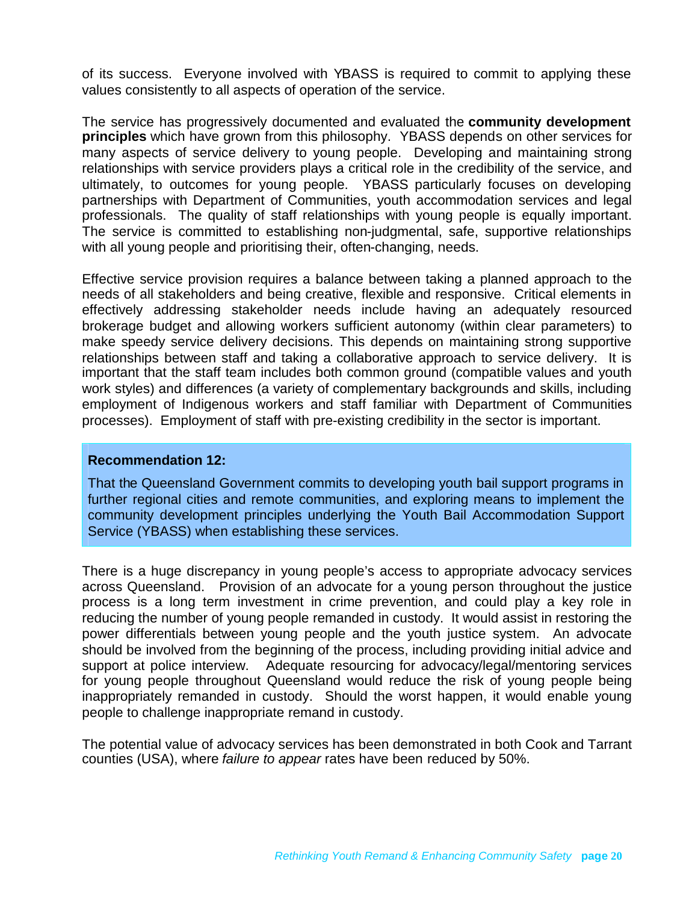of its success. Everyone involved with YBASS is required to commit to applying these values consistently to all aspects of operation of the service.

The service has progressively documented and evaluated the **community development principles** which have grown from this philosophy. YBASS depends on other services for many aspects of service delivery to young people. Developing and maintaining strong relationships with service providers plays a critical role in the credibility of the service, and ultimately, to outcomes for young people. YBASS particularly focuses on developing partnerships with Department of Communities, youth accommodation services and legal professionals. The quality of staff relationships with young people is equally important. The service is committed to establishing non-judgmental, safe, supportive relationships with all young people and prioritising their, often-changing, needs.

Effective service provision requires a balance between taking a planned approach to the needs of all stakeholders and being creative, flexible and responsive. Critical elements in effectively addressing stakeholder needs include having an adequately resourced brokerage budget and allowing workers sufficient autonomy (within clear parameters) to make speedy service delivery decisions. This depends on maintaining strong supportive relationships between staff and taking a collaborative approach to service delivery. It is important that the staff team includes both common ground (compatible values and youth work styles) and differences (a variety of complementary backgrounds and skills, including employment of Indigenous workers and staff familiar with Department of Communities processes). Employment of staff with pre-existing credibility in the sector is important.

**Recommendation 12:**

That the Queensland Government commits to developing youth bail support programs in further regional cities and remote communities, and exploring means to implement the community development principles underlying the Youth Bail Accommodation Support Service (YBASS) when establishing these services.

There is a huge discrepancy in young people's access to appropriate advocacy services across Queensland. Provision of an advocate for a young person throughout the justice process is a long term investment in crime prevention, and could play a key role in reducing the number of young people remanded in custody. It would assist in restoring the power differentials between young people and the youth justice system. An advocate should be involved from the beginning of the process, including providing initial advice and support at police interview. Adequate resourcing for advocacy/legal/mentoring services for young people throughout Queensland would reduce the risk of young people being inappropriately remanded in custody. Should the worst happen, it would enable young people to challenge inappropriate remand in custody.

The potential value of advocacy services has been demonstrated in both Cook and Tarrant counties (USA), where *failure to appear* rates have been reduced by 50%.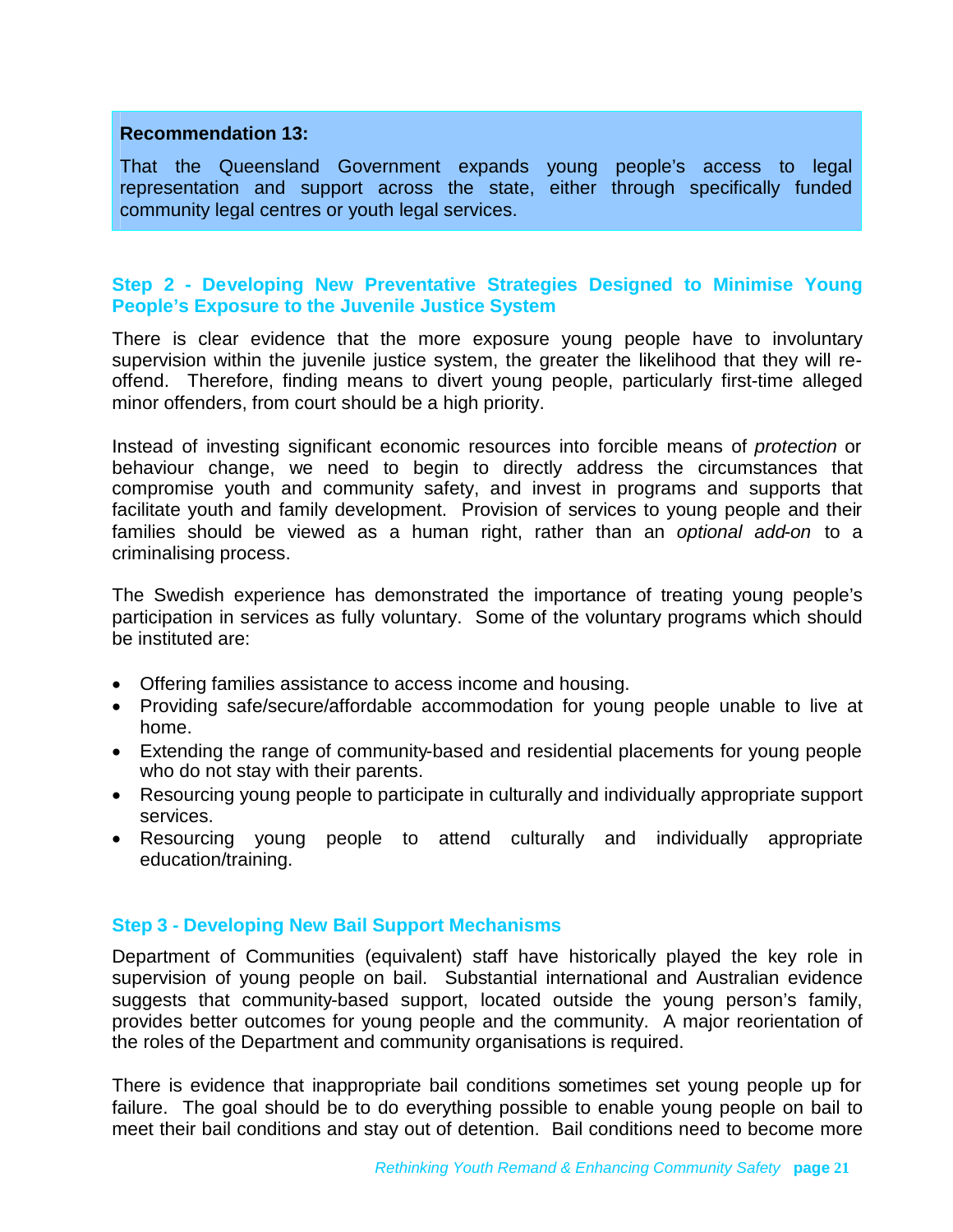**Recommendation 13:**

That the Queensland Government expands young people's access to legal representation and support across the state, either through specifically funded community legal centres or youth legal services.

### Step 2 - Developing New Preventative Strategies Designed to Minimise Young People's Exposure to the Juvenile Justice System

There is clear evidence that the more exposure young people have to involuntary supervision within the juvenile justice system, the greater the likelihood that they will re-offend. Therefore, finding means to divert young people, particularly first-time alleged minor offenders, from court should be a high priority.

Instead of investing significant economic resources into forcible means of *protection* or behaviour change, we need to begin to directly address the circumstances that compromise youth and community safety, and invest in programs and supports that facilitate youth and family development. Provision of services to young people and their families should be viewed as a human right, rather than an *optional add-on* to a criminalising process.

The Swedish experience has demonstrated the importance of treating young people's participation in services as fully voluntary. Some of the voluntary programs which should be instituted are:

- Offering families assistance to access income and housing.
- Providing safe/secure/affordable accommodation for young people unable to live at home.
- Extending the range of community-based and residential placements for young people who do not stay with their parents.
- Resourcing young people to participate in culturally and individually appropriate support services.
- Resourcing young people to attend culturally and individually appropriate education/training.

### Step 3 - Developing New Bail Support Mechanisms

Department of Communities (equivalent) staff have historically played the key role in supervision of young people on bail. Substantial international and Australian evidence suggests that community-based support, located outside the young person's family, provides better outcomes for young people and the community. A major reorientation of the roles of the Department and community organisations is required.

There is evidence that inappropriate bail conditions sometimes set young people up for failure. The goal should be to do everything possible to enable young people on bail to meet their bail conditions and stay out of detention. Bail conditions need to become more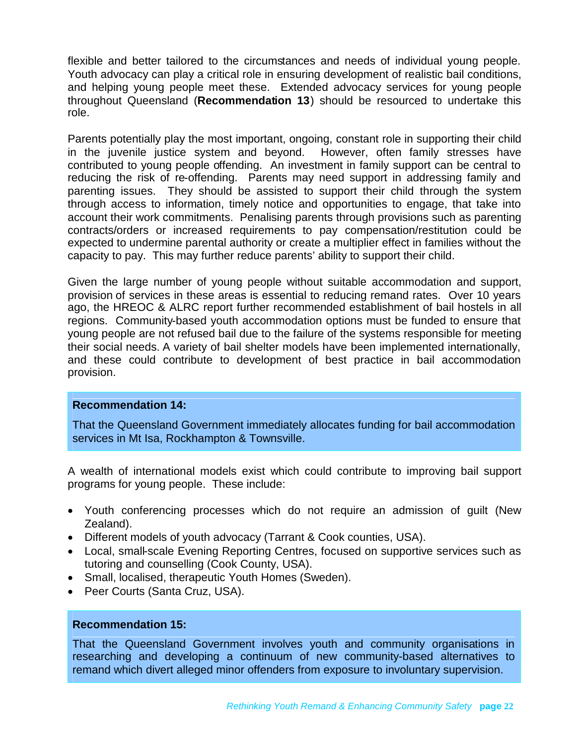flexible and better tailored to the circumstances and needs of individual young people. Youth advocacy can play a critical role in ensuring development of realistic bail conditions, and helping young people meet these. Extended advocacy services for young people throughout Queensland (**Recommendation 13**) should be resourced to undertake this role.

Parents potentially play the most important, ongoing, constant role in supporting their child in the juvenile justice system and beyond. However, often family stresses have contributed to young people offending. An investment in family support can be central to reducing the risk of re-offending. Parents may need support in addressing family and parenting issues. They should be assisted to support their child through the system through access to information, timely notice and opportunities to engage, that take into account their work commitments. Penalising parents through provisions such as parenting contracts/orders or increased requirements to pay compensation/restitution could be expected to undermine parental authority or create a multiplier effect in families without the capacity to pay. This may further reduce parents' ability to support their child.

Given the large number of young people without suitable accommodation and support, provision of services in these areas is essential to reducing remand rates. Over 10 years ago, the HREOC & ALRC report further recommended establishment of bail hostels in all regions. Community-based youth accommodation options must be funded to ensure that young people are not refused bail due to the failure of the systems responsible for meeting their social needs. A variety of bail shelter models have been implemented internationally, and these could contribute to development of best practice in bail accommodation provision.

**Recommendation 14:**

That the Queensland Government immediately allocates funding for bail accommodation services in Mt Isa, Rockhampton & Townsville.

A wealth of international models exist which could contribute to improving bail support programs for young people. These include:

- Youth conferencing processes which do not require an admission of guilt (New Zealand).
- Different models of youth advocacy (Tarrant & Cook counties, USA).
- Local, small-scale Evening Reporting Centres, focused on supportive services such as tutoring and counselling (Cook County, USA).
- Small, localised, therapeutic Youth Homes (Sweden).
- Peer Courts (Santa Cruz, USA).

**Recommendation 15:**

That the Queensland Government involves youth and community organisations in researching and developing a continuum of new community-based alternatives to remand which divert alleged minor offenders from exposure to involuntary supervision.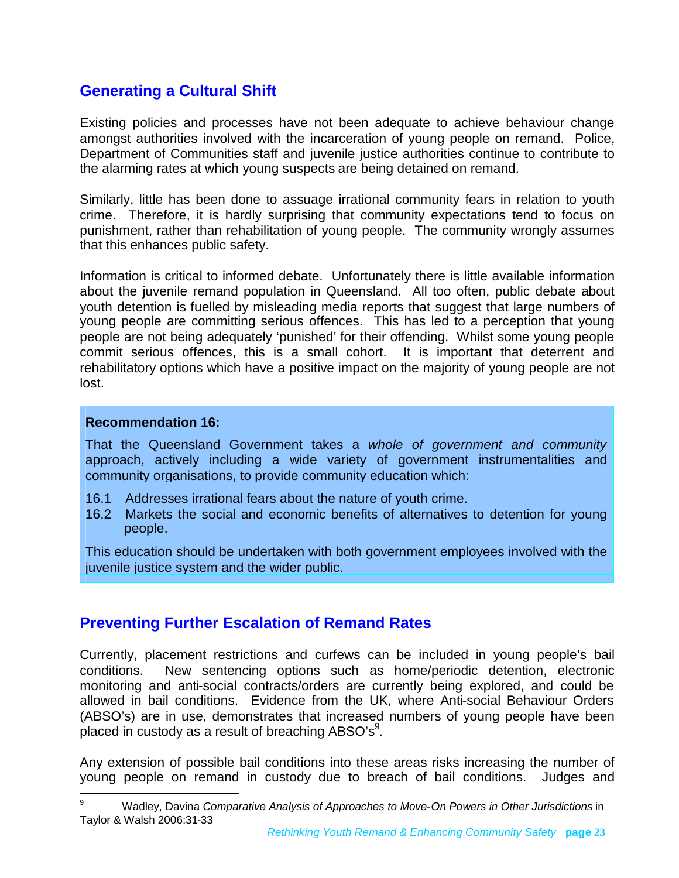## Generating a Cultural Shift

Existing policies and processes have not been adequate to achieve behaviour change amongst authorities involved with the incarceration of young people on remand. Police, Department of Communities staff and juvenile justice authorities continue to contribute to the alarming rates at which young suspects are being detained on remand.

Similarly, little has been done to assuage irrational community fears in relation to youth crime. Therefore, it is hardly surprising that community expectations tend to focus on punishment, rather than rehabilitation of young people. The community wrongly assumes that this enhances public safety.

Information is critical to informed debate. Unfortunately there is little available information about the juvenile remand population in Queensland. All too often, public debate about youth detention is fuelled by misleading media reports that suggest that large numbers of young people are committing serious offences. This has led to a perception that young people are not being adequately 'punished' for their offending. Whilst some young people commit serious offences, this is a small cohort. It is important that deterrent and rehabilitatory options which have a positive impact on the majority of young people are not lost.

> **Recommendation 16:**
>
> That the Queensland Government takes a *whole of government and community* approach, actively including a wide variety of government instrumentalities and community organisations, to provide community education which:
>
> 16.1 Addresses irrational fears about the nature of youth crime.
> 16.2 Markets the social and economic benefits of alternatives to detention for young people.
>
> This education should be undertaken with both government employees involved with the juvenile justice system and the wider public.

## Preventing Further Escalation of Remand Rates

Currently, placement restrictions and curfews can be included in young people's bail conditions. New sentencing options such as home/periodic detention, electronic monitoring and anti-social contracts/orders are currently being explored, and could be allowed in bail conditions. Evidence from the UK, where Anti-social Behaviour Orders (ABSO's) are in use, demonstrates that increased numbers of young people have been placed in custody as a result of breaching ABSO's[9].

Any extension of possible bail conditions into these areas risks increasing the number of young people on remand in custody due to breach of bail conditions. Judges and

---

[9] Wadley, Davina *Comparative Analysis of Approaches to Move-On Powers in Other Jurisdictions* in Taylor & Walsh 2006:31-33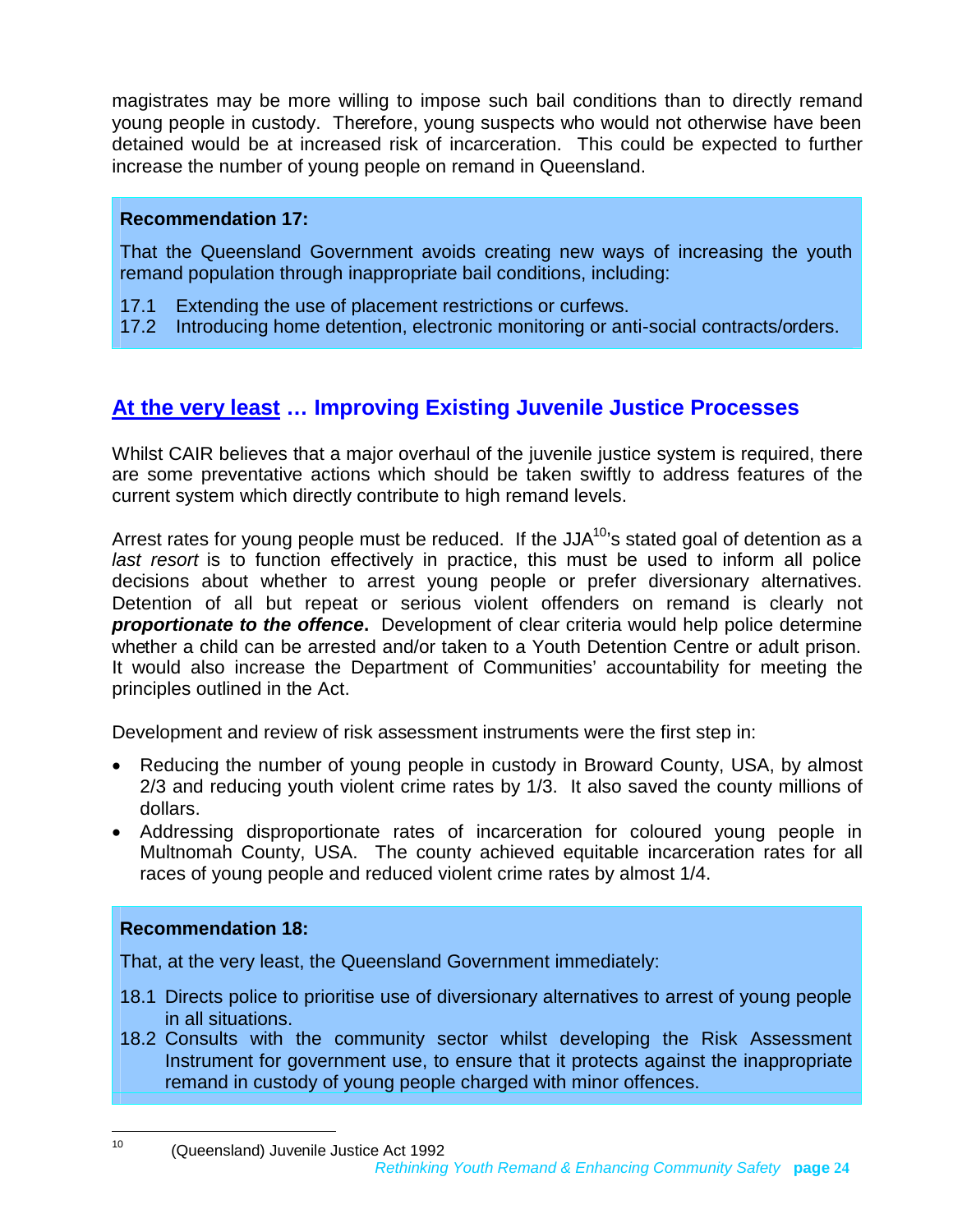magistrates may be more willing to impose such bail conditions than to directly remand young people in custody. Therefore, young suspects who would not otherwise have been detained would be at increased risk of incarceration. This could be expected to further increase the number of young people on remand in Queensland.

**Recommendation 17:**

That the Queensland Government avoids creating new ways of increasing the youth remand population through inappropriate bail conditions, including:

17.1 Extending the use of placement restrictions or curfews.
17.2 Introducing home detention, electronic monitoring or anti-social contracts/orders.

## At the very least … Improving Existing Juvenile Justice Processes

Whilst CAIR believes that a major overhaul of the juvenile justice system is required, there are some preventative actions which should be taken swiftly to address features of the current system which directly contribute to high remand levels.

Arrest rates for young people must be reduced. If the JJA[10]'s stated goal of detention as a *last resort* is to function effectively in practice, this must be used to inform all police decisions about whether to arrest young people or prefer diversionary alternatives. Detention of all but repeat or serious violent offenders on remand is clearly not ***proportionate to the offence***. Development of clear criteria would help police determine whether a child can be arrested and/or taken to a Youth Detention Centre or adult prison. It would also increase the Department of Communities' accountability for meeting the principles outlined in the Act.

Development and review of risk assessment instruments were the first step in:

- Reducing the number of young people in custody in Broward County, USA, by almost 2/3 and reducing youth violent crime rates by 1/3. It also saved the county millions of dollars.
- Addressing disproportionate rates of incarceration for coloured young people in Multnomah County, USA. The county achieved equitable incarceration rates for all races of young people and reduced violent crime rates by almost 1/4.

**Recommendation 18:**

That, at the very least, the Queensland Government immediately:

18.1 Directs police to prioritise use of diversionary alternatives to arrest of young people in all situations.
18.2 Consults with the community sector whilst developing the Risk Assessment Instrument for government use, to ensure that it protects against the inappropriate remand in custody of young people charged with minor offences.

[10] (Queensland) Juvenile Justice Act 1992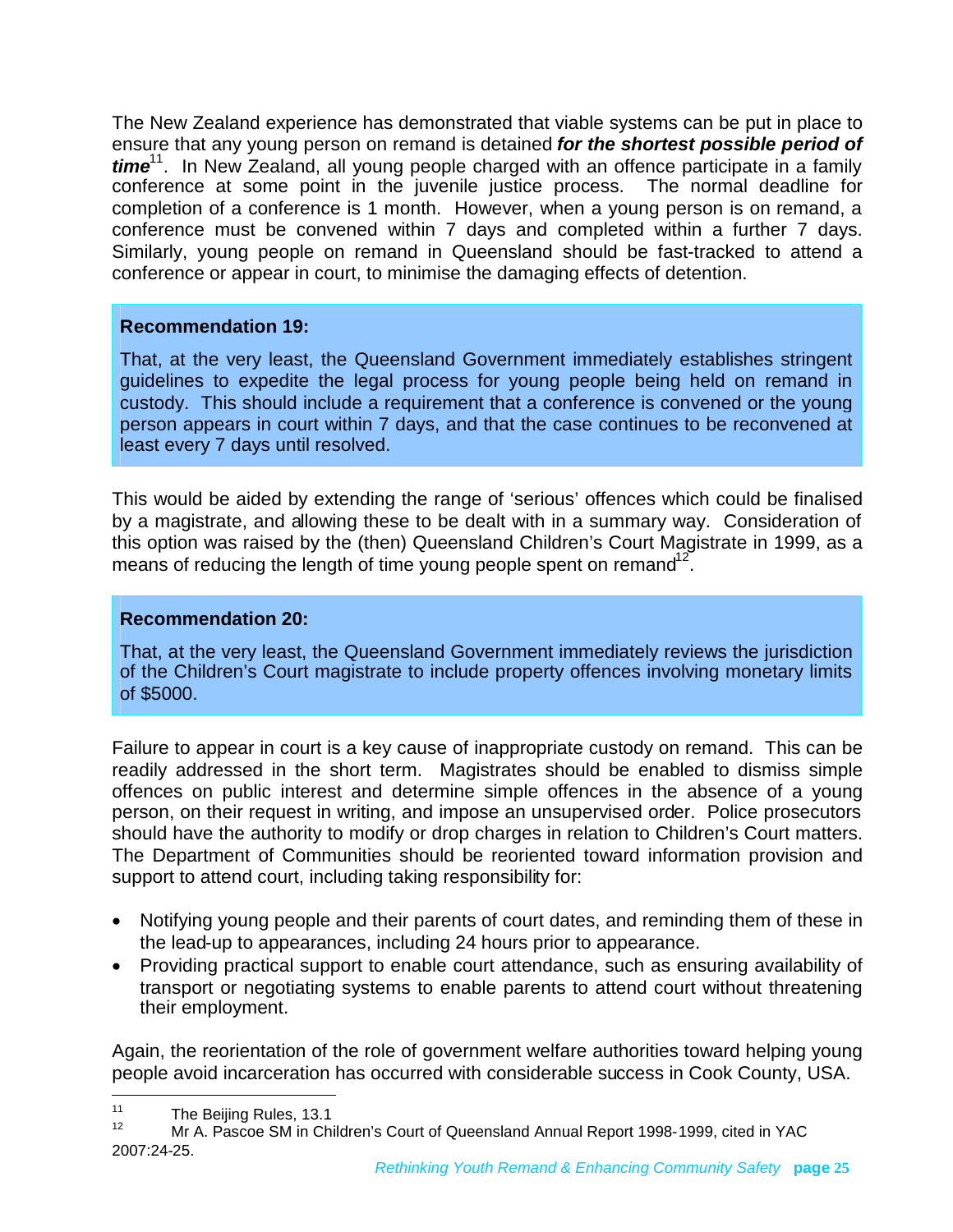The New Zealand experience has demonstrated that viable systems can be put in place to ensure that any young person on remand is detained ***for the shortest possible period of time***[11]. In New Zealand, all young people charged with an offence participate in a family conference at some point in the juvenile justice process. The normal deadline for completion of a conference is 1 month. However, when a young person is on remand, a conference must be convened within 7 days and completed within a further 7 days. Similarly, young people on remand in Queensland should be fast-tracked to attend a conference or appear in court, to minimise the damaging effects of detention.

> **Recommendation 19:**
>
> That, at the very least, the Queensland Government immediately establishes stringent guidelines to expedite the legal process for young people being held on remand in custody. This should include a requirement that a conference is convened or the young person appears in court within 7 days, and that the case continues to be reconvened at least every 7 days until resolved.

This would be aided by extending the range of 'serious' offences which could be finalised by a magistrate, and allowing these to be dealt with in a summary way. Consideration of this option was raised by the (then) Queensland Children's Court Magistrate in 1999, as a means of reducing the length of time young people spent on remand[12].

> **Recommendation 20:**
>
> That, at the very least, the Queensland Government immediately reviews the jurisdiction of the Children's Court magistrate to include property offences involving monetary limits of $5000.

Failure to appear in court is a key cause of inappropriate custody on remand. This can be readily addressed in the short term. Magistrates should be enabled to dismiss simple offences on public interest and determine simple offences in the absence of a young person, on their request in writing, and impose an unsupervised order. Police prosecutors should have the authority to modify or drop charges in relation to Children's Court matters. The Department of Communities should be reoriented toward information provision and support to attend court, including taking responsibility for:

- Notifying young people and their parents of court dates, and reminding them of these in the lead-up to appearances, including 24 hours prior to appearance.
- Providing practical support to enable court attendance, such as ensuring availability of transport or negotiating systems to enable parents to attend court without threatening their employment.

Again, the reorientation of the role of government welfare authorities toward helping young people avoid incarceration has occurred with considerable success in Cook County, USA.

---

[11] The Beijing Rules, 13.1

[12] Mr A. Pascoe SM in Children's Court of Queensland Annual Report 1998-1999, cited in YAC 2007:24-25.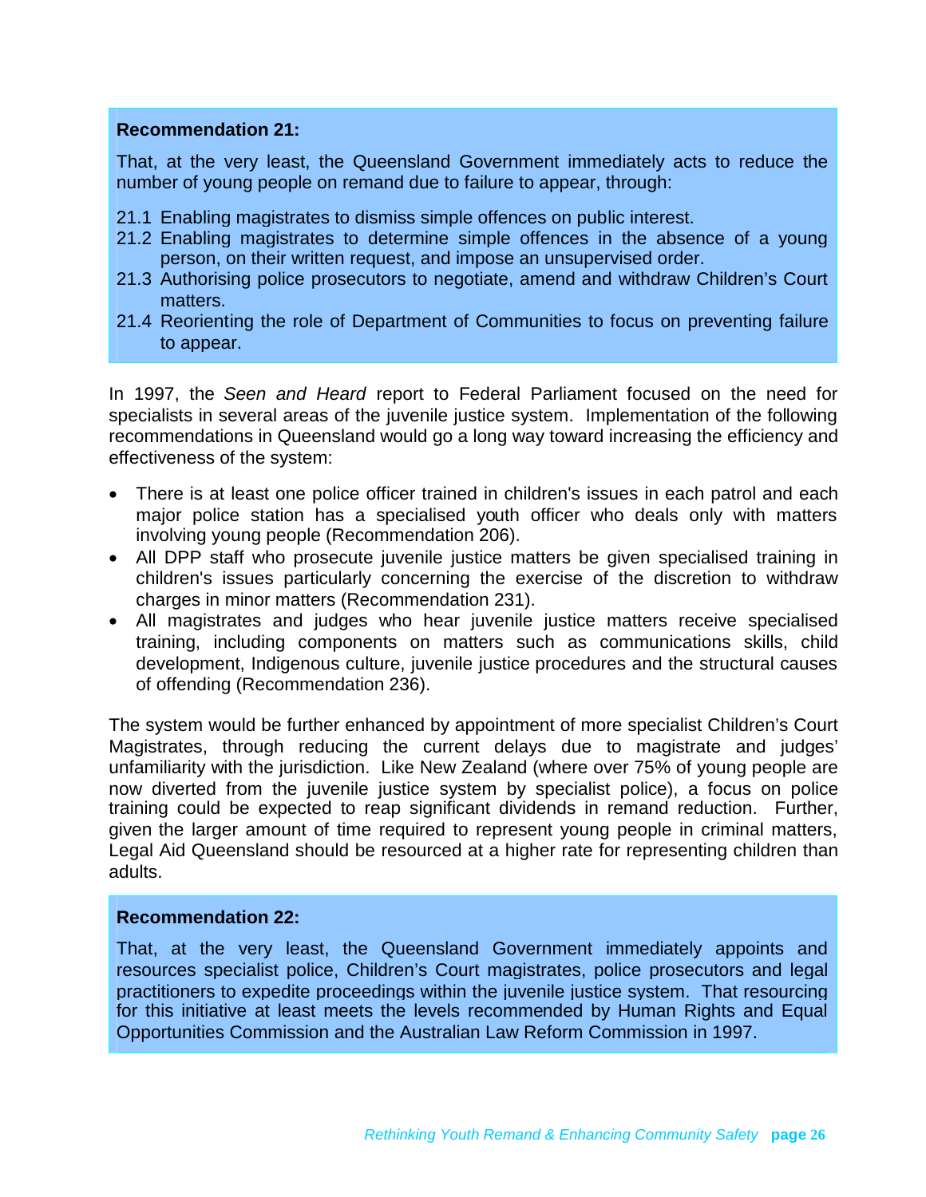**Recommendation 21:**

That, at the very least, the Queensland Government immediately acts to reduce the number of young people on remand due to failure to appear, through:

21.1 Enabling magistrates to dismiss simple offences on public interest.
21.2 Enabling magistrates to determine simple offences in the absence of a young person, on their written request, and impose an unsupervised order.
21.3 Authorising police prosecutors to negotiate, amend and withdraw Children's Court matters.
21.4 Reorienting the role of Department of Communities to focus on preventing failure to appear.

In 1997, the *Seen and Heard* report to Federal Parliament focused on the need for specialists in several areas of the juvenile justice system. Implementation of the following recommendations in Queensland would go a long way toward increasing the efficiency and effectiveness of the system:

- There is at least one police officer trained in children's issues in each patrol and each major police station has a specialised youth officer who deals only with matters involving young people (Recommendation 206).
- All DPP staff who prosecute juvenile justice matters be given specialised training in children's issues particularly concerning the exercise of the discretion to withdraw charges in minor matters (Recommendation 231).
- All magistrates and judges who hear juvenile justice matters receive specialised training, including components on matters such as communications skills, child development, Indigenous culture, juvenile justice procedures and the structural causes of offending (Recommendation 236).

The system would be further enhanced by appointment of more specialist Children's Court Magistrates, through reducing the current delays due to magistrate and judges' unfamiliarity with the jurisdiction. Like New Zealand (where over 75% of young people are now diverted from the juvenile justice system by specialist police), a focus on police training could be expected to reap significant dividends in remand reduction. Further, given the larger amount of time required to represent young people in criminal matters, Legal Aid Queensland should be resourced at a higher rate for representing children than adults.

**Recommendation 22:**

That, at the very least, the Queensland Government immediately appoints and resources specialist police, Children's Court magistrates, police prosecutors and legal practitioners to expedite proceedings within the juvenile justice system. That resourcing for this initiative at least meets the levels recommended by Human Rights and Equal Opportunities Commission and the Australian Law Reform Commission in 1997.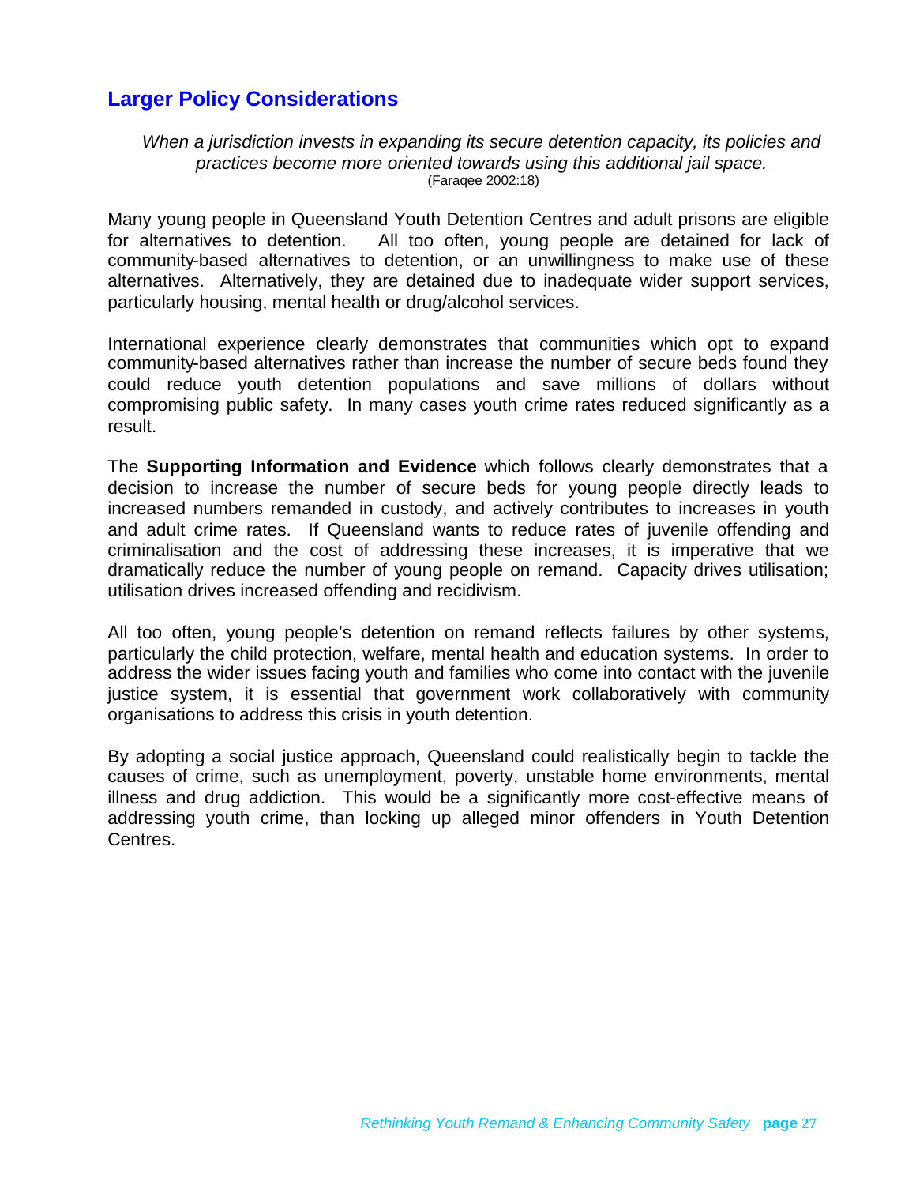## Larger Policy Considerations

*When a jurisdiction invests in expanding its secure detention capacity, its policies and practices become more oriented towards using this additional jail space.*
(Faraqee 2002:18)

Many young people in Queensland Youth Detention Centres and adult prisons are eligible for alternatives to detention. All too often, young people are detained for lack of community-based alternatives to detention, or an unwillingness to make use of these alternatives. Alternatively, they are detained due to inadequate wider support services, particularly housing, mental health or drug/alcohol services.

International experience clearly demonstrates that communities which opt to expand community-based alternatives rather than increase the number of secure beds found they could reduce youth detention populations and save millions of dollars without compromising public safety. In many cases youth crime rates reduced significantly as a result.

The **Supporting Information and Evidence** which follows clearly demonstrates that a decision to increase the number of secure beds for young people directly leads to increased numbers remanded in custody, and actively contributes to increases in youth and adult crime rates. If Queensland wants to reduce rates of juvenile offending and criminalisation and the cost of addressing these increases, it is imperative that we dramatically reduce the number of young people on remand. Capacity drives utilisation; utilisation drives increased offending and recidivism.

All too often, young people's detention on remand reflects failures by other systems, particularly the child protection, welfare, mental health and education systems. In order to address the wider issues facing youth and families who come into contact with the juvenile justice system, it is essential that government work collaboratively with community organisations to address this crisis in youth detention.

By adopting a social justice approach, Queensland could realistically begin to tackle the causes of crime, such as unemployment, poverty, unstable home environments, mental illness and drug addiction. This would be a significantly more cost-effective means of addressing youth crime, than locking up alleged minor offenders in Youth Detention Centres.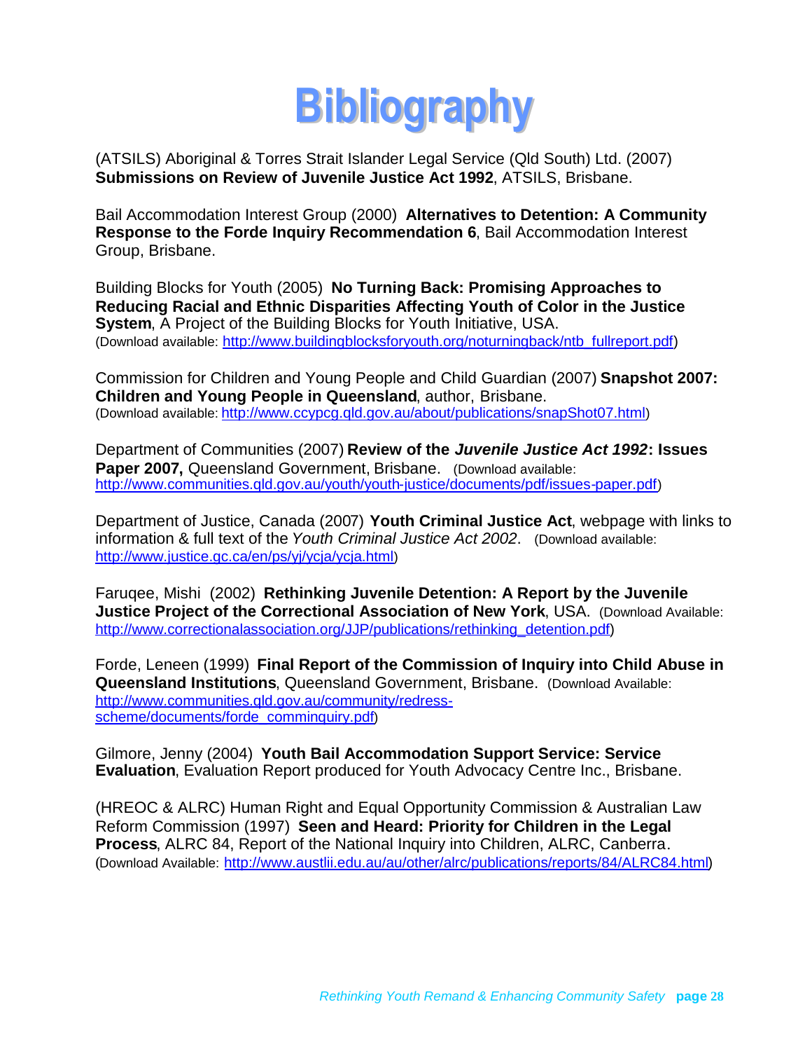# Bibliography

(ATSILS) Aboriginal & Torres Strait Islander Legal Service (Qld South) Ltd. (2007) **Submissions on Review of Juvenile Justice Act 1992**, ATSILS, Brisbane.

Bail Accommodation Interest Group (2000) **Alternatives to Detention: A Community Response to the Forde Inquiry Recommendation 6**, Bail Accommodation Interest Group, Brisbane.

Building Blocks for Youth (2005) **No Turning Back: Promising Approaches to Reducing Racial and Ethnic Disparities Affecting Youth of Color in the Justice System**, A Project of the Building Blocks for Youth Initiative, USA. (Download available: http://www.buildingblocksforyouth.org/noturningback/ntb_fullreport.pdf)

Commission for Children and Young People and Child Guardian (2007) **Snapshot 2007: Children and Young People in Queensland**, author, Brisbane. (Download available: http://www.ccypcg.qld.gov.au/about/publications/snapShot07.html)

Department of Communities (2007) **Review of the *Juvenile Justice Act 1992*: Issues Paper 2007,** Queensland Government, Brisbane. (Download available: http://www.communities.qld.gov.au/youth/youth-justice/documents/pdf/issues-paper.pdf)

Department of Justice, Canada (2007) **Youth Criminal Justice Act**, webpage with links to information & full text of the *Youth Criminal Justice Act 2002*. (Download available: http://www.justice.gc.ca/en/ps/yj/ycja/ycja.html)

Faruqee, Mishi (2002) **Rethinking Juvenile Detention: A Report by the Juvenile Justice Project of the Correctional Association of New York**, USA. (Download Available: http://www.correctionalassociation.org/JJP/publications/rethinking_detention.pdf)

Forde, Leneen (1999) **Final Report of the Commission of Inquiry into Child Abuse in Queensland Institutions**, Queensland Government, Brisbane. (Download Available: http://www.communities.qld.gov.au/community/redress-scheme/documents/forde_comminquiry.pdf)

Gilmore, Jenny (2004) **Youth Bail Accommodation Support Service: Service Evaluation**, Evaluation Report produced for Youth Advocacy Centre Inc., Brisbane.

(HREOC & ALRC) Human Right and Equal Opportunity Commission & Australian Law Reform Commission (1997) **Seen and Heard: Priority for Children in the Legal Process**, ALRC 84, Report of the National Inquiry into Children, ALRC, Canberra. (Download Available: http://www.austlii.edu.au/au/other/alrc/publications/reports/84/ALRC84.html)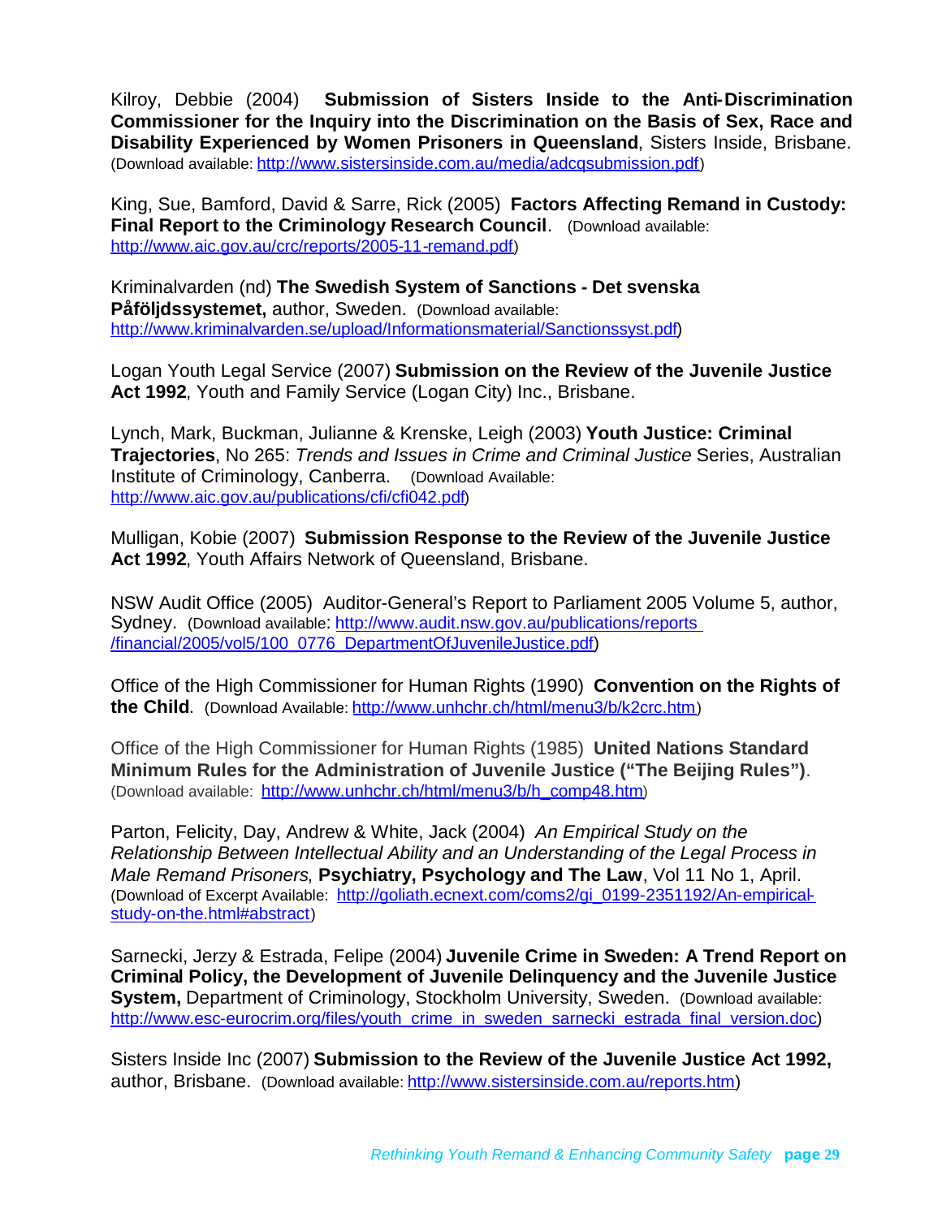Kilroy, Debbie (2004) **Submission of Sisters Inside to the Anti-Discrimination Commissioner for the Inquiry into the Discrimination on the Basis of Sex, Race and Disability Experienced by Women Prisoners in Queensland**, Sisters Inside, Brisbane. (Download available: http://www.sistersinside.com.au/media/adcqsubmission.pdf)

King, Sue, Bamford, David & Sarre, Rick (2005) **Factors Affecting Remand in Custody: Final Report to the Criminology Research Council**. (Download available: http://www.aic.gov.au/crc/reports/2005-11-remand.pdf)

Kriminalvarden (nd) **The Swedish System of Sanctions - Det svenska Påföljdssystemet,** author, Sweden. (Download available: http://www.kriminalvarden.se/upload/Informationsmaterial/Sanctionssyst.pdf)

Logan Youth Legal Service (2007) **Submission on the Review of the Juvenile Justice Act 1992**, Youth and Family Service (Logan City) Inc., Brisbane.

Lynch, Mark, Buckman, Julianne & Krenske, Leigh (2003) **Youth Justice: Criminal Trajectories**, No 265: *Trends and Issues in Crime and Criminal Justice* Series, Australian Institute of Criminology, Canberra. (Download Available: http://www.aic.gov.au/publications/cfi/cfi042.pdf)

Mulligan, Kobie (2007) **Submission Response to the Review of the Juvenile Justice Act 1992**, Youth Affairs Network of Queensland, Brisbane.

NSW Audit Office (2005) Auditor-General's Report to Parliament 2005 Volume 5, author, Sydney. (Download available: http://www.audit.nsw.gov.au/publications/reports /financial/2005/vol5/100_0776_DepartmentOfJuvenileJustice.pdf)

Office of the High Commissioner for Human Rights (1990) **Convention on the Rights of the Child**. (Download Available: http://www.unhchr.ch/html/menu3/b/k2crc.htm)

Office of the High Commissioner for Human Rights (1985) **United Nations Standard Minimum Rules for the Administration of Juvenile Justice ("The Beijing Rules")**. (Download available: http://www.unhchr.ch/html/menu3/b/h_comp48.htm)

Parton, Felicity, Day, Andrew & White, Jack (2004) *An Empirical Study on the Relationship Between Intellectual Ability and an Understanding of the Legal Process in Male Remand Prisoners*, **Psychiatry, Psychology and The Law**, Vol 11 No 1, April. (Download of Excerpt Available: http://goliath.ecnext.com/coms2/gi_0199-2351192/An-empirical-study-on-the.html#abstract)

Sarnecki, Jerzy & Estrada, Felipe (2004) **Juvenile Crime in Sweden: A Trend Report on Criminal Policy, the Development of Juvenile Delinquency and the Juvenile Justice System,** Department of Criminology, Stockholm University, Sweden. (Download available: http://www.esc-eurocrim.org/files/youth_crime_in_sweden_sarnecki_estrada_final_version.doc)

Sisters Inside Inc (2007) **Submission to the Review of the Juvenile Justice Act 1992,** author, Brisbane. (Download available: http://www.sistersinside.com.au/reports.htm)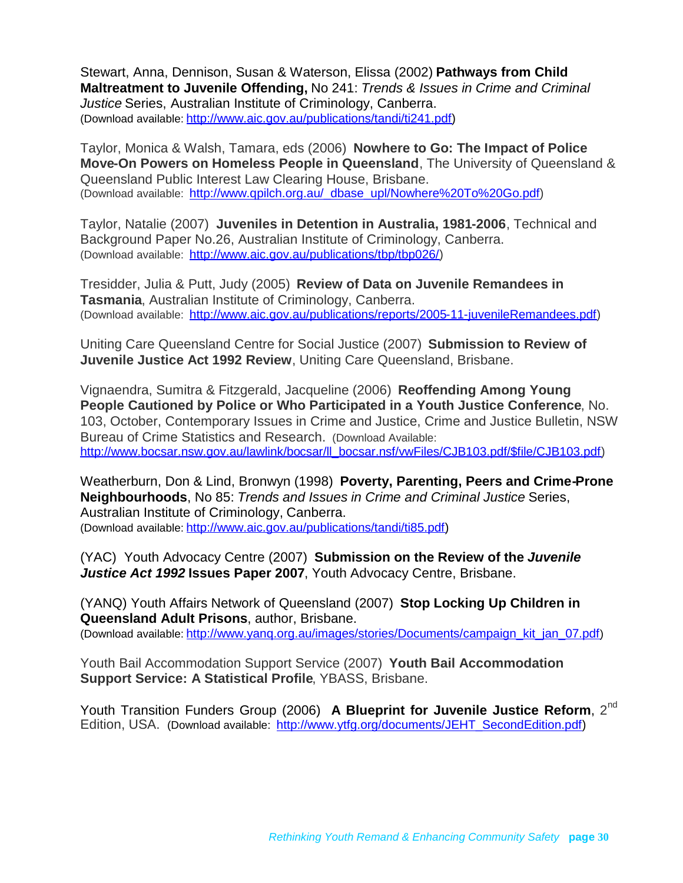Stewart, Anna, Dennison, Susan & Waterson, Elissa (2002) **Pathways from Child Maltreatment to Juvenile Offending,** No 241: *Trends & Issues in Crime and Criminal Justice* Series, Australian Institute of Criminology, Canberra.
(Download available: http://www.aic.gov.au/publications/tandi/ti241.pdf)

Taylor, Monica & Walsh, Tamara, eds (2006) **Nowhere to Go: The Impact of Police Move-On Powers on Homeless People in Queensland**, The University of Queensland & Queensland Public Interest Law Clearing House, Brisbane.
(Download available: http://www.qpilch.org.au/_dbase_upl/Nowhere%20To%20Go.pdf)

Taylor, Natalie (2007) **Juveniles in Detention in Australia, 1981-2006**, Technical and Background Paper No.26, Australian Institute of Criminology, Canberra.
(Download available: http://www.aic.gov.au/publications/tbp/tbp026/)

Tresidder, Julia & Putt, Judy (2005) **Review of Data on Juvenile Remandees in Tasmania**, Australian Institute of Criminology, Canberra.
(Download available: http://www.aic.gov.au/publications/reports/2005-11-juvenileRemandees.pdf)

Uniting Care Queensland Centre for Social Justice (2007) **Submission to Review of Juvenile Justice Act 1992 Review**, Uniting Care Queensland, Brisbane.

Vignaendra, Sumitra & Fitzgerald, Jacqueline (2006) **Reoffending Among Young People Cautioned by Police or Who Participated in a Youth Justice Conference**, No. 103, October, Contemporary Issues in Crime and Justice, Crime and Justice Bulletin, NSW Bureau of Crime Statistics and Research. (Download Available: http://www.bocsar.nsw.gov.au/lawlink/bocsar/ll_bocsar.nsf/vwFiles/CJB103.pdf/$file/CJB103.pdf)

Weatherburn, Don & Lind, Bronwyn (1998) **Poverty, Parenting, Peers and Crime-Prone Neighbourhoods**, No 85: *Trends and Issues in Crime and Criminal Justice* Series, Australian Institute of Criminology, Canberra.
(Download available: http://www.aic.gov.au/publications/tandi/ti85.pdf)

(YAC) Youth Advocacy Centre (2007) **Submission on the Review of the *Juvenile Justice Act 1992* Issues Paper 2007**, Youth Advocacy Centre, Brisbane.

(YANQ) Youth Affairs Network of Queensland (2007) **Stop Locking Up Children in Queensland Adult Prisons**, author, Brisbane.
(Download available: http://www.yanq.org.au/images/stories/Documents/campaign_kit_jan_07.pdf)

Youth Bail Accommodation Support Service (2007) **Youth Bail Accommodation Support Service: A Statistical Profile**, YBASS, Brisbane.

Youth Transition Funders Group (2006) **A Blueprint for Juvenile Justice Reform**, 2nd Edition, USA. (Download available: http://www.ytfg.org/documents/JEHT_SecondEdition.pdf)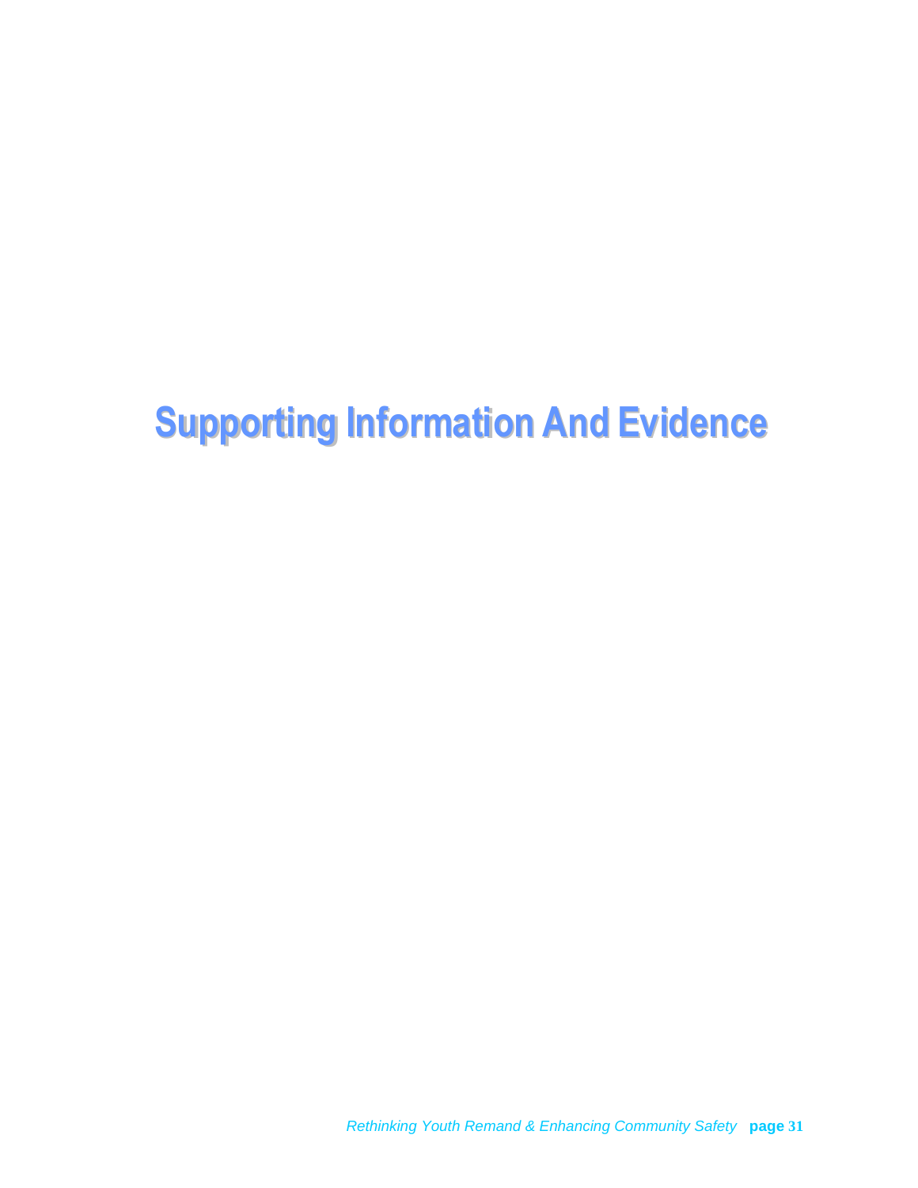# Supporting Information And Evidence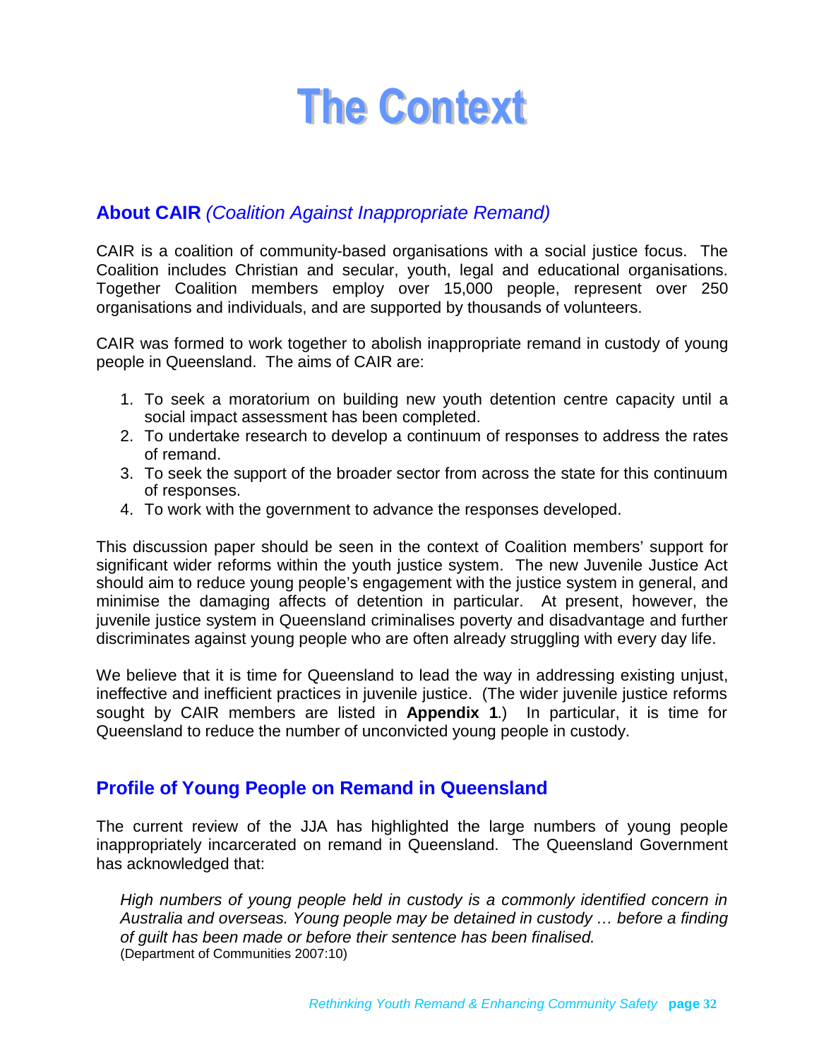# The Context

## About CAIR *(Coalition Against Inappropriate Remand)*

CAIR is a coalition of community-based organisations with a social justice focus. The Coalition includes Christian and secular, youth, legal and educational organisations. Together Coalition members employ over 15,000 people, represent over 250 organisations and individuals, and are supported by thousands of volunteers.

CAIR was formed to work together to abolish inappropriate remand in custody of young people in Queensland. The aims of CAIR are:

1. To seek a moratorium on building new youth detention centre capacity until a social impact assessment has been completed.
2. To undertake research to develop a continuum of responses to address the rates of remand.
3. To seek the support of the broader sector from across the state for this continuum of responses.
4. To work with the government to advance the responses developed.

This discussion paper should be seen in the context of Coalition members' support for significant wider reforms within the youth justice system. The new Juvenile Justice Act should aim to reduce young people's engagement with the justice system in general, and minimise the damaging affects of detention in particular. At present, however, the juvenile justice system in Queensland criminalises poverty and disadvantage and further discriminates against young people who are often already struggling with every day life.

We believe that it is time for Queensland to lead the way in addressing existing unjust, ineffective and inefficient practices in juvenile justice. (The wider juvenile justice reforms sought by CAIR members are listed in **Appendix 1**.) In particular, it is time for Queensland to reduce the number of unconvicted young people in custody.

## Profile of Young People on Remand in Queensland

The current review of the JJA has highlighted the large numbers of young people inappropriately incarcerated on remand in Queensland. The Queensland Government has acknowledged that:

> *High numbers of young people held in custody is a commonly identified concern in Australia and overseas. Young people may be detained in custody … before a finding of guilt has been made or before their sentence has been finalised.*
> (Department of Communities 2007:10)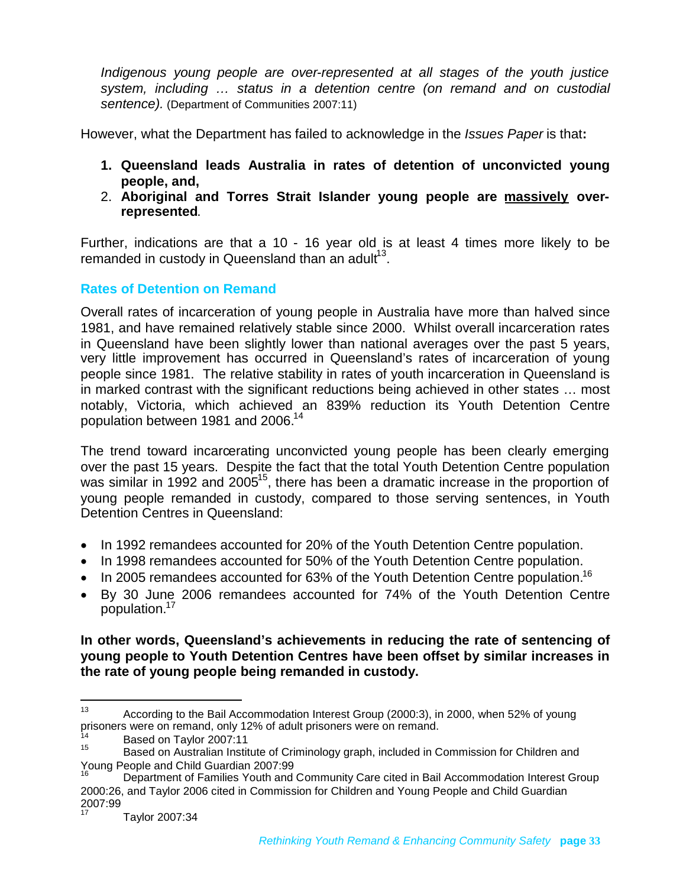*Indigenous young people are over-represented at all stages of the youth justice system, including … status in a detention centre (on remand and on custodial sentence).* (Department of Communities 2007:11)

However, what the Department has failed to acknowledge in the *Issues Paper* is that**:**

1. **Queensland leads Australia in rates of detention of unconvicted young people, and,**
2. **Aboriginal and Torres Strait Islander young people are <u>massively</u> over-represented**.

Further, indications are that a 10 - 16 year old is at least 4 times more likely to be remanded in custody in Queensland than an adult[13].

### Rates of Detention on Remand

Overall rates of incarceration of young people in Australia have more than halved since 1981, and have remained relatively stable since 2000. Whilst overall incarceration rates in Queensland have been slightly lower than national averages over the past 5 years, very little improvement has occurred in Queensland's rates of incarceration of young people since 1981. The relative stability in rates of youth incarceration in Queensland is in marked contrast with the significant reductions being achieved in other states … most notably, Victoria, which achieved an 839% reduction its Youth Detention Centre population between 1981 and 2006.[14]

The trend toward incarcerating unconvicted young people has been clearly emerging over the past 15 years. Despite the fact that the total Youth Detention Centre population was similar in 1992 and 2005[15], there has been a dramatic increase in the proportion of young people remanded in custody, compared to those serving sentences, in Youth Detention Centres in Queensland:

- In 1992 remandees accounted for 20% of the Youth Detention Centre population.
- In 1998 remandees accounted for 50% of the Youth Detention Centre population.
- In 2005 remandees accounted for 63% of the Youth Detention Centre population.[16]
- By 30 June 2006 remandees accounted for 74% of the Youth Detention Centre population.[17]

**In other words, Queensland's achievements in reducing the rate of sentencing of young people to Youth Detention Centres have been offset by similar increases in the rate of young people being remanded in custody.**

---

[13] According to the Bail Accommodation Interest Group (2000:3), in 2000, when 52% of young prisoners were on remand, only 12% of adult prisoners were on remand.

[14] Based on Taylor 2007:11

[15] Based on Australian Institute of Criminology graph, included in Commission for Children and Young People and Child Guardian 2007:99

[16] Department of Families Youth and Community Care cited in Bail Accommodation Interest Group 2000:26, and Taylor 2006 cited in Commission for Children and Young People and Child Guardian 2007:99

[17] Taylor 2007:34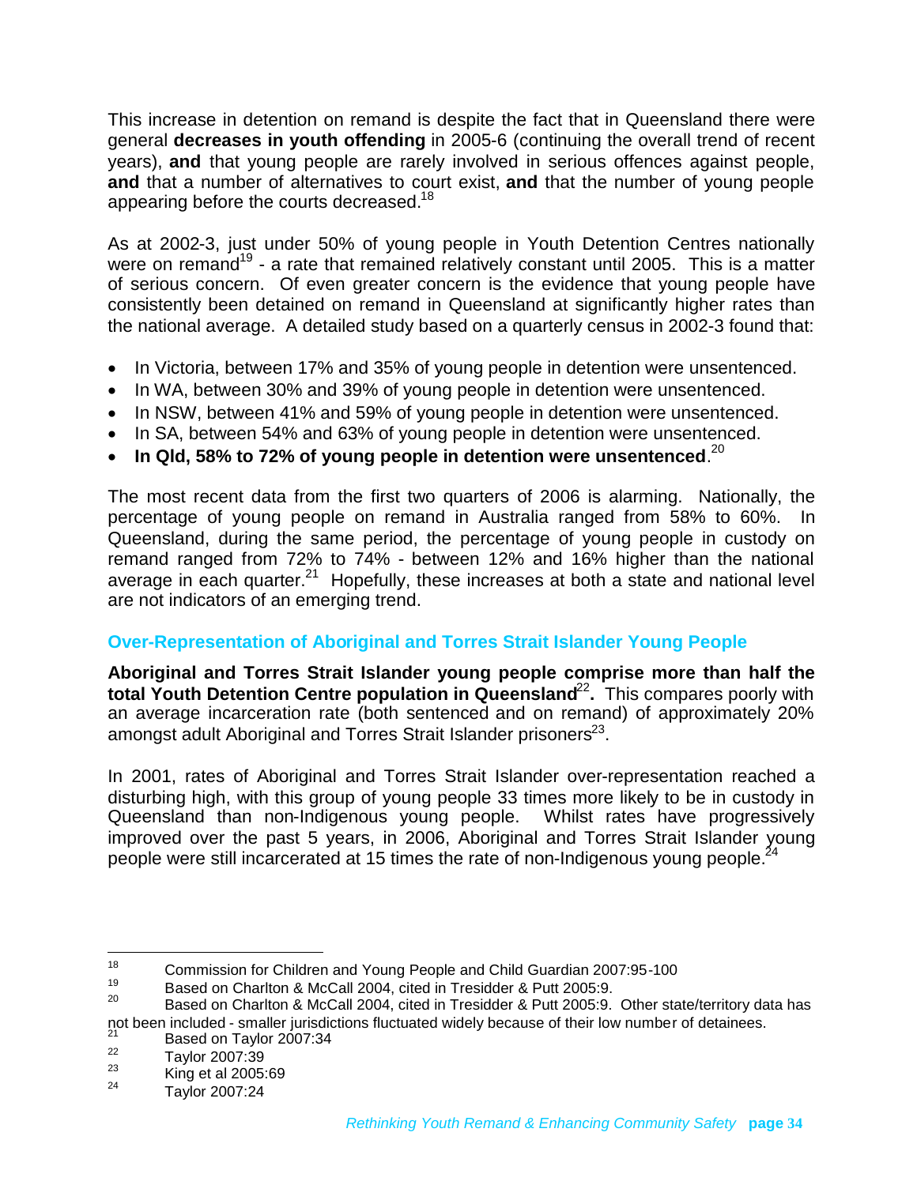This increase in detention on remand is despite the fact that in Queensland there were general **decreases in youth offending** in 2005-6 (continuing the overall trend of recent years), **and** that young people are rarely involved in serious offences against people, **and** that a number of alternatives to court exist, **and** that the number of young people appearing before the courts decreased.[18]

As at 2002-3, just under 50% of young people in Youth Detention Centres nationally were on remand[19] - a rate that remained relatively constant until 2005. This is a matter of serious concern. Of even greater concern is the evidence that young people have consistently been detained on remand in Queensland at significantly higher rates than the national average. A detailed study based on a quarterly census in 2002-3 found that:

- In Victoria, between 17% and 35% of young people in detention were unsentenced.
- In WA, between 30% and 39% of young people in detention were unsentenced.
- In NSW, between 41% and 59% of young people in detention were unsentenced.
- In SA, between 54% and 63% of young people in detention were unsentenced.
- **In Qld, 58% to 72% of young people in detention were unsentenced**.[20]

The most recent data from the first two quarters of 2006 is alarming. Nationally, the percentage of young people on remand in Australia ranged from 58% to 60%. In Queensland, during the same period, the percentage of young people in custody on remand ranged from 72% to 74% - between 12% and 16% higher than the national average in each quarter.[21] Hopefully, these increases at both a state and national level are not indicators of an emerging trend.

### Over-Representation of Aboriginal and Torres Strait Islander Young People

**Aboriginal and Torres Strait Islander young people comprise more than half the total Youth Detention Centre population in Queensland**[22]**.** This compares poorly with an average incarceration rate (both sentenced and on remand) of approximately 20% amongst adult Aboriginal and Torres Strait Islander prisoners[23].

In 2001, rates of Aboriginal and Torres Strait Islander over-representation reached a disturbing high, with this group of young people 33 times more likely to be in custody in Queensland than non-Indigenous young people. Whilst rates have progressively improved over the past 5 years, in 2006, Aboriginal and Torres Strait Islander young people were still incarcerated at 15 times the rate of non-Indigenous young people.[24]

---

[18] Commission for Children and Young People and Child Guardian 2007:95-100

[19] Based on Charlton & McCall 2004, cited in Tresidder & Putt 2005:9.

[20] Based on Charlton & McCall 2004, cited in Tresidder & Putt 2005:9. Other state/territory data has not been included - smaller jurisdictions fluctuated widely because of their low number of detainees.

[21] Based on Taylor 2007:34

[22] Taylor 2007:39

[23] King et al 2005:69

[24] Taylor 2007:24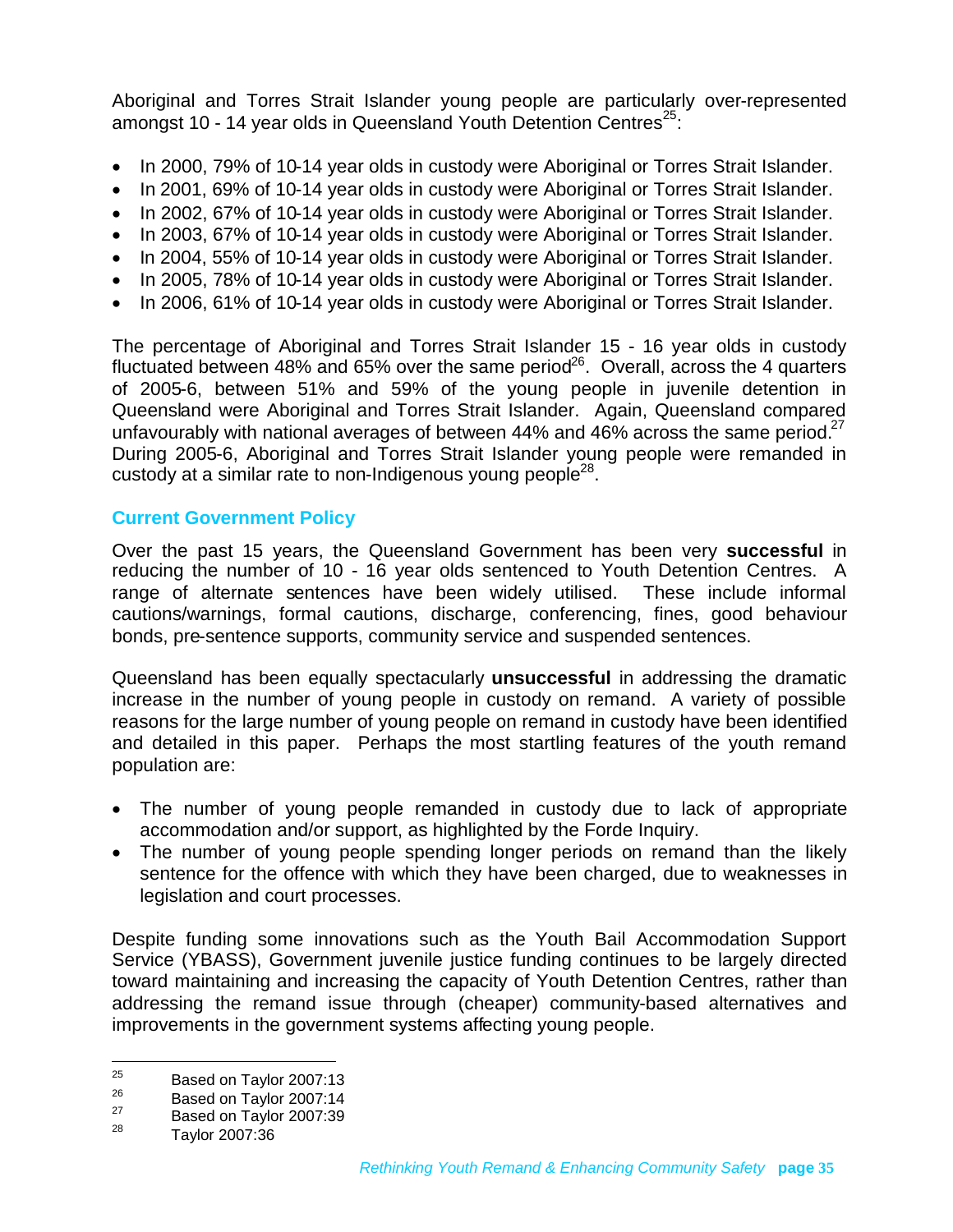Aboriginal and Torres Strait Islander young people are particularly over-represented amongst 10 - 14 year olds in Queensland Youth Detention Centres[25]:

- In 2000, 79% of 10-14 year olds in custody were Aboriginal or Torres Strait Islander.
- In 2001, 69% of 10-14 year olds in custody were Aboriginal or Torres Strait Islander.
- In 2002, 67% of 10-14 year olds in custody were Aboriginal or Torres Strait Islander.
- In 2003, 67% of 10-14 year olds in custody were Aboriginal or Torres Strait Islander.
- In 2004, 55% of 10-14 year olds in custody were Aboriginal or Torres Strait Islander.
- In 2005, 78% of 10-14 year olds in custody were Aboriginal or Torres Strait Islander.
- In 2006, 61% of 10-14 year olds in custody were Aboriginal or Torres Strait Islander.

The percentage of Aboriginal and Torres Strait Islander 15 - 16 year olds in custody fluctuated between 48% and 65% over the same period[26]. Overall, across the 4 quarters of 2005-6, between 51% and 59% of the young people in juvenile detention in Queensland were Aboriginal and Torres Strait Islander. Again, Queensland compared unfavourably with national averages of between 44% and 46% across the same period.[27] During 2005-6, Aboriginal and Torres Strait Islander young people were remanded in custody at a similar rate to non-Indigenous young people[28].

## Current Government Policy

Over the past 15 years, the Queensland Government has been very **successful** in reducing the number of 10 - 16 year olds sentenced to Youth Detention Centres. A range of alternate sentences have been widely utilised. These include informal cautions/warnings, formal cautions, discharge, conferencing, fines, good behaviour bonds, pre-sentence supports, community service and suspended sentences.

Queensland has been equally spectacularly **unsuccessful** in addressing the dramatic increase in the number of young people in custody on remand. A variety of possible reasons for the large number of young people on remand in custody have been identified and detailed in this paper. Perhaps the most startling features of the youth remand population are:

- The number of young people remanded in custody due to lack of appropriate accommodation and/or support, as highlighted by the Forde Inquiry.
- The number of young people spending longer periods on remand than the likely sentence for the offence with which they have been charged, due to weaknesses in legislation and court processes.

Despite funding some innovations such as the Youth Bail Accommodation Support Service (YBASS), Government juvenile justice funding continues to be largely directed toward maintaining and increasing the capacity of Youth Detention Centres, rather than addressing the remand issue through (cheaper) community-based alternatives and improvements in the government systems affecting young people.

---

[25] Based on Taylor 2007:13

[26] Based on Taylor 2007:14

[27] Based on Taylor 2007:39

[28] Taylor 2007:36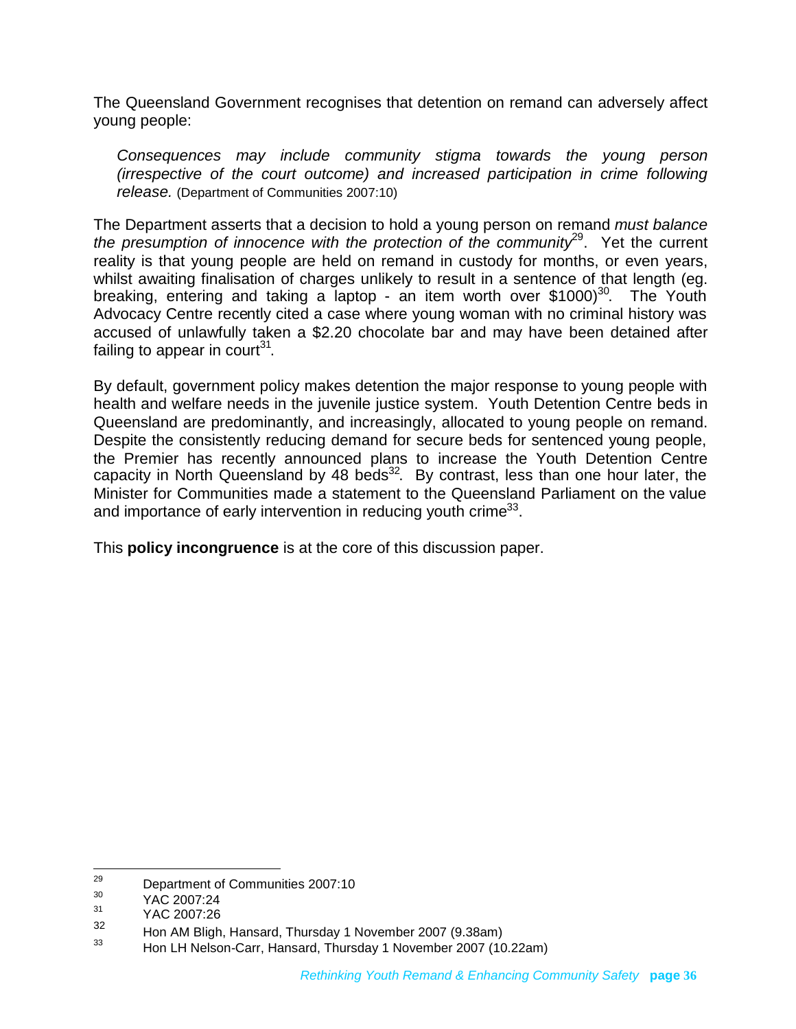The Queensland Government recognises that detention on remand can adversely affect young people:

> *Consequences may include community stigma towards the young person (irrespective of the court outcome) and increased participation in crime following release.* (Department of Communities 2007:10)

The Department asserts that a decision to hold a young person on remand *must balance the presumption of innocence with the protection of the community*[29]. Yet the current reality is that young people are held on remand in custody for months, or even years, whilst awaiting finalisation of charges unlikely to result in a sentence of that length (eg. breaking, entering and taking a laptop - an item worth over $1000)[30]. The Youth Advocacy Centre recently cited a case where young woman with no criminal history was accused of unlawfully taken a $2.20 chocolate bar and may have been detained after failing to appear in court[31].

By default, government policy makes detention the major response to young people with health and welfare needs in the juvenile justice system. Youth Detention Centre beds in Queensland are predominantly, and increasingly, allocated to young people on remand. Despite the consistently reducing demand for secure beds for sentenced young people, the Premier has recently announced plans to increase the Youth Detention Centre capacity in North Queensland by 48 beds[32]. By contrast, less than one hour later, the Minister for Communities made a statement to the Queensland Parliament on the value and importance of early intervention in reducing youth crime[33].

This **policy incongruence** is at the core of this discussion paper.

---

[29] Department of Communities 2007:10

[30] YAC 2007:24

[31] YAC 2007:26

[32] Hon AM Bligh, Hansard, Thursday 1 November 2007 (9.38am)

[33] Hon LH Nelson-Carr, Hansard, Thursday 1 November 2007 (10.22am)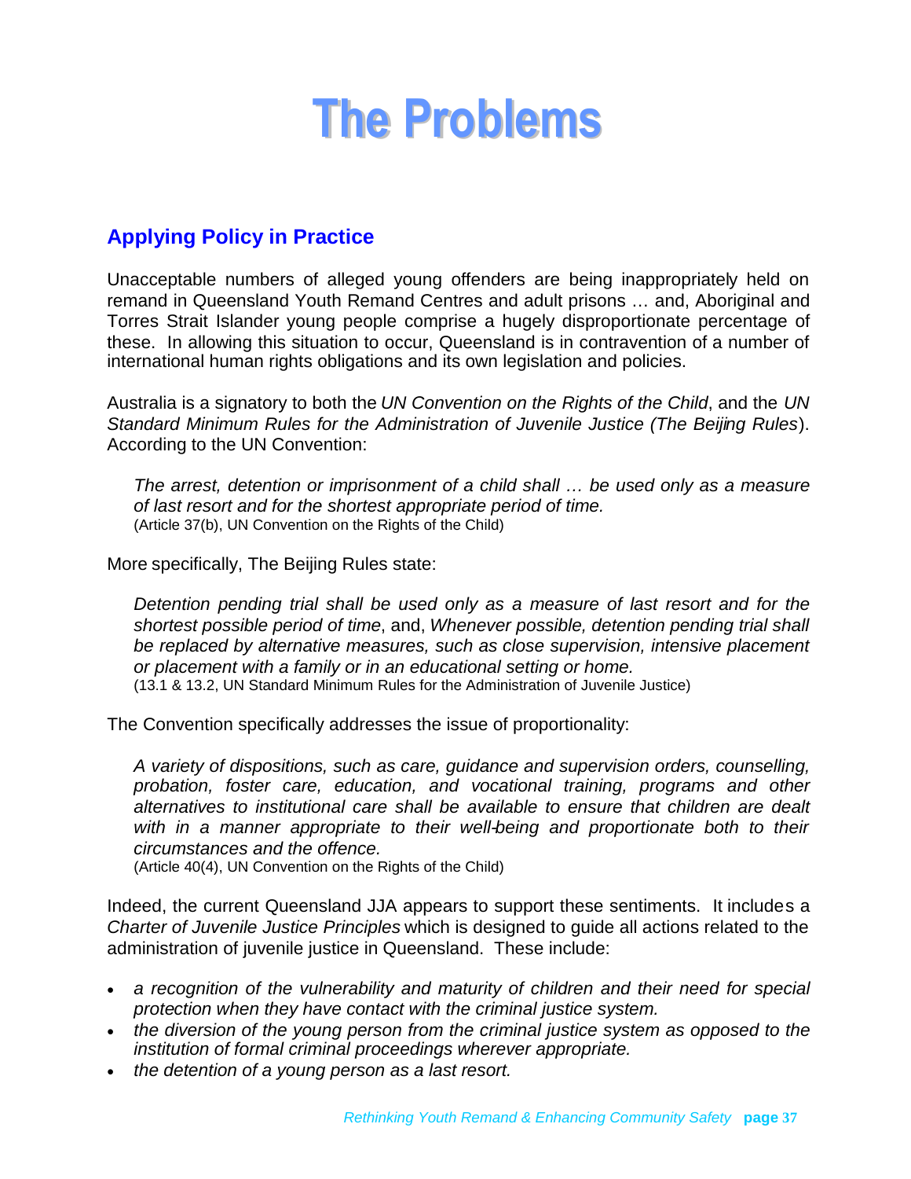# The Problems

## Applying Policy in Practice

Unacceptable numbers of alleged young offenders are being inappropriately held on remand in Queensland Youth Remand Centres and adult prisons … and, Aboriginal and Torres Strait Islander young people comprise a hugely disproportionate percentage of these. In allowing this situation to occur, Queensland is in contravention of a number of international human rights obligations and its own legislation and policies.

Australia is a signatory to both the *UN Convention on the Rights of the Child*, and the *UN Standard Minimum Rules for the Administration of Juvenile Justice (The Beijing Rules*). According to the UN Convention:

> *The arrest, detention or imprisonment of a child shall … be used only as a measure of last resort and for the shortest appropriate period of time.*
> (Article 37(b), UN Convention on the Rights of the Child)

More specifically, The Beijing Rules state:

> *Detention pending trial shall be used only as a measure of last resort and for the shortest possible period of time*, and, *Whenever possible, detention pending trial shall be replaced by alternative measures, such as close supervision, intensive placement or placement with a family or in an educational setting or home.*
> (13.1 & 13.2, UN Standard Minimum Rules for the Administration of Juvenile Justice)

The Convention specifically addresses the issue of proportionality:

> *A variety of dispositions, such as care, guidance and supervision orders, counselling, probation, foster care, education, and vocational training, programs and other alternatives to institutional care shall be available to ensure that children are dealt with in a manner appropriate to their well-being and proportionate both to their circumstances and the offence.*
> (Article 40(4), UN Convention on the Rights of the Child)

Indeed, the current Queensland JJA appears to support these sentiments. It includes a *Charter of Juvenile Justice Principles* which is designed to guide all actions related to the administration of juvenile justice in Queensland. These include:

- *a recognition of the vulnerability and maturity of children and their need for special protection when they have contact with the criminal justice system.*
- *the diversion of the young person from the criminal justice system as opposed to the institution of formal criminal proceedings wherever appropriate.*
- *the detention of a young person as a last resort.*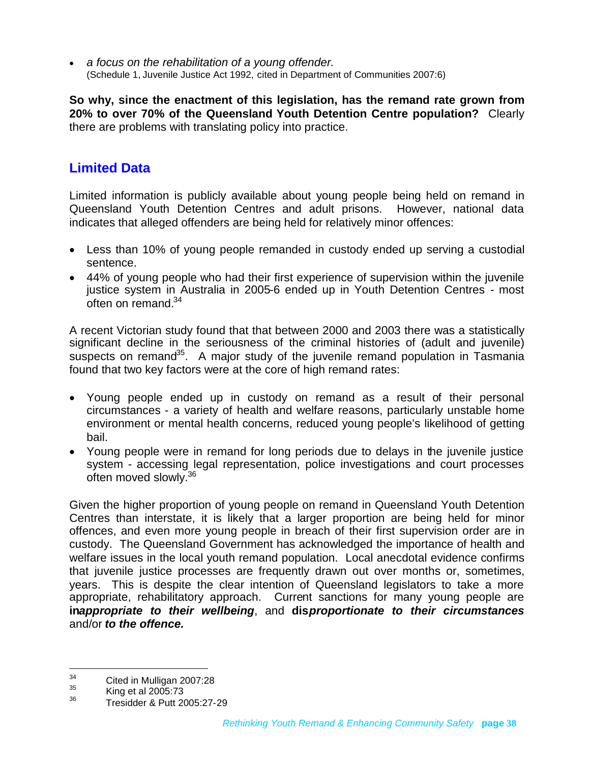- *a focus on the rehabilitation of a young offender.*
  (Schedule 1, Juvenile Justice Act 1992, cited in Department of Communities 2007:6)

**So why, since the enactment of this legislation, has the remand rate grown from 20% to over 70% of the Queensland Youth Detention Centre population?** Clearly there are problems with translating policy into practice.

## Limited Data

Limited information is publicly available about young people being held on remand in Queensland Youth Detention Centres and adult prisons. However, national data indicates that alleged offenders are being held for relatively minor offences:

- Less than 10% of young people remanded in custody ended up serving a custodial sentence.
- 44% of young people who had their first experience of supervision within the juvenile justice system in Australia in 2005-6 ended up in Youth Detention Centres - most often on remand.[34]

A recent Victorian study found that that between 2000 and 2003 there was a statistically significant decline in the seriousness of the criminal histories of (adult and juvenile) suspects on remand[35]. A major study of the juvenile remand population in Tasmania found that two key factors were at the core of high remand rates:

- Young people ended up in custody on remand as a result of their personal circumstances - a variety of health and welfare reasons, particularly unstable home environment or mental health concerns, reduced young people's likelihood of getting bail.
- Young people were in remand for long periods due to delays in the juvenile justice system - accessing legal representation, police investigations and court processes often moved slowly.[36]

Given the higher proportion of young people on remand in Queensland Youth Detention Centres than interstate, it is likely that a larger proportion are being held for minor offences, and even more young people in breach of their first supervision order are in custody. The Queensland Government has acknowledged the importance of health and welfare issues in the local youth remand population. Local anecdotal evidence confirms that juvenile justice processes are frequently drawn out over months or, sometimes, years. This is despite the clear intention of Queensland legislators to take a more appropriate, rehabilitatory approach. Current sanctions for many young people are **in*appropriate to their wellbeing***, and **dis*proportionate to their circumstances*** and/or ***to the offence.***

---

[34] Cited in Mulligan 2007:28

[35] King et al 2005:73

[36] Tresidder & Putt 2005:27-29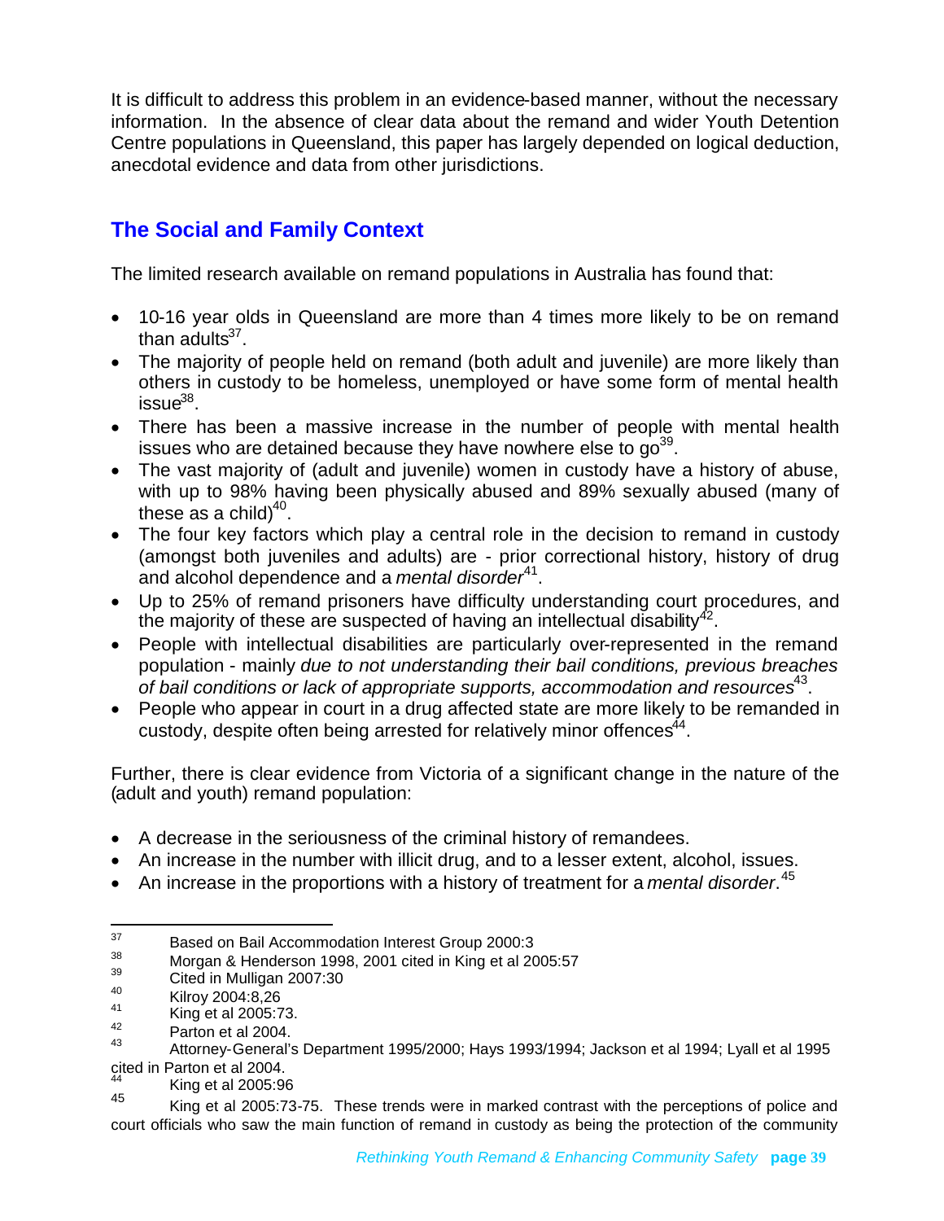It is difficult to address this problem in an evidence-based manner, without the necessary information. In the absence of clear data about the remand and wider Youth Detention Centre populations in Queensland, this paper has largely depended on logical deduction, anecdotal evidence and data from other jurisdictions.

## The Social and Family Context

The limited research available on remand populations in Australia has found that:

- 10-16 year olds in Queensland are more than 4 times more likely to be on remand than adults[37].
- The majority of people held on remand (both adult and juvenile) are more likely than others in custody to be homeless, unemployed or have some form of mental health issue[38].
- There has been a massive increase in the number of people with mental health issues who are detained because they have nowhere else to go[39].
- The vast majority of (adult and juvenile) women in custody have a history of abuse, with up to 98% having been physically abused and 89% sexually abused (many of these as a child)[40].
- The four key factors which play a central role in the decision to remand in custody (amongst both juveniles and adults) are - prior correctional history, history of drug and alcohol dependence and a *mental disorder*[41].
- Up to 25% of remand prisoners have difficulty understanding court procedures, and the majority of these are suspected of having an intellectual disability[42].
- People with intellectual disabilities are particularly over-represented in the remand population - mainly *due to not understanding their bail conditions, previous breaches of bail conditions or lack of appropriate supports, accommodation and resources*[43].
- People who appear in court in a drug affected state are more likely to be remanded in custody, despite often being arrested for relatively minor offences[44].

Further, there is clear evidence from Victoria of a significant change in the nature of the (adult and youth) remand population:

- A decrease in the seriousness of the criminal history of remandees.
- An increase in the number with illicit drug, and to a lesser extent, alcohol, issues.
- An increase in the proportions with a history of treatment for a *mental disorder*.[45]

---

[37] Based on Bail Accommodation Interest Group 2000:3

[38] Morgan & Henderson 1998, 2001 cited in King et al 2005:57

[39] Cited in Mulligan 2007:30

[40] Kilroy 2004:8,26

[41] King et al 2005:73.

[42] Parton et al 2004.

[43] Attorney-General's Department 1995/2000; Hays 1993/1994; Jackson et al 1994; Lyall et al 1995 cited in Parton et al 2004.

[44] King et al 2005:96

[45] King et al 2005:73-75. These trends were in marked contrast with the perceptions of police and court officials who saw the main function of remand in custody as being the protection of the community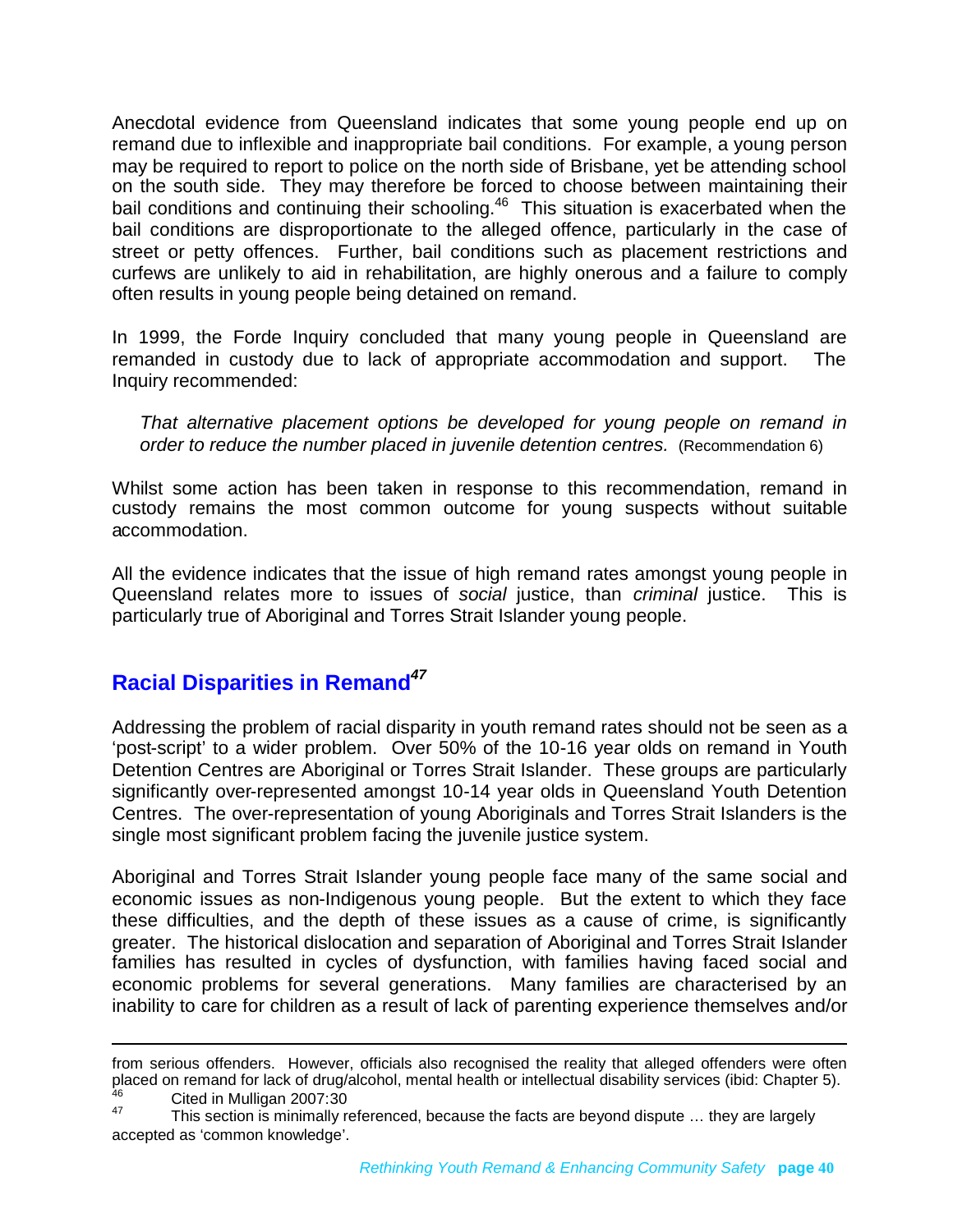Anecdotal evidence from Queensland indicates that some young people end up on remand due to inflexible and inappropriate bail conditions. For example, a young person may be required to report to police on the north side of Brisbane, yet be attending school on the south side. They may therefore be forced to choose between maintaining their bail conditions and continuing their schooling.[46] This situation is exacerbated when the bail conditions are disproportionate to the alleged offence, particularly in the case of street or petty offences. Further, bail conditions such as placement restrictions and curfews are unlikely to aid in rehabilitation, are highly onerous and a failure to comply often results in young people being detained on remand.

In 1999, the Forde Inquiry concluded that many young people in Queensland are remanded in custody due to lack of appropriate accommodation and support. The Inquiry recommended:

> *That alternative placement options be developed for young people on remand in order to reduce the number placed in juvenile detention centres.* (Recommendation 6)

Whilst some action has been taken in response to this recommendation, remand in custody remains the most common outcome for young suspects without suitable accommodation.

All the evidence indicates that the issue of high remand rates amongst young people in Queensland relates more to issues of *social* justice, than *criminal* justice. This is particularly true of Aboriginal and Torres Strait Islander young people.

## Racial Disparities in Remand[47]

Addressing the problem of racial disparity in youth remand rates should not be seen as a 'post-script' to a wider problem. Over 50% of the 10-16 year olds on remand in Youth Detention Centres are Aboriginal or Torres Strait Islander. These groups are particularly significantly over-represented amongst 10-14 year olds in Queensland Youth Detention Centres. The over-representation of young Aboriginals and Torres Strait Islanders is the single most significant problem facing the juvenile justice system.

Aboriginal and Torres Strait Islander young people face many of the same social and economic issues as non-Indigenous young people. But the extent to which they face these difficulties, and the depth of these issues as a cause of crime, is significantly greater. The historical dislocation and separation of Aboriginal and Torres Strait Islander families has resulted in cycles of dysfunction, with families having faced social and economic problems for several generations. Many families are characterised by an inability to care for children as a result of lack of parenting experience themselves and/or

---

from serious offenders. However, officials also recognised the reality that alleged offenders were often placed on remand for lack of drug/alcohol, mental health or intellectual disability services (ibid: Chapter 5).

[46] Cited in Mulligan 2007:30

[47] This section is minimally referenced, because the facts are beyond dispute … they are largely accepted as 'common knowledge'.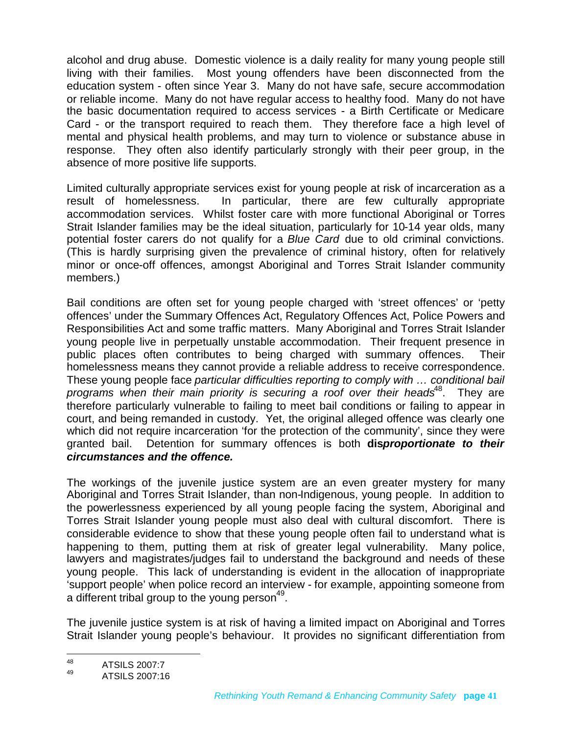alcohol and drug abuse. Domestic violence is a daily reality for many young people still living with their families. Most young offenders have been disconnected from the education system - often since Year 3. Many do not have safe, secure accommodation or reliable income. Many do not have regular access to healthy food. Many do not have the basic documentation required to access services - a Birth Certificate or Medicare Card - or the transport required to reach them. They therefore face a high level of mental and physical health problems, and may turn to violence or substance abuse in response. They often also identify particularly strongly with their peer group, in the absence of more positive life supports.

Limited culturally appropriate services exist for young people at risk of incarceration as a result of homelessness. In particular, there are few culturally appropriate accommodation services. Whilst foster care with more functional Aboriginal or Torres Strait Islander families may be the ideal situation, particularly for 10-14 year olds, many potential foster carers do not qualify for a *Blue Card* due to old criminal convictions. (This is hardly surprising given the prevalence of criminal history, often for relatively minor or once-off offences, amongst Aboriginal and Torres Strait Islander community members.)

Bail conditions are often set for young people charged with 'street offences' or 'petty offences' under the Summary Offences Act, Regulatory Offences Act, Police Powers and Responsibilities Act and some traffic matters. Many Aboriginal and Torres Strait Islander young people live in perpetually unstable accommodation. Their frequent presence in public places often contributes to being charged with summary offences. Their homelessness means they cannot provide a reliable address to receive correspondence. These young people face *particular difficulties reporting to comply with … conditional bail programs when their main priority is securing a roof over their heads*[48]. They are therefore particularly vulnerable to failing to meet bail conditions or failing to appear in court, and being remanded in custody. Yet, the original alleged offence was clearly one which did not require incarceration 'for the protection of the community', since they were granted bail. Detention for summary offences is both **dis*proportionate to their circumstances and the offence.***

The workings of the juvenile justice system are an even greater mystery for many Aboriginal and Torres Strait Islander, than non-Indigenous, young people. In addition to the powerlessness experienced by all young people facing the system, Aboriginal and Torres Strait Islander young people must also deal with cultural discomfort. There is considerable evidence to show that these young people often fail to understand what is happening to them, putting them at risk of greater legal vulnerability. Many police, lawyers and magistrates/judges fail to understand the background and needs of these young people. This lack of understanding is evident in the allocation of inappropriate 'support people' when police record an interview - for example, appointing someone from a different tribal group to the young person[49].

The juvenile justice system is at risk of having a limited impact on Aboriginal and Torres Strait Islander young people's behaviour. It provides no significant differentiation from

---

[48] ATSILS 2007:7

[49] ATSILS 2007:16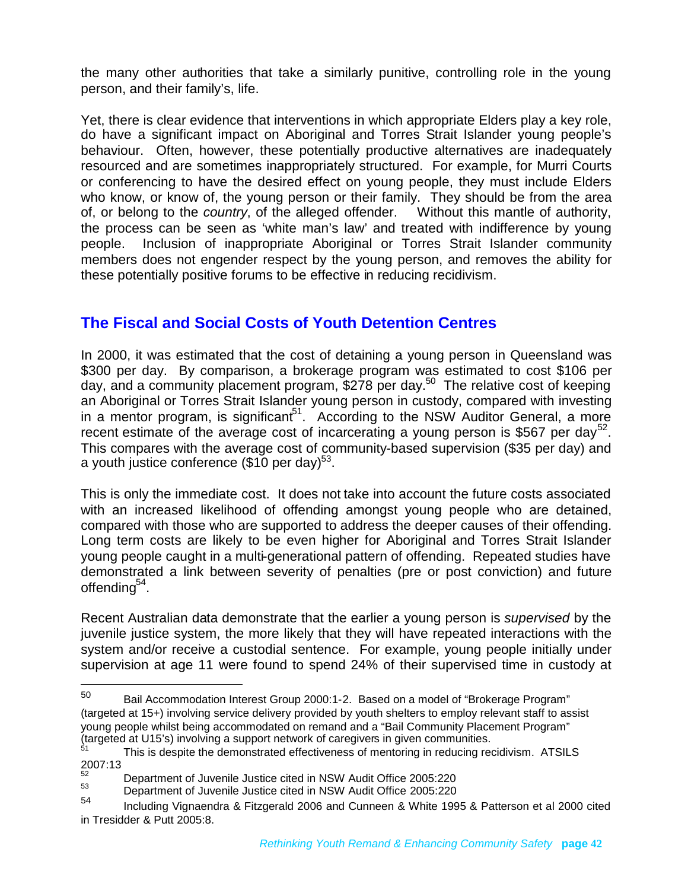the many other authorities that take a similarly punitive, controlling role in the young person, and their family's, life.

Yet, there is clear evidence that interventions in which appropriate Elders play a key role, do have a significant impact on Aboriginal and Torres Strait Islander young people's behaviour. Often, however, these potentially productive alternatives are inadequately resourced and are sometimes inappropriately structured. For example, for Murri Courts or conferencing to have the desired effect on young people, they must include Elders who know, or know of, the young person or their family. They should be from the area of, or belong to the *country*, of the alleged offender. Without this mantle of authority, the process can be seen as 'white man's law' and treated with indifference by young people. Inclusion of inappropriate Aboriginal or Torres Strait Islander community members does not engender respect by the young person, and removes the ability for these potentially positive forums to be effective in reducing recidivism.

## The Fiscal and Social Costs of Youth Detention Centres

In 2000, it was estimated that the cost of detaining a young person in Queensland was $300 per day. By comparison, a brokerage program was estimated to cost $106 per day, and a community placement program, $278 per day.[50] The relative cost of keeping an Aboriginal or Torres Strait Islander young person in custody, compared with investing in a mentor program, is significant[51]. According to the NSW Auditor General, a more recent estimate of the average cost of incarcerating a young person is $567 per day[52]. This compares with the average cost of community-based supervision ($35 per day) and a youth justice conference ($10 per day)[53].

This is only the immediate cost. It does not take into account the future costs associated with an increased likelihood of offending amongst young people who are detained, compared with those who are supported to address the deeper causes of their offending. Long term costs are likely to be even higher for Aboriginal and Torres Strait Islander young people caught in a multi-generational pattern of offending. Repeated studies have demonstrated a link between severity of penalties (pre or post conviction) and future offending[54].

Recent Australian data demonstrate that the earlier a young person is *supervised* by the juvenile justice system, the more likely that they will have repeated interactions with the system and/or receive a custodial sentence. For example, young people initially under supervision at age 11 were found to spend 24% of their supervised time in custody at

---

[50] Bail Accommodation Interest Group 2000:1-2. Based on a model of "Brokerage Program" (targeted at 15+) involving service delivery provided by youth shelters to employ relevant staff to assist young people whilst being accommodated on remand and a "Bail Community Placement Program" (targeted at U15's) involving a support network of caregivers in given communities.

[51] This is despite the demonstrated effectiveness of mentoring in reducing recidivism. ATSILS 2007:13

[52] Department of Juvenile Justice cited in NSW Audit Office 2005:220

[53] Department of Juvenile Justice cited in NSW Audit Office 2005:220

[54] Including Vignaendra & Fitzgerald 2006 and Cunneen & White 1995 & Patterson et al 2000 cited in Tresidder & Putt 2005:8.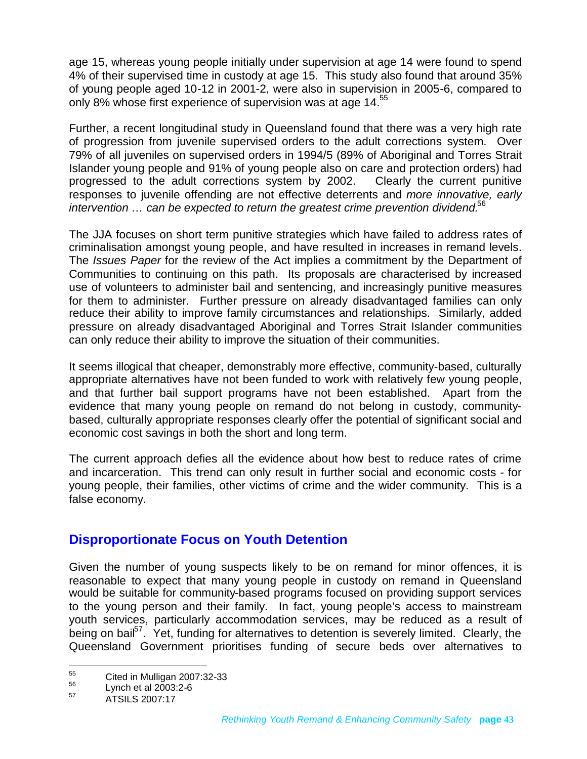age 15, whereas young people initially under supervision at age 14 were found to spend 4% of their supervised time in custody at age 15. This study also found that around 35% of young people aged 10-12 in 2001-2, were also in supervision in 2005-6, compared to only 8% whose first experience of supervision was at age 14.[55]

Further, a recent longitudinal study in Queensland found that there was a very high rate of progression from juvenile supervised orders to the adult corrections system. Over 79% of all juveniles on supervised orders in 1994/5 (89% of Aboriginal and Torres Strait Islander young people and 91% of young people also on care and protection orders) had progressed to the adult corrections system by 2002. Clearly the current punitive responses to juvenile offending are not effective deterrents and *more innovative, early intervention … can be expected to return the greatest crime prevention dividend*.[56]

The JJA focuses on short term punitive strategies which have failed to address rates of criminalisation amongst young people, and have resulted in increases in remand levels. The *Issues Paper* for the review of the Act implies a commitment by the Department of Communities to continuing on this path. Its proposals are characterised by increased use of volunteers to administer bail and sentencing, and increasingly punitive measures for them to administer. Further pressure on already disadvantaged families can only reduce their ability to improve family circumstances and relationships. Similarly, added pressure on already disadvantaged Aboriginal and Torres Strait Islander communities can only reduce their ability to improve the situation of their communities.

It seems illogical that cheaper, demonstrably more effective, community-based, culturally appropriate alternatives have not been funded to work with relatively few young people, and that further bail support programs have not been established. Apart from the evidence that many young people on remand do not belong in custody, community-based, culturally appropriate responses clearly offer the potential of significant social and economic cost savings in both the short and long term.

The current approach defies all the evidence about how best to reduce rates of crime and incarceration. This trend can only result in further social and economic costs - for young people, their families, other victims of crime and the wider community. This is a false economy.

## Disproportionate Focus on Youth Detention

Given the number of young suspects likely to be on remand for minor offences, it is reasonable to expect that many young people in custody on remand in Queensland would be suitable for community-based programs focused on providing support services to the young person and their family. In fact, young people's access to mainstream youth services, particularly accommodation services, may be reduced as a result of being on bail[57]. Yet, funding for alternatives to detention is severely limited. Clearly, the Queensland Government prioritises funding of secure beds over alternatives to

---

[55] Cited in Mulligan 2007:32-33

[56] Lynch et al 2003:2-6

[57] ATSILS 2007:17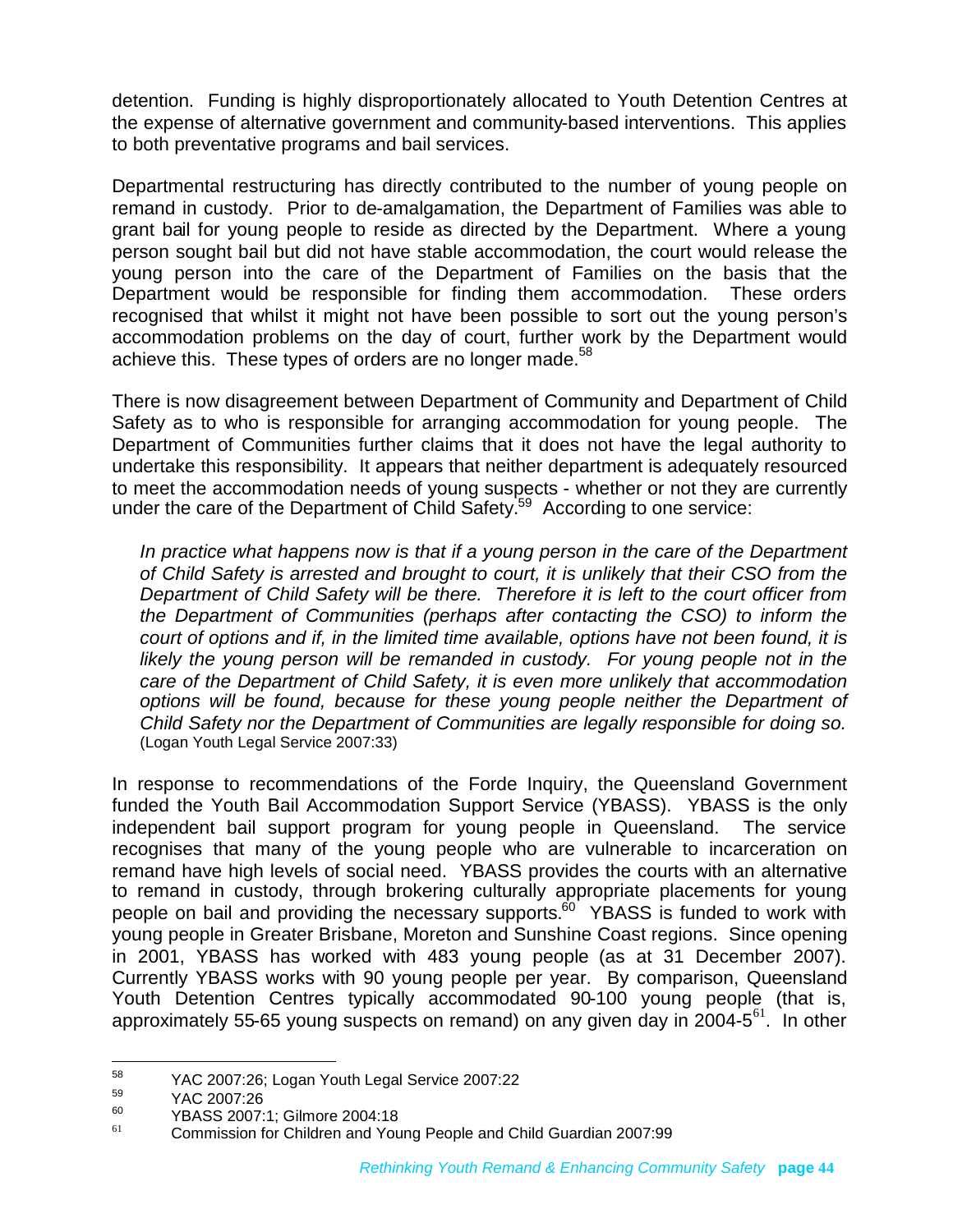detention. Funding is highly disproportionately allocated to Youth Detention Centres at the expense of alternative government and community-based interventions. This applies to both preventative programs and bail services.

Departmental restructuring has directly contributed to the number of young people on remand in custody. Prior to de-amalgamation, the Department of Families was able to grant bail for young people to reside as directed by the Department. Where a young person sought bail but did not have stable accommodation, the court would release the young person into the care of the Department of Families on the basis that the Department would be responsible for finding them accommodation. These orders recognised that whilst it might not have been possible to sort out the young person's accommodation problems on the day of court, further work by the Department would achieve this. These types of orders are no longer made.[58]

There is now disagreement between Department of Community and Department of Child Safety as to who is responsible for arranging accommodation for young people. The Department of Communities further claims that it does not have the legal authority to undertake this responsibility. It appears that neither department is adequately resourced to meet the accommodation needs of young suspects - whether or not they are currently under the care of the Department of Child Safety.[59] According to one service:

> *In practice what happens now is that if a young person in the care of the Department of Child Safety is arrested and brought to court, it is unlikely that their CSO from the Department of Child Safety will be there. Therefore it is left to the court officer from the Department of Communities (perhaps after contacting the CSO) to inform the court of options and if, in the limited time available, options have not been found, it is likely the young person will be remanded in custody. For young people not in the care of the Department of Child Safety, it is even more unlikely that accommodation options will be found, because for these young people neither the Department of Child Safety nor the Department of Communities are legally responsible for doing so.* (Logan Youth Legal Service 2007:33)

In response to recommendations of the Forde Inquiry, the Queensland Government funded the Youth Bail Accommodation Support Service (YBASS). YBASS is the only independent bail support program for young people in Queensland. The service recognises that many of the young people who are vulnerable to incarceration on remand have high levels of social need. YBASS provides the courts with an alternative to remand in custody, through brokering culturally appropriate placements for young people on bail and providing the necessary supports.[60] YBASS is funded to work with young people in Greater Brisbane, Moreton and Sunshine Coast regions. Since opening in 2001, YBASS has worked with 483 young people (as at 31 December 2007). Currently YBASS works with 90 young people per year. By comparison, Queensland Youth Detention Centres typically accommodated 90-100 young people (that is, approximately 55-65 young suspects on remand) on any given day in 2004-5[61]. In other

---

[58] YAC 2007:26; Logan Youth Legal Service 2007:22

[59] YAC 2007:26

[60] YBASS 2007:1; Gilmore 2004:18

[61] Commission for Children and Young People and Child Guardian 2007:99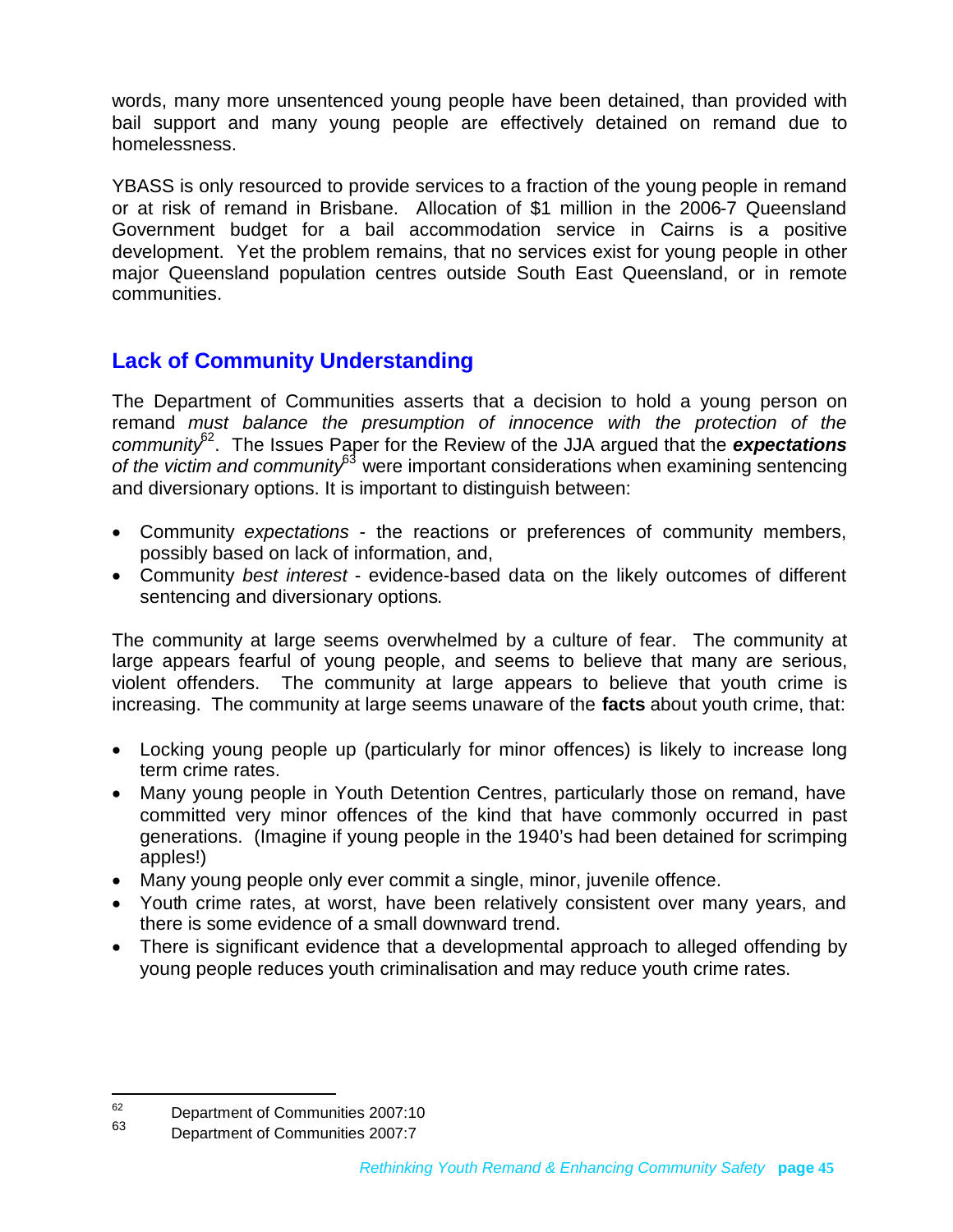words, many more unsentenced young people have been detained, than provided with bail support and many young people are effectively detained on remand due to homelessness.

YBASS is only resourced to provide services to a fraction of the young people in remand or at risk of remand in Brisbane. Allocation of $1 million in the 2006-7 Queensland Government budget for a bail accommodation service in Cairns is a positive development. Yet the problem remains, that no services exist for young people in other major Queensland population centres outside South East Queensland, or in remote communities.

## Lack of Community Understanding

The Department of Communities asserts that a decision to hold a young person on remand *must balance the presumption of innocence with the protection of the community*[62]. The Issues Paper for the Review of the JJA argued that the ***expectations*** *of the victim and community*[63] were important considerations when examining sentencing and diversionary options. It is important to distinguish between:

- Community *expectations* - the reactions or preferences of community members, possibly based on lack of information, and,
- Community *best interest* - evidence-based data on the likely outcomes of different sentencing and diversionary options.

The community at large seems overwhelmed by a culture of fear. The community at large appears fearful of young people, and seems to believe that many are serious, violent offenders. The community at large appears to believe that youth crime is increasing. The community at large seems unaware of the **facts** about youth crime, that:

- Locking young people up (particularly for minor offences) is likely to increase long term crime rates.
- Many young people in Youth Detention Centres, particularly those on remand, have committed very minor offences of the kind that have commonly occurred in past generations. (Imagine if young people in the 1940's had been detained for scrimping apples!)
- Many young people only ever commit a single, minor, juvenile offence.
- Youth crime rates, at worst, have been relatively consistent over many years, and there is some evidence of a small downward trend.
- There is significant evidence that a developmental approach to alleged offending by young people reduces youth criminalisation and may reduce youth crime rates.

---

62 Department of Communities 2007:10

63 Department of Communities 2007:7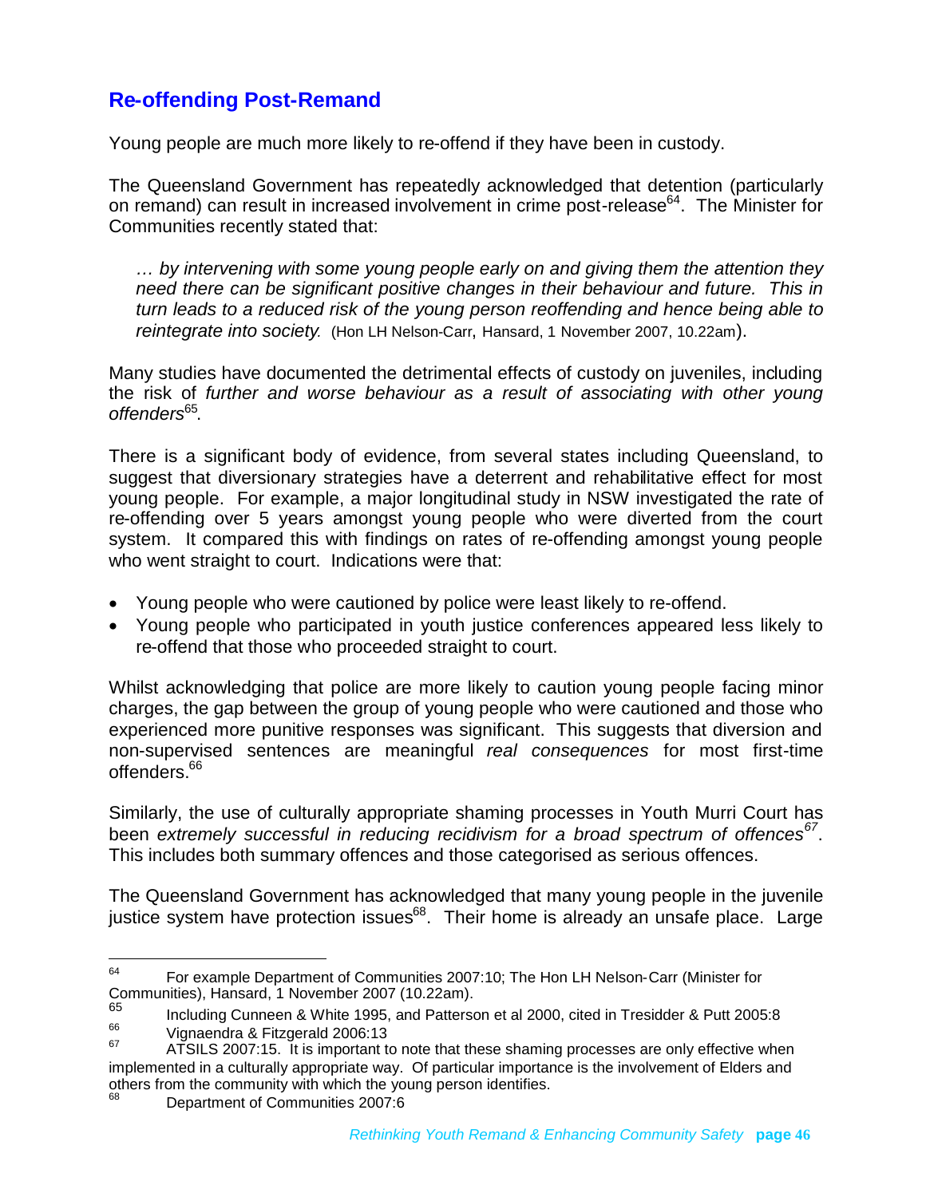## Re-offending Post-Remand

Young people are much more likely to re-offend if they have been in custody.

The Queensland Government has repeatedly acknowledged that detention (particularly on remand) can result in increased involvement in crime post-release[64]. The Minister for Communities recently stated that:

> *… by intervening with some young people early on and giving them the attention they need there can be significant positive changes in their behaviour and future. This in turn leads to a reduced risk of the young person reoffending and hence being able to reintegrate into society.* (Hon LH Nelson-Carr, Hansard, 1 November 2007, 10.22am).

Many studies have documented the detrimental effects of custody on juveniles, including the risk of *further and worse behaviour as a result of associating with other young offenders*[65].

There is a significant body of evidence, from several states including Queensland, to suggest that diversionary strategies have a deterrent and rehabilitative effect for most young people. For example, a major longitudinal study in NSW investigated the rate of re-offending over 5 years amongst young people who were diverted from the court system. It compared this with findings on rates of re-offending amongst young people who went straight to court. Indications were that:

- Young people who were cautioned by police were least likely to re-offend.
- Young people who participated in youth justice conferences appeared less likely to re-offend that those who proceeded straight to court.

Whilst acknowledging that police are more likely to caution young people facing minor charges, the gap between the group of young people who were cautioned and those who experienced more punitive responses was significant. This suggests that diversion and non-supervised sentences are meaningful *real consequences* for most first-time offenders.[66]

Similarly, the use of culturally appropriate shaming processes in Youth Murri Court has been *extremely successful in reducing recidivism for a broad spectrum of offences*[67]. This includes both summary offences and those categorised as serious offences.

The Queensland Government has acknowledged that many young people in the juvenile justice system have protection issues[68]. Their home is already an unsafe place. Large

---

[64] For example Department of Communities 2007:10; The Hon LH Nelson-Carr (Minister for Communities), Hansard, 1 November 2007 (10.22am).

[65] Including Cunneen & White 1995, and Patterson et al 2000, cited in Tresidder & Putt 2005:8

[66] Vignaendra & Fitzgerald 2006:13

[67] ATSILS 2007:15. It is important to note that these shaming processes are only effective when implemented in a culturally appropriate way. Of particular importance is the involvement of Elders and others from the community with which the young person identifies.

[68] Department of Communities 2007:6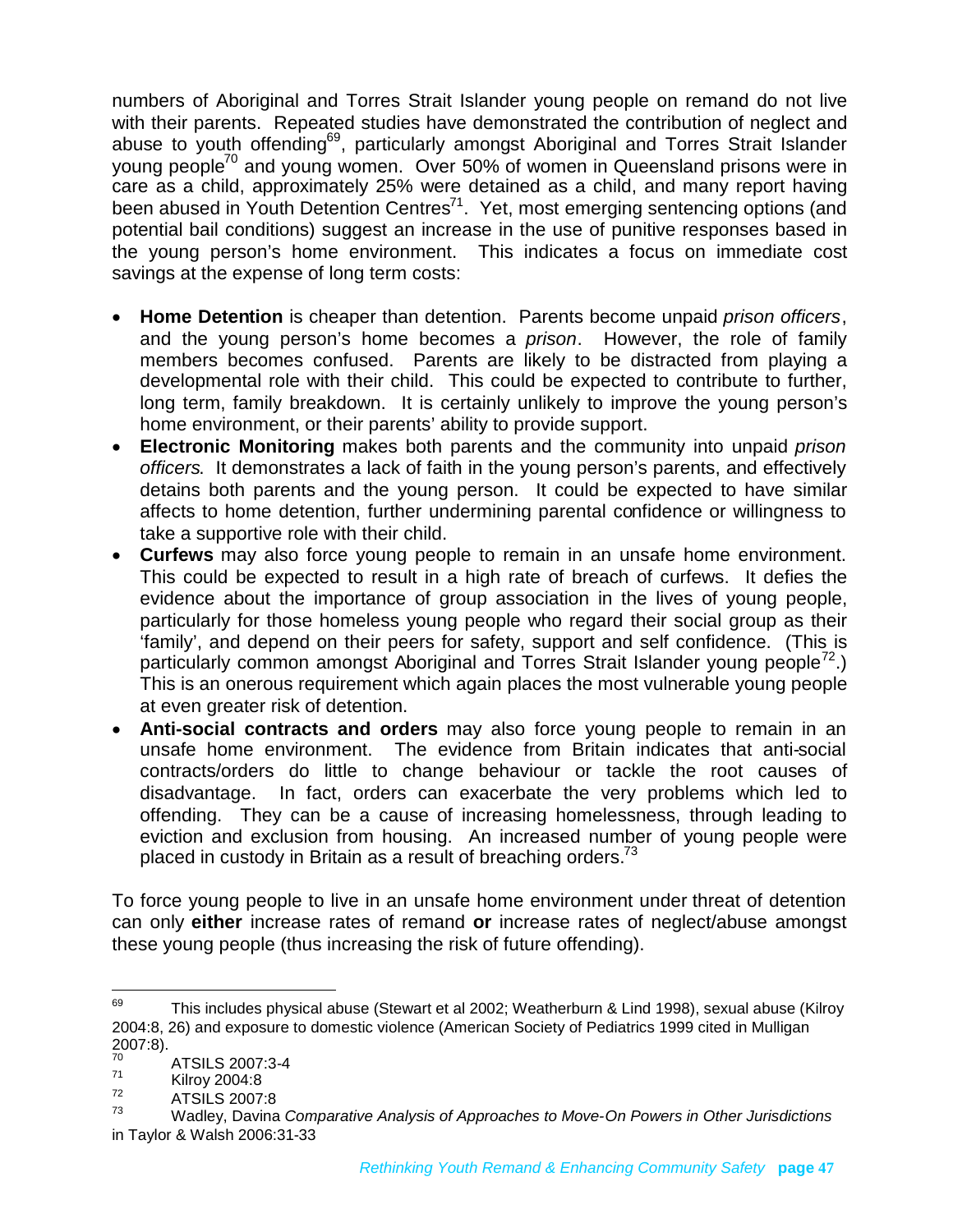numbers of Aboriginal and Torres Strait Islander young people on remand do not live with their parents. Repeated studies have demonstrated the contribution of neglect and abuse to youth offending[69], particularly amongst Aboriginal and Torres Strait Islander young people[70] and young women. Over 50% of women in Queensland prisons were in care as a child, approximately 25% were detained as a child, and many report having been abused in Youth Detention Centres[71]. Yet, most emerging sentencing options (and potential bail conditions) suggest an increase in the use of punitive responses based in the young person's home environment. This indicates a focus on immediate cost savings at the expense of long term costs:

- **Home Detention** is cheaper than detention. Parents become unpaid *prison officers*, and the young person's home becomes a *prison*. However, the role of family members becomes confused. Parents are likely to be distracted from playing a developmental role with their child. This could be expected to contribute to further, long term, family breakdown. It is certainly unlikely to improve the young person's home environment, or their parents' ability to provide support.
- **Electronic Monitoring** makes both parents and the community into unpaid *prison officers*. It demonstrates a lack of faith in the young person's parents, and effectively detains both parents and the young person. It could be expected to have similar affects to home detention, further undermining parental confidence or willingness to take a supportive role with their child.
- **Curfews** may also force young people to remain in an unsafe home environment. This could be expected to result in a high rate of breach of curfews. It defies the evidence about the importance of group association in the lives of young people, particularly for those homeless young people who regard their social group as their 'family', and depend on their peers for safety, support and self confidence. (This is particularly common amongst Aboriginal and Torres Strait Islander young people[72].) This is an onerous requirement which again places the most vulnerable young people at even greater risk of detention.
- **Anti-social contracts and orders** may also force young people to remain in an unsafe home environment. The evidence from Britain indicates that anti-social contracts/orders do little to change behaviour or tackle the root causes of disadvantage. In fact, orders can exacerbate the very problems which led to offending. They can be a cause of increasing homelessness, through leading to eviction and exclusion from housing. An increased number of young people were placed in custody in Britain as a result of breaching orders.[73]

To force young people to live in an unsafe home environment under threat of detention can only **either** increase rates of remand **or** increase rates of neglect/abuse amongst these young people (thus increasing the risk of future offending).

---

[69] This includes physical abuse (Stewart et al 2002; Weatherburn & Lind 1998), sexual abuse (Kilroy 2004:8, 26) and exposure to domestic violence (American Society of Pediatrics 1999 cited in Mulligan 2007:8).

[70] ATSILS 2007:3-4

[71] Kilroy 2004:8

[72] ATSILS 2007:8

[73] Wadley, Davina *Comparative Analysis of Approaches to Move-On Powers in Other Jurisdictions* in Taylor & Walsh 2006:31-33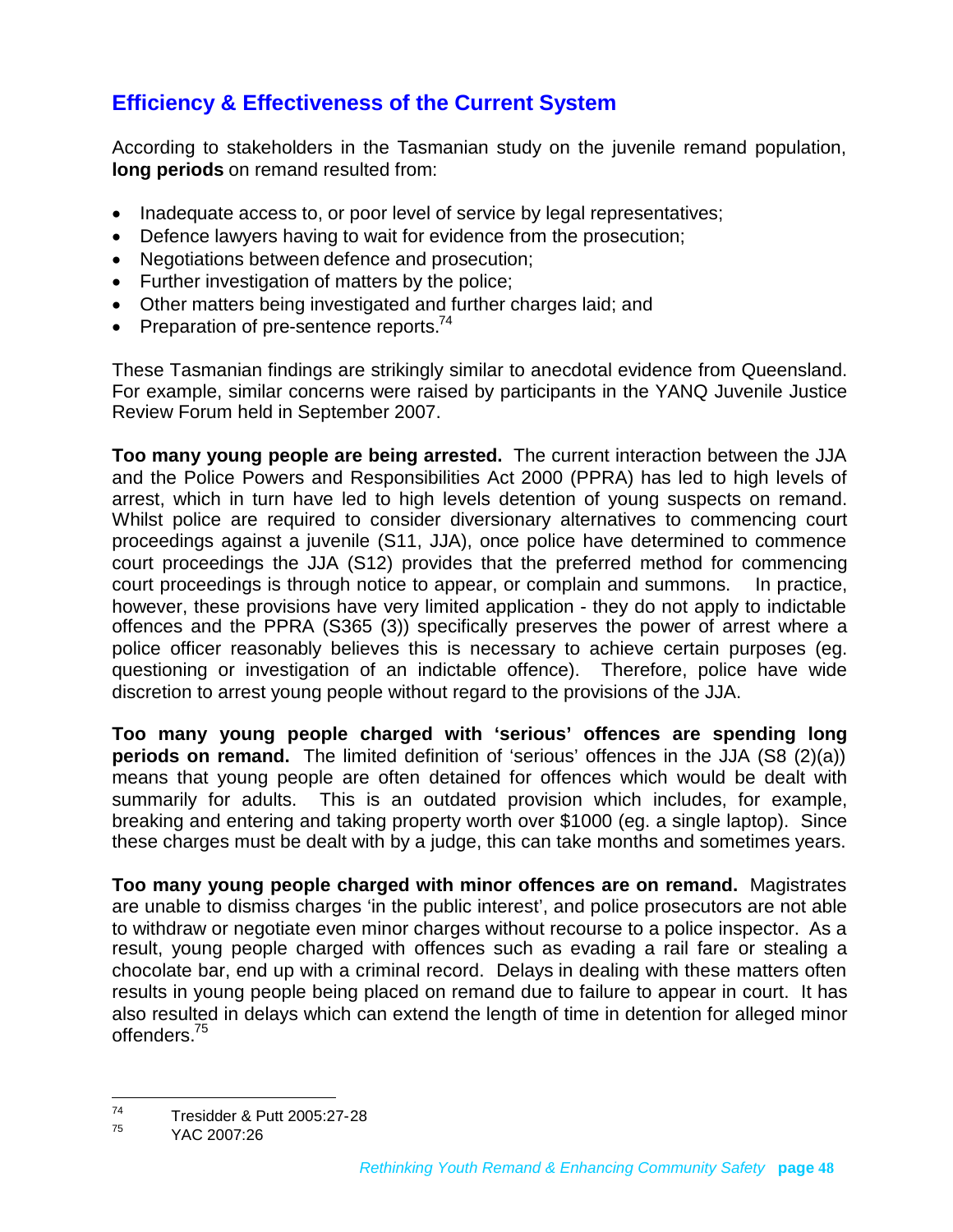## Efficiency & Effectiveness of the Current System

According to stakeholders in the Tasmanian study on the juvenile remand population, **long periods** on remand resulted from:

- Inadequate access to, or poor level of service by legal representatives;
- Defence lawyers having to wait for evidence from the prosecution;
- Negotiations between defence and prosecution;
- Further investigation of matters by the police;
- Other matters being investigated and further charges laid; and
- Preparation of pre-sentence reports.[74]

These Tasmanian findings are strikingly similar to anecdotal evidence from Queensland. For example, similar concerns were raised by participants in the YANQ Juvenile Justice Review Forum held in September 2007.

**Too many young people are being arrested.** The current interaction between the JJA and the Police Powers and Responsibilities Act 2000 (PPRA) has led to high levels of arrest, which in turn have led to high levels detention of young suspects on remand. Whilst police are required to consider diversionary alternatives to commencing court proceedings against a juvenile (S11, JJA), once police have determined to commence court proceedings the JJA (S12) provides that the preferred method for commencing court proceedings is through notice to appear, or complain and summons. In practice, however, these provisions have very limited application - they do not apply to indictable offences and the PPRA (S365 (3)) specifically preserves the power of arrest where a police officer reasonably believes this is necessary to achieve certain purposes (eg. questioning or investigation of an indictable offence). Therefore, police have wide discretion to arrest young people without regard to the provisions of the JJA.

**Too many young people charged with 'serious' offences are spending long periods on remand.** The limited definition of 'serious' offences in the JJA (S8 (2)(a)) means that young people are often detained for offences which would be dealt with summarily for adults. This is an outdated provision which includes, for example, breaking and entering and taking property worth over $1000 (eg. a single laptop). Since these charges must be dealt with by a judge, this can take months and sometimes years.

**Too many young people charged with minor offences are on remand.** Magistrates are unable to dismiss charges 'in the public interest', and police prosecutors are not able to withdraw or negotiate even minor charges without recourse to a police inspector. As a result, young people charged with offences such as evading a rail fare or stealing a chocolate bar, end up with a criminal record. Delays in dealing with these matters often results in young people being placed on remand due to failure to appear in court. It has also resulted in delays which can extend the length of time in detention for alleged minor offenders.[75]

---

[74] Tresidder & Putt 2005:27-28

[75] YAC 2007:26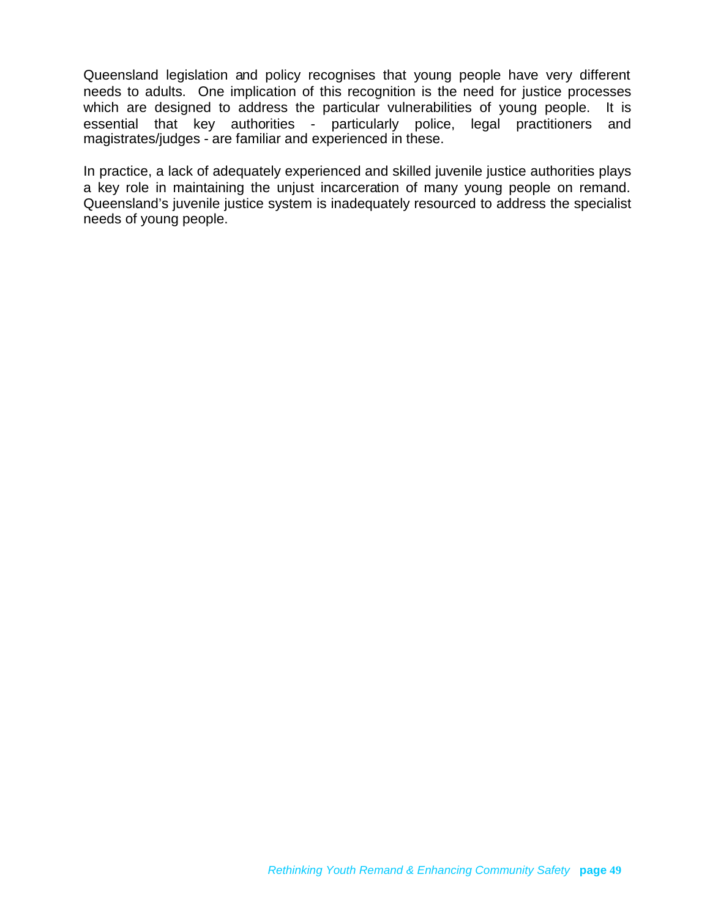Queensland legislation and policy recognises that young people have very different needs to adults. One implication of this recognition is the need for justice processes which are designed to address the particular vulnerabilities of young people. It is essential that key authorities - particularly police, legal practitioners and magistrates/judges - are familiar and experienced in these.

In practice, a lack of adequately experienced and skilled juvenile justice authorities plays a key role in maintaining the unjust incarceration of many young people on remand. Queensland's juvenile justice system is inadequately resourced to address the specialist needs of young people.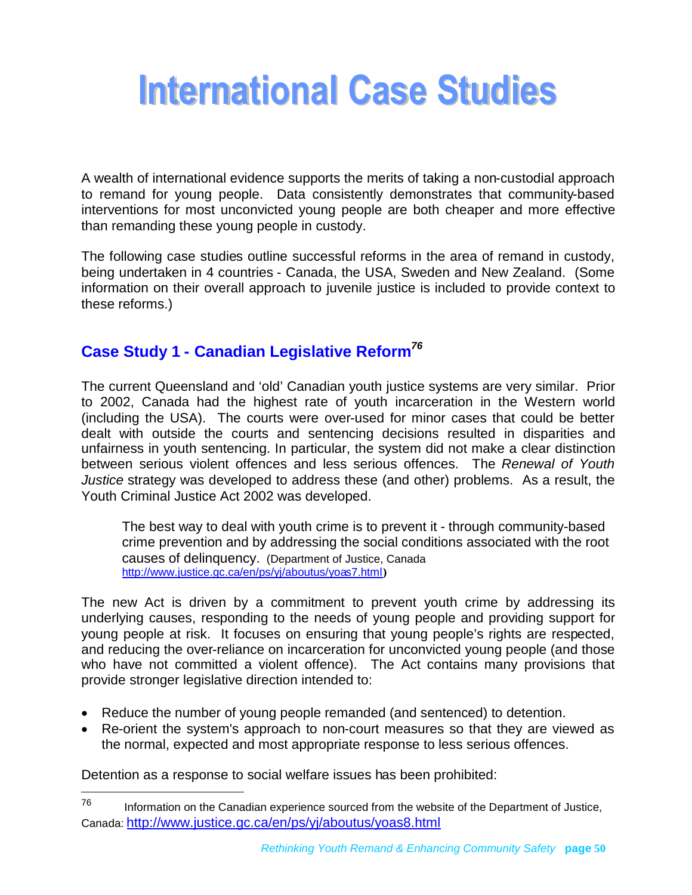# International Case Studies

A wealth of international evidence supports the merits of taking a non-custodial approach to remand for young people. Data consistently demonstrates that community-based interventions for most unconvicted young people are both cheaper and more effective than remanding these young people in custody.

The following case studies outline successful reforms in the area of remand in custody, being undertaken in 4 countries - Canada, the USA, Sweden and New Zealand. (Some information on their overall approach to juvenile justice is included to provide context to these reforms.)

## Case Study 1 - Canadian Legislative Reform[76]

The current Queensland and 'old' Canadian youth justice systems are very similar. Prior to 2002, Canada had the highest rate of youth incarceration in the Western world (including the USA). The courts were over-used for minor cases that could be better dealt with outside the courts and sentencing decisions resulted in disparities and unfairness in youth sentencing. In particular, the system did not make a clear distinction between serious violent offences and less serious offences. The *Renewal of Youth Justice* strategy was developed to address these (and other) problems. As a result, the Youth Criminal Justice Act 2002 was developed.

> The best way to deal with youth crime is to prevent it - through community-based crime prevention and by addressing the social conditions associated with the root causes of delinquency. (Department of Justice, Canada http://www.justice.gc.ca/en/ps/yj/aboutus/yoas7.html)

The new Act is driven by a commitment to prevent youth crime by addressing its underlying causes, responding to the needs of young people and providing support for young people at risk. It focuses on ensuring that young people's rights are respected, and reducing the over-reliance on incarceration for unconvicted young people (and those who have not committed a violent offence). The Act contains many provisions that provide stronger legislative direction intended to:

- Reduce the number of young people remanded (and sentenced) to detention.
- Re-orient the system's approach to non-court measures so that they are viewed as the normal, expected and most appropriate response to less serious offences.

Detention as a response to social welfare issues has been prohibited:

---

[76] Information on the Canadian experience sourced from the website of the Department of Justice, Canada: http://www.justice.gc.ca/en/ps/yj/aboutus/yoas8.html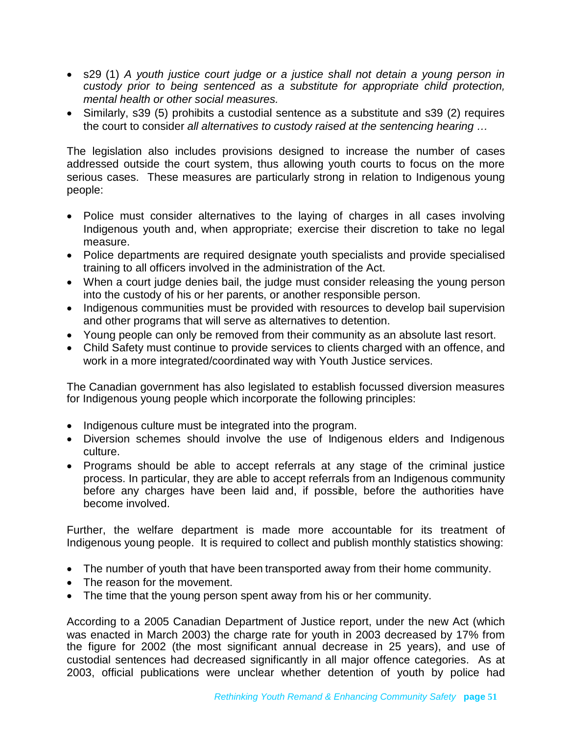- s29 (1) *A youth justice court judge or a justice shall not detain a young person in custody prior to being sentenced as a substitute for appropriate child protection, mental health or other social measures.*
- Similarly, s39 (5) prohibits a custodial sentence as a substitute and s39 (2) requires the court to consider *all alternatives to custody raised at the sentencing hearing …*

The legislation also includes provisions designed to increase the number of cases addressed outside the court system, thus allowing youth courts to focus on the more serious cases. These measures are particularly strong in relation to Indigenous young people:

- Police must consider alternatives to the laying of charges in all cases involving Indigenous youth and, when appropriate; exercise their discretion to take no legal measure.
- Police departments are required designate youth specialists and provide specialised training to all officers involved in the administration of the Act.
- When a court judge denies bail, the judge must consider releasing the young person into the custody of his or her parents, or another responsible person.
- Indigenous communities must be provided with resources to develop bail supervision and other programs that will serve as alternatives to detention.
- Young people can only be removed from their community as an absolute last resort.
- Child Safety must continue to provide services to clients charged with an offence, and work in a more integrated/coordinated way with Youth Justice services.

The Canadian government has also legislated to establish focussed diversion measures for Indigenous young people which incorporate the following principles:

- Indigenous culture must be integrated into the program.
- Diversion schemes should involve the use of Indigenous elders and Indigenous culture.
- Programs should be able to accept referrals at any stage of the criminal justice process. In particular, they are able to accept referrals from an Indigenous community before any charges have been laid and, if possible, before the authorities have become involved.

Further, the welfare department is made more accountable for its treatment of Indigenous young people. It is required to collect and publish monthly statistics showing:

- The number of youth that have been transported away from their home community.
- The reason for the movement.
- The time that the young person spent away from his or her community.

According to a 2005 Canadian Department of Justice report, under the new Act (which was enacted in March 2003) the charge rate for youth in 2003 decreased by 17% from the figure for 2002 (the most significant annual decrease in 25 years), and use of custodial sentences had decreased significantly in all major offence categories. As at 2003, official publications were unclear whether detention of youth by police had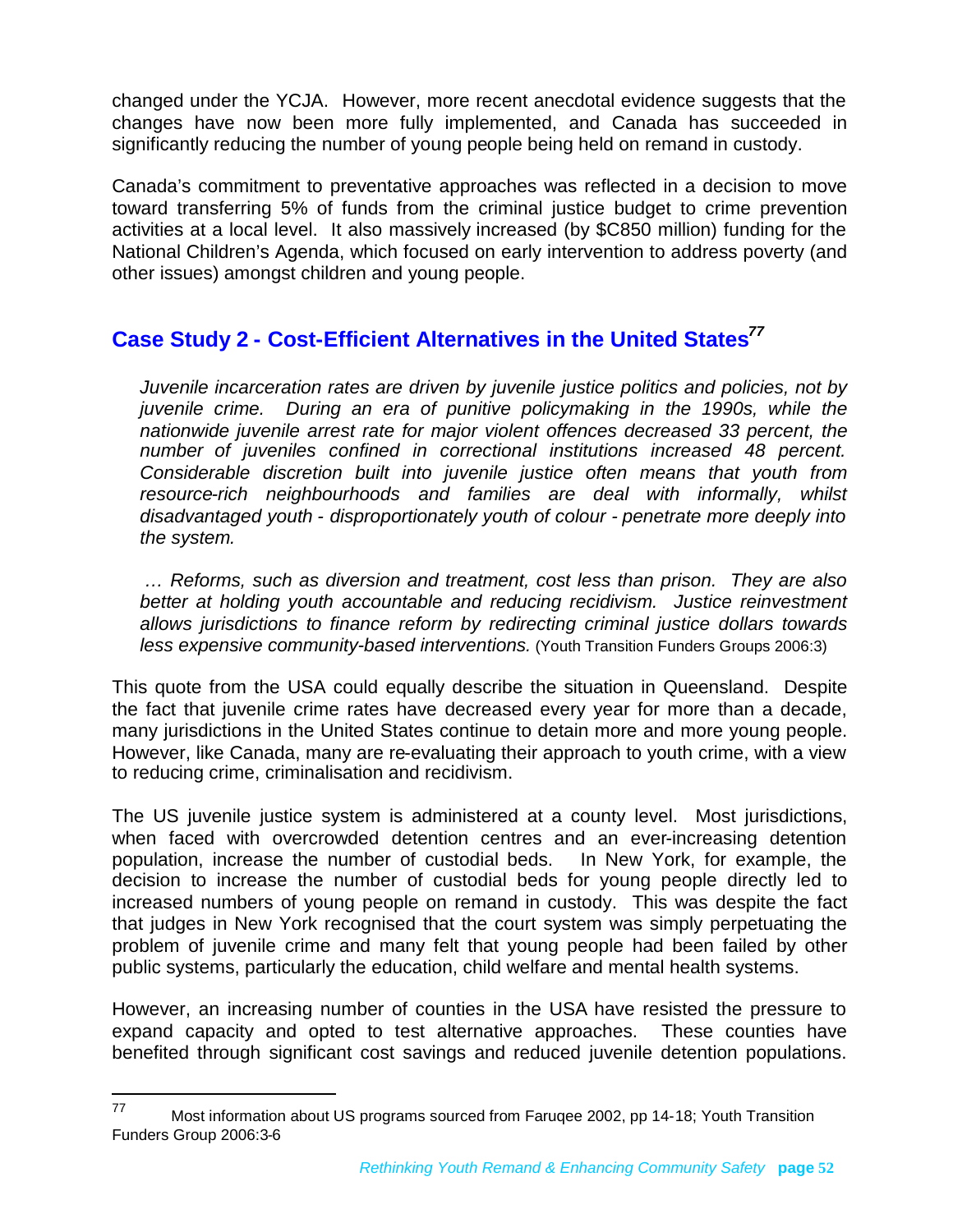changed under the YCJA. However, more recent anecdotal evidence suggests that the changes have now been more fully implemented, and Canada has succeeded in significantly reducing the number of young people being held on remand in custody.

Canada's commitment to preventative approaches was reflected in a decision to move toward transferring 5% of funds from the criminal justice budget to crime prevention activities at a local level. It also massively increased (by $C850 million) funding for the National Children's Agenda, which focused on early intervention to address poverty (and other issues) amongst children and young people.

## Case Study 2 - Cost-Efficient Alternatives in the United States[77]

> *Juvenile incarceration rates are driven by juvenile justice politics and policies, not by juvenile crime. During an era of punitive policymaking in the 1990s, while the nationwide juvenile arrest rate for major violent offences decreased 33 percent, the number of juveniles confined in correctional institutions increased 48 percent. Considerable discretion built into juvenile justice often means that youth from resource-rich neighbourhoods and families are deal with informally, whilst disadvantaged youth - disproportionately youth of colour - penetrate more deeply into the system.*
>
> *… Reforms, such as diversion and treatment, cost less than prison. They are also better at holding youth accountable and reducing recidivism. Justice reinvestment allows jurisdictions to finance reform by redirecting criminal justice dollars towards less expensive community-based interventions.* (Youth Transition Funders Groups 2006:3)

This quote from the USA could equally describe the situation in Queensland. Despite the fact that juvenile crime rates have decreased every year for more than a decade, many jurisdictions in the United States continue to detain more and more young people. However, like Canada, many are re-evaluating their approach to youth crime, with a view to reducing crime, criminalisation and recidivism.

The US juvenile justice system is administered at a county level. Most jurisdictions, when faced with overcrowded detention centres and an ever-increasing detention population, increase the number of custodial beds. In New York, for example, the decision to increase the number of custodial beds for young people directly led to increased numbers of young people on remand in custody. This was despite the fact that judges in New York recognised that the court system was simply perpetuating the problem of juvenile crime and many felt that young people had been failed by other public systems, particularly the education, child welfare and mental health systems.

However, an increasing number of counties in the USA have resisted the pressure to expand capacity and opted to test alternative approaches. These counties have benefited through significant cost savings and reduced juvenile detention populations.

---

[77] Most information about US programs sourced from Faruqee 2002, pp 14-18; Youth Transition Funders Group 2006:3-6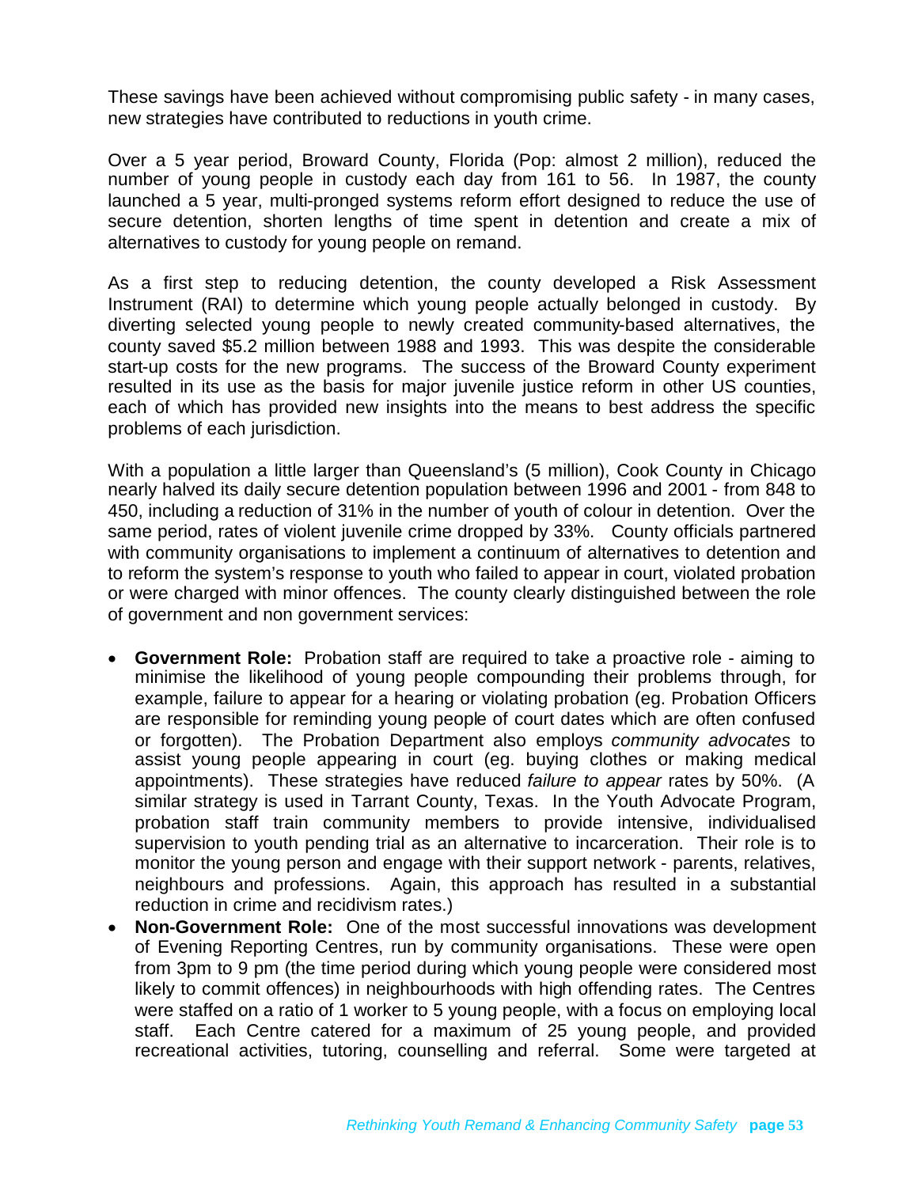These savings have been achieved without compromising public safety - in many cases, new strategies have contributed to reductions in youth crime.

Over a 5 year period, Broward County, Florida (Pop: almost 2 million), reduced the number of young people in custody each day from 161 to 56. In 1987, the county launched a 5 year, multi-pronged systems reform effort designed to reduce the use of secure detention, shorten lengths of time spent in detention and create a mix of alternatives to custody for young people on remand.

As a first step to reducing detention, the county developed a Risk Assessment Instrument (RAI) to determine which young people actually belonged in custody. By diverting selected young people to newly created community-based alternatives, the county saved $5.2 million between 1988 and 1993. This was despite the considerable start-up costs for the new programs. The success of the Broward County experiment resulted in its use as the basis for major juvenile justice reform in other US counties, each of which has provided new insights into the means to best address the specific problems of each jurisdiction.

With a population a little larger than Queensland's (5 million), Cook County in Chicago nearly halved its daily secure detention population between 1996 and 2001 - from 848 to 450, including a reduction of 31% in the number of youth of colour in detention. Over the same period, rates of violent juvenile crime dropped by 33%. County officials partnered with community organisations to implement a continuum of alternatives to detention and to reform the system's response to youth who failed to appear in court, violated probation or were charged with minor offences. The county clearly distinguished between the role of government and non government services:

- **Government Role:** Probation staff are required to take a proactive role - aiming to minimise the likelihood of young people compounding their problems through, for example, failure to appear for a hearing or violating probation (eg. Probation Officers are responsible for reminding young people of court dates which are often confused or forgotten). The Probation Department also employs *community advocates* to assist young people appearing in court (eg. buying clothes or making medical appointments). These strategies have reduced *failure to appear* rates by 50%. (A similar strategy is used in Tarrant County, Texas. In the Youth Advocate Program, probation staff train community members to provide intensive, individualised supervision to youth pending trial as an alternative to incarceration. Their role is to monitor the young person and engage with their support network - parents, relatives, neighbours and professions. Again, this approach has resulted in a substantial reduction in crime and recidivism rates.)
- **Non-Government Role:** One of the most successful innovations was development of Evening Reporting Centres, run by community organisations. These were open from 3pm to 9 pm (the time period during which young people were considered most likely to commit offences) in neighbourhoods with high offending rates. The Centres were staffed on a ratio of 1 worker to 5 young people, with a focus on employing local staff. Each Centre catered for a maximum of 25 young people, and provided recreational activities, tutoring, counselling and referral. Some were targeted at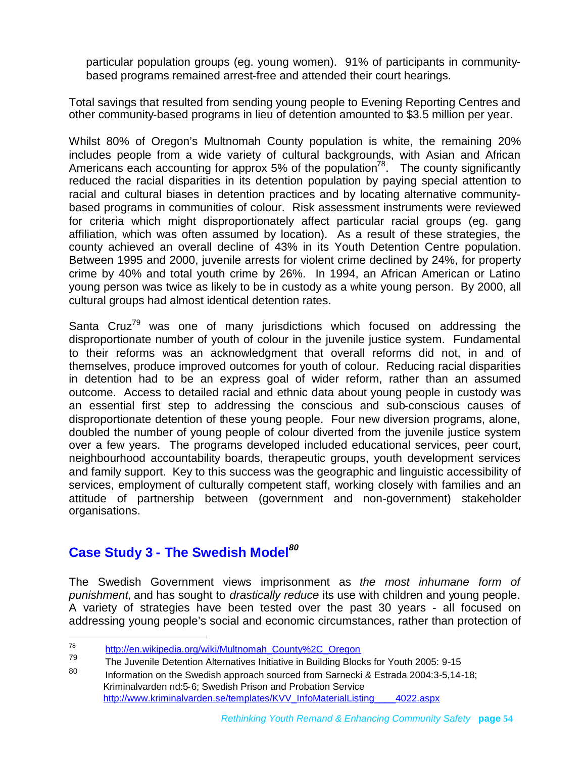particular population groups (eg. young women). 91% of participants in community-based programs remained arrest-free and attended their court hearings.

Total savings that resulted from sending young people to Evening Reporting Centres and other community-based programs in lieu of detention amounted to $3.5 million per year.

Whilst 80% of Oregon's Multnomah County population is white, the remaining 20% includes people from a wide variety of cultural backgrounds, with Asian and African Americans each accounting for approx 5% of the population[78]. The county significantly reduced the racial disparities in its detention population by paying special attention to racial and cultural biases in detention practices and by locating alternative community-based programs in communities of colour. Risk assessment instruments were reviewed for criteria which might disproportionately affect particular racial groups (eg. gang affiliation, which was often assumed by location). As a result of these strategies, the county achieved an overall decline of 43% in its Youth Detention Centre population. Between 1995 and 2000, juvenile arrests for violent crime declined by 24%, for property crime by 40% and total youth crime by 26%. In 1994, an African American or Latino young person was twice as likely to be in custody as a white young person. By 2000, all cultural groups had almost identical detention rates.

Santa Cruz[79] was one of many jurisdictions which focused on addressing the disproportionate number of youth of colour in the juvenile justice system. Fundamental to their reforms was an acknowledgment that overall reforms did not, in and of themselves, produce improved outcomes for youth of colour. Reducing racial disparities in detention had to be an express goal of wider reform, rather than an assumed outcome. Access to detailed racial and ethnic data about young people in custody was an essential first step to addressing the conscious and sub-conscious causes of disproportionate detention of these young people. Four new diversion programs, alone, doubled the number of young people of colour diverted from the juvenile justice system over a few years. The programs developed included educational services, peer court, neighbourhood accountability boards, therapeutic groups, youth development services and family support. Key to this success was the geographic and linguistic accessibility of services, employment of culturally competent staff, working closely with families and an attitude of partnership between (government and non-government) stakeholder organisations.

## Case Study 3 - The Swedish Model[80]

The Swedish Government views imprisonment as *the most inhumane form of punishment,* and has sought to *drastically reduce* its use with children and young people. A variety of strategies have been tested over the past 30 years - all focused on addressing young people's social and economic circumstances, rather than protection of

---

[78] http://en.wikipedia.org/wiki/Multnomah_County%2C_Oregon

[79] The Juvenile Detention Alternatives Initiative in Building Blocks for Youth 2005: 9-15

[80] Information on the Swedish approach sourced from Sarnecki & Estrada 2004:3-5,14-18; Kriminalvarden nd:5-6; Swedish Prison and Probation Service http://www.kriminalvarden.se/templates/KVV_InfoMaterialListing____4022.aspx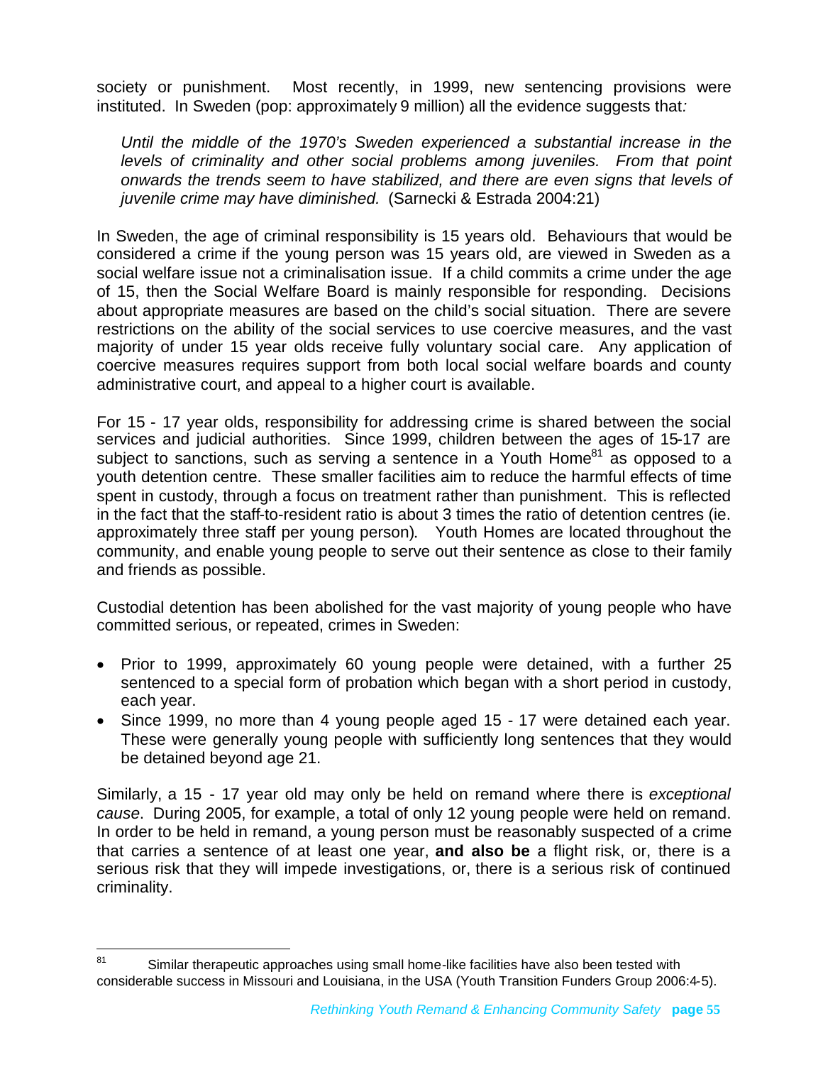society or punishment. Most recently, in 1999, new sentencing provisions were instituted. In Sweden (pop: approximately 9 million) all the evidence suggests that*:*

> *Until the middle of the 1970's Sweden experienced a substantial increase in the levels of criminality and other social problems among juveniles. From that point onwards the trends seem to have stabilized, and there are even signs that levels of juvenile crime may have diminished.* (Sarnecki & Estrada 2004:21)

In Sweden, the age of criminal responsibility is 15 years old. Behaviours that would be considered a crime if the young person was 15 years old, are viewed in Sweden as a social welfare issue not a criminalisation issue. If a child commits a crime under the age of 15, then the Social Welfare Board is mainly responsible for responding. Decisions about appropriate measures are based on the child's social situation. There are severe restrictions on the ability of the social services to use coercive measures, and the vast majority of under 15 year olds receive fully voluntary social care. Any application of coercive measures requires support from both local social welfare boards and county administrative court, and appeal to a higher court is available.

For 15 - 17 year olds, responsibility for addressing crime is shared between the social services and judicial authorities. Since 1999, children between the ages of 15-17 are subject to sanctions, such as serving a sentence in a Youth Home[81] as opposed to a youth detention centre. These smaller facilities aim to reduce the harmful effects of time spent in custody, through a focus on treatment rather than punishment. This is reflected in the fact that the staff-to-resident ratio is about 3 times the ratio of detention centres (ie. approximately three staff per young person). Youth Homes are located throughout the community, and enable young people to serve out their sentence as close to their family and friends as possible.

Custodial detention has been abolished for the vast majority of young people who have committed serious, or repeated, crimes in Sweden:

- Prior to 1999, approximately 60 young people were detained, with a further 25 sentenced to a special form of probation which began with a short period in custody, each year.
- Since 1999, no more than 4 young people aged 15 - 17 were detained each year. These were generally young people with sufficiently long sentences that they would be detained beyond age 21.

Similarly, a 15 - 17 year old may only be held on remand where there is *exceptional cause*. During 2005, for example, a total of only 12 young people were held on remand. In order to be held in remand, a young person must be reasonably suspected of a crime that carries a sentence of at least one year, **and also be** a flight risk, or, there is a serious risk that they will impede investigations, or, there is a serious risk of continued criminality.

---

[81] Similar therapeutic approaches using small home-like facilities have also been tested with considerable success in Missouri and Louisiana, in the USA (Youth Transition Funders Group 2006:4-5).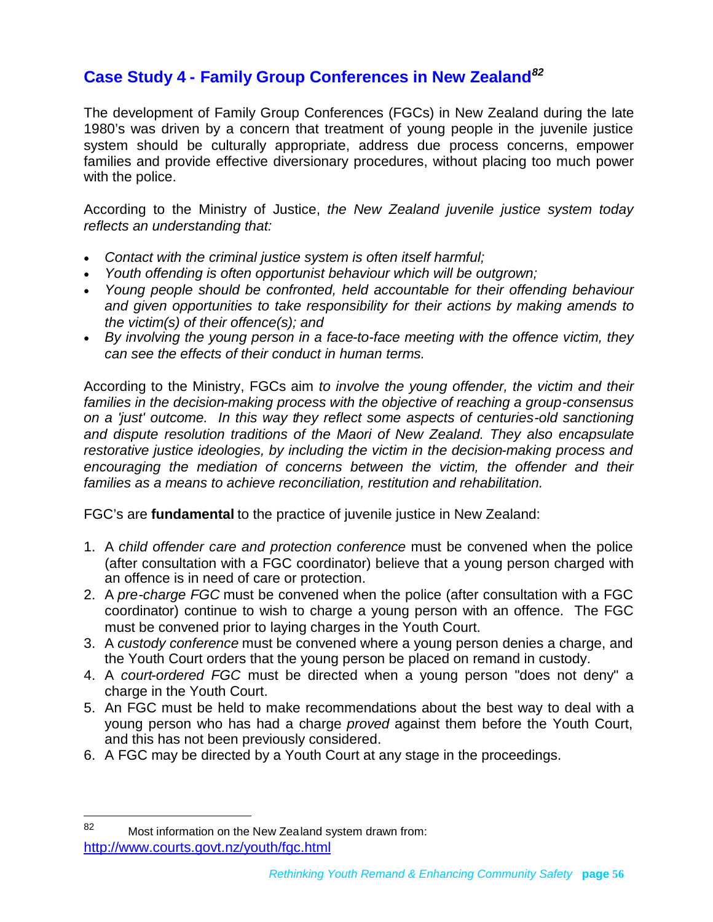## Case Study 4 - Family Group Conferences in New Zealand[82]

The development of Family Group Conferences (FGCs) in New Zealand during the late 1980's was driven by a concern that treatment of young people in the juvenile justice system should be culturally appropriate, address due process concerns, empower families and provide effective diversionary procedures, without placing too much power with the police.

According to the Ministry of Justice, *the New Zealand juvenile justice system today reflects an understanding that:*

- *Contact with the criminal justice system is often itself harmful;*
- *Youth offending is often opportunist behaviour which will be outgrown;*
- *Young people should be confronted, held accountable for their offending behaviour and given opportunities to take responsibility for their actions by making amends to the victim(s) of their offence(s); and*
- *By involving the young person in a face-to-face meeting with the offence victim, they can see the effects of their conduct in human terms.*

According to the Ministry, FGCs aim *to involve the young offender, the victim and their families in the decision-making process with the objective of reaching a group-consensus on a 'just' outcome. In this way they reflect some aspects of centuries-old sanctioning and dispute resolution traditions of the Maori of New Zealand. They also encapsulate restorative justice ideologies, by including the victim in the decision-making process and encouraging the mediation of concerns between the victim, the offender and their families as a means to achieve reconciliation, restitution and rehabilitation.*

FGC's are **fundamental** to the practice of juvenile justice in New Zealand:

1. A *child offender care and protection conference* must be convened when the police (after consultation with a FGC coordinator) believe that a young person charged with an offence is in need of care or protection.
2. A *pre-charge FGC* must be convened when the police (after consultation with a FGC coordinator) continue to wish to charge a young person with an offence. The FGC must be convened prior to laying charges in the Youth Court.
3. A *custody conference* must be convened where a young person denies a charge, and the Youth Court orders that the young person be placed on remand in custody.
4. A *court-ordered FGC* must be directed when a young person "does not deny" a charge in the Youth Court.
5. An FGC must be held to make recommendations about the best way to deal with a young person who has had a charge *proved* against them before the Youth Court, and this has not been previously considered.
6. A FGC may be directed by a Youth Court at any stage in the proceedings.

---

[82] Most information on the New Zealand system drawn from: http://www.courts.govt.nz/youth/fgc.html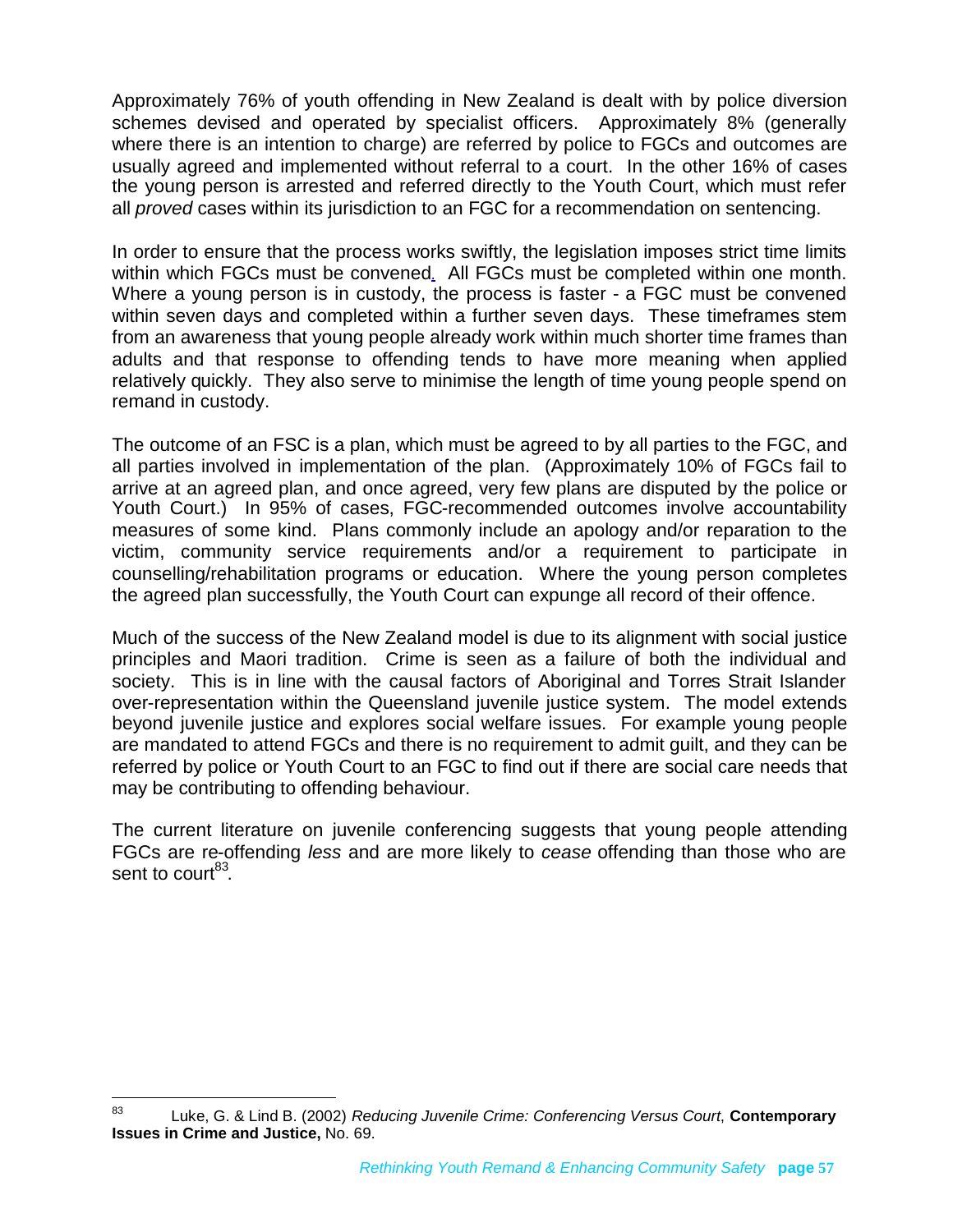Approximately 76% of youth offending in New Zealand is dealt with by police diversion schemes devised and operated by specialist officers. Approximately 8% (generally where there is an intention to charge) are referred by police to FGCs and outcomes are usually agreed and implemented without referral to a court. In the other 16% of cases the young person is arrested and referred directly to the Youth Court, which must refer all *proved* cases within its jurisdiction to an FGC for a recommendation on sentencing.

In order to ensure that the process works swiftly, the legislation imposes strict time limits within which FGCs must be convened. All FGCs must be completed within one month. Where a young person is in custody, the process is faster - a FGC must be convened within seven days and completed within a further seven days. These timeframes stem from an awareness that young people already work within much shorter time frames than adults and that response to offending tends to have more meaning when applied relatively quickly. They also serve to minimise the length of time young people spend on remand in custody.

The outcome of an FSC is a plan, which must be agreed to by all parties to the FGC, and all parties involved in implementation of the plan. (Approximately 10% of FGCs fail to arrive at an agreed plan, and once agreed, very few plans are disputed by the police or Youth Court.) In 95% of cases, FGC-recommended outcomes involve accountability measures of some kind. Plans commonly include an apology and/or reparation to the victim, community service requirements and/or a requirement to participate in counselling/rehabilitation programs or education. Where the young person completes the agreed plan successfully, the Youth Court can expunge all record of their offence.

Much of the success of the New Zealand model is due to its alignment with social justice principles and Maori tradition. Crime is seen as a failure of both the individual and society. This is in line with the causal factors of Aboriginal and Torres Strait Islander over-representation within the Queensland juvenile justice system. The model extends beyond juvenile justice and explores social welfare issues. For example young people are mandated to attend FGCs and there is no requirement to admit guilt, and they can be referred by police or Youth Court to an FGC to find out if there are social care needs that may be contributing to offending behaviour.

The current literature on juvenile conferencing suggests that young people attending FGCs are re-offending *less* and are more likely to *cease* offending than those who are sent to court[83].

---

[83] Luke, G. & Lind B. (2002) *Reducing Juvenile Crime: Conferencing Versus Court*, **Contemporary Issues in Crime and Justice,** No. 69.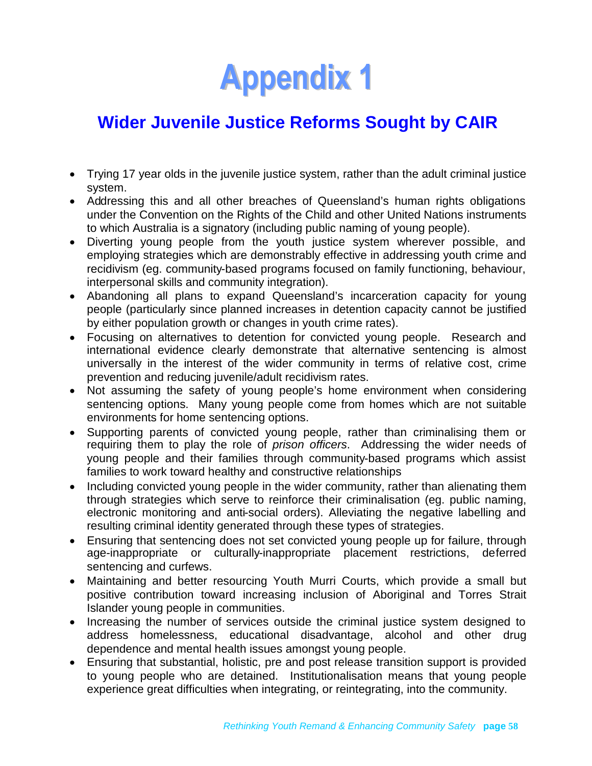# Appendix 1

## Wider Juvenile Justice Reforms Sought by CAIR

- Trying 17 year olds in the juvenile justice system, rather than the adult criminal justice system.
- Addressing this and all other breaches of Queensland's human rights obligations under the Convention on the Rights of the Child and other United Nations instruments to which Australia is a signatory (including public naming of young people).
- Diverting young people from the youth justice system wherever possible, and employing strategies which are demonstrably effective in addressing youth crime and recidivism (eg. community-based programs focused on family functioning, behaviour, interpersonal skills and community integration).
- Abandoning all plans to expand Queensland's incarceration capacity for young people (particularly since planned increases in detention capacity cannot be justified by either population growth or changes in youth crime rates).
- Focusing on alternatives to detention for convicted young people. Research and international evidence clearly demonstrate that alternative sentencing is almost universally in the interest of the wider community in terms of relative cost, crime prevention and reducing juvenile/adult recidivism rates.
- Not assuming the safety of young people's home environment when considering sentencing options. Many young people come from homes which are not suitable environments for home sentencing options.
- Supporting parents of convicted young people, rather than criminalising them or requiring them to play the role of *prison officers*. Addressing the wider needs of young people and their families through community-based programs which assist families to work toward healthy and constructive relationships
- Including convicted young people in the wider community, rather than alienating them through strategies which serve to reinforce their criminalisation (eg. public naming, electronic monitoring and anti-social orders). Alleviating the negative labelling and resulting criminal identity generated through these types of strategies.
- Ensuring that sentencing does not set convicted young people up for failure, through age-inappropriate or culturally-inappropriate placement restrictions, deferred sentencing and curfews.
- Maintaining and better resourcing Youth Murri Courts, which provide a small but positive contribution toward increasing inclusion of Aboriginal and Torres Strait Islander young people in communities.
- Increasing the number of services outside the criminal justice system designed to address homelessness, educational disadvantage, alcohol and other drug dependence and mental health issues amongst young people.
- Ensuring that substantial, holistic, pre and post release transition support is provided to young people who are detained. Institutionalisation means that young people experience great difficulties when integrating, or reintegrating, into the community.